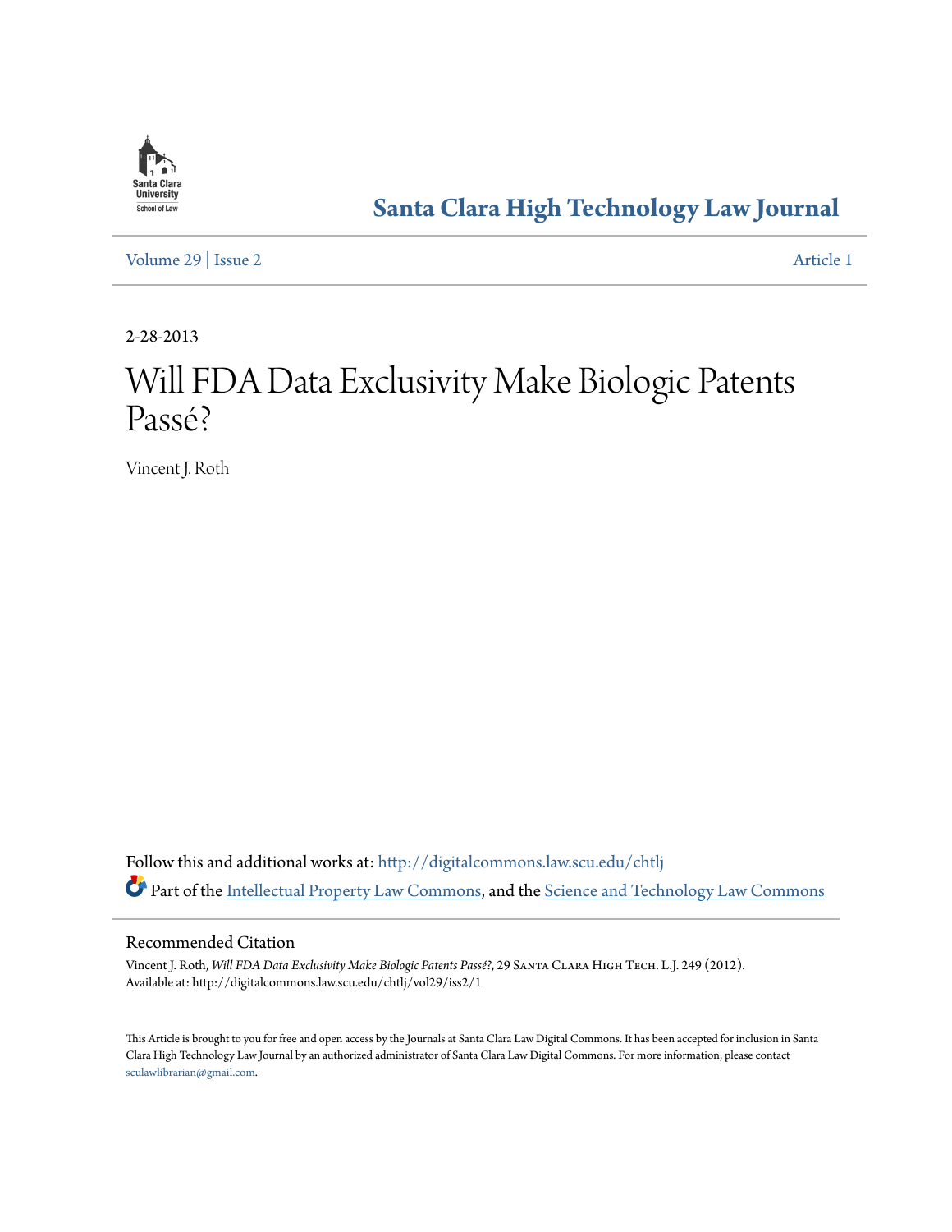Santa Clara University School of Law

# Santa Clara High Technology Law Journal

Volume 29 | Issue 2 — Article 1

2-28-2013

# Will FDA Data Exclusivity Make Biologic Patents Passé?

Vincent J. Roth

Follow this and additional works at: http://digitalcommons.law.scu.edu/chtlj

Part of the Intellectual Property Law Commons, and the Science and Technology Law Commons

## Recommended Citation

Vincent J. Roth, *Will FDA Data Exclusivity Make Biologic Patents Passé?*, 29 Santa Clara High Tech. L.J. 249 (2012).
Available at: http://digitalcommons.law.scu.edu/chtlj/vol29/iss2/1

This Article is brought to you for free and open access by the Journals at Santa Clara Law Digital Commons. It has been accepted for inclusion in Santa Clara High Technology Law Journal by an authorized administrator of Santa Clara Law Digital Commons. For more information, please contact sculawlibrarian@gmail.com.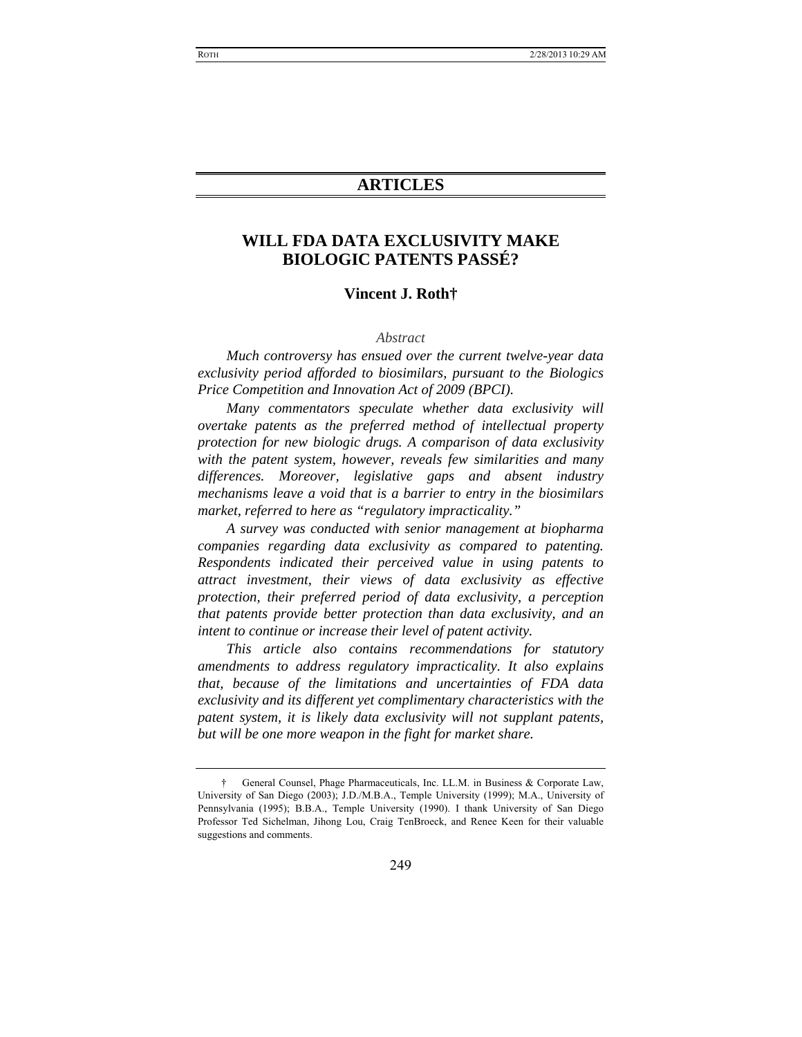# ARTICLES

## WILL FDA DATA EXCLUSIVITY MAKE BIOLOGIC PATENTS PASSÉ?

**Vincent J. Roth†**

*Abstract*

*Much controversy has ensued over the current twelve-year data exclusivity period afforded to biosimilars, pursuant to the Biologics Price Competition and Innovation Act of 2009 (BPCI).*

*Many commentators speculate whether data exclusivity will overtake patents as the preferred method of intellectual property protection for new biologic drugs. A comparison of data exclusivity with the patent system, however, reveals few similarities and many differences. Moreover, legislative gaps and absent industry mechanisms leave a void that is a barrier to entry in the biosimilars market, referred to here as "regulatory impracticality."*

*A survey was conducted with senior management at biopharma companies regarding data exclusivity as compared to patenting. Respondents indicated their perceived value in using patents to attract investment, their views of data exclusivity as effective protection, their preferred period of data exclusivity, a perception that patents provide better protection than data exclusivity, and an intent to continue or increase their level of patent activity.*

*This article also contains recommendations for statutory amendments to address regulatory impracticality. It also explains that, because of the limitations and uncertainties of FDA data exclusivity and its different yet complimentary characteristics with the patent system, it is likely data exclusivity will not supplant patents, but will be one more weapon in the fight for market share.*

---

† General Counsel, Phage Pharmaceuticals, Inc. LL.M. in Business & Corporate Law, University of San Diego (2003); J.D./M.B.A., Temple University (1999); M.A., University of Pennsylvania (1995); B.B.A., Temple University (1990). I thank University of San Diego Professor Ted Sichelman, Jihong Lou, Craig TenBroeck, and Renee Keen for their valuable suggestions and comments.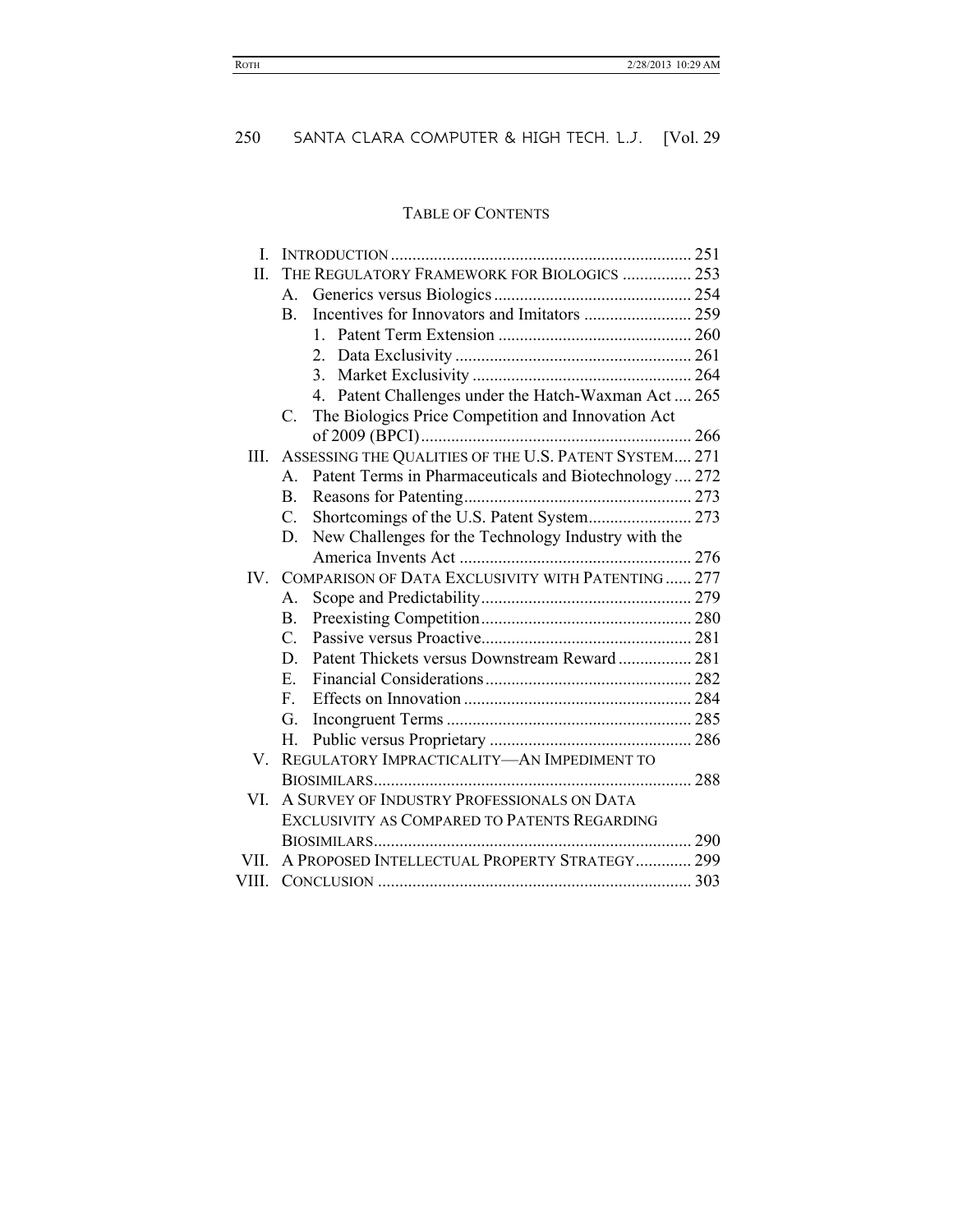# TABLE OF CONTENTS

I. INTRODUCTION ..................................................................... 251

II. THE REGULATORY FRAMEWORK FOR BIOLOGICS ................ 253

- A. Generics versus Biologics ............................................. 254
- B. Incentives for Innovators and Imitators ......................... 259
  - 1. Patent Term Extension ............................................. 260
  - 2. Data Exclusivity ....................................................... 261
  - 3. Market Exclusivity ................................................... 264
  - 4. Patent Challenges under the Hatch-Waxman Act .... 265
- C. The Biologics Price Competition and Innovation Act of 2009 (BPCI) .............................................................. 266

III. ASSESSING THE QUALITIES OF THE U.S. PATENT SYSTEM.... 271

- A. Patent Terms in Pharmaceuticals and Biotechnology .... 272
- B. Reasons for Patenting..................................................... 273
- C. Shortcomings of the U.S. Patent System........................ 273
- D. New Challenges for the Technology Industry with the America Invents Act ...................................................... 276

IV. COMPARISON OF DATA EXCLUSIVITY WITH PATENTING ...... 277

- A. Scope and Predictability................................................. 279
- B. Preexisting Competition................................................. 280
- C. Passive versus Proactive................................................. 281
- D. Patent Thickets versus Downstream Reward ................. 281
- E. Financial Considerations................................................ 282
- F. Effects on Innovation ..................................................... 284
- G. Incongruent Terms ......................................................... 285
- H. Public versus Proprietary ............................................... 286

V. REGULATORY IMPRACTICALITY—AN IMPEDIMENT TO BIOSIMILARS.......................................................................... 288

VI. A SURVEY OF INDUSTRY PROFESSIONALS ON DATA EXCLUSIVITY AS COMPARED TO PATENTS REGARDING BIOSIMILARS.......................................................................... 290

VII. A PROPOSED INTELLECTUAL PROPERTY STRATEGY............. 299

VIII. CONCLUSION ......................................................................... 303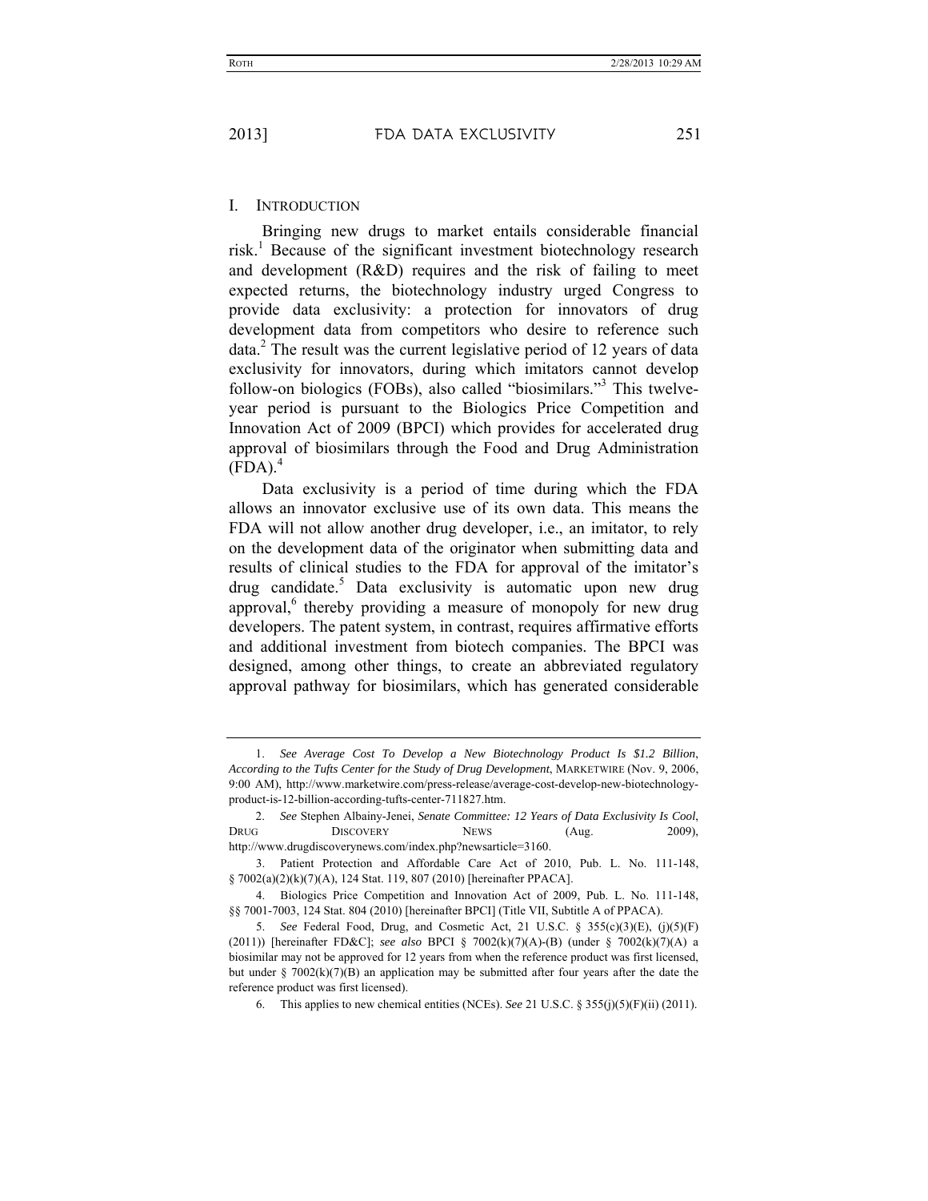## I. INTRODUCTION

Bringing new drugs to market entails considerable financial risk.[1] Because of the significant investment biotechnology research and development (R&D) requires and the risk of failing to meet expected returns, the biotechnology industry urged Congress to provide data exclusivity: a protection for innovators of drug development data from competitors who desire to reference such data.[2] The result was the current legislative period of 12 years of data exclusivity for innovators, during which imitators cannot develop follow-on biologics (FOBs), also called "biosimilars."[3] This twelve-year period is pursuant to the Biologics Price Competition and Innovation Act of 2009 (BPCI) which provides for accelerated drug approval of biosimilars through the Food and Drug Administration (FDA).[4]

Data exclusivity is a period of time during which the FDA allows an innovator exclusive use of its own data. This means the FDA will not allow another drug developer, i.e., an imitator, to rely on the development data of the originator when submitting data and results of clinical studies to the FDA for approval of the imitator's drug candidate.[5] Data exclusivity is automatic upon new drug approval,[6] thereby providing a measure of monopoly for new drug developers. The patent system, in contrast, requires affirmative efforts and additional investment from biotech companies. The BPCI was designed, among other things, to create an abbreviated regulatory approval pathway for biosimilars, which has generated considerable

---

1. *See Average Cost To Develop a New Biotechnology Product Is $1.2 Billion, According to the Tufts Center for the Study of Drug Development*, MARKETWIRE (Nov. 9, 2006, 9:00 AM), http://www.marketwire.com/press-release/average-cost-develop-new-biotechnology-product-is-12-billion-according-tufts-center-711827.htm.

2. *See* Stephen Albainy-Jenei, *Senate Committee: 12 Years of Data Exclusivity Is Cool*, DRUG DISCOVERY NEWS (Aug. 2009), http://www.drugdiscoverynews.com/index.php?newsarticle=3160.

3. Patient Protection and Affordable Care Act of 2010, Pub. L. No. 111-148, § 7002(a)(2)(k)(7)(A), 124 Stat. 119, 807 (2010) [hereinafter PPACA].

4. Biologics Price Competition and Innovation Act of 2009, Pub. L. No. 111-148, §§ 7001-7003, 124 Stat. 804 (2010) [hereinafter BPCI] (Title VII, Subtitle A of PPACA).

5. *See* Federal Food, Drug, and Cosmetic Act, 21 U.S.C. § 355(c)(3)(E), (j)(5)(F) (2011)) [hereinafter FD&C]; *see also* BPCI § 7002(k)(7)(A)-(B) (under § 7002(k)(7)(A) a biosimilar may not be approved for 12 years from when the reference product was first licensed, but under § 7002(k)(7)(B) an application may be submitted after four years after the date the reference product was first licensed).

6. This applies to new chemical entities (NCEs). *See* 21 U.S.C. § 355(j)(5)(F)(ii) (2011).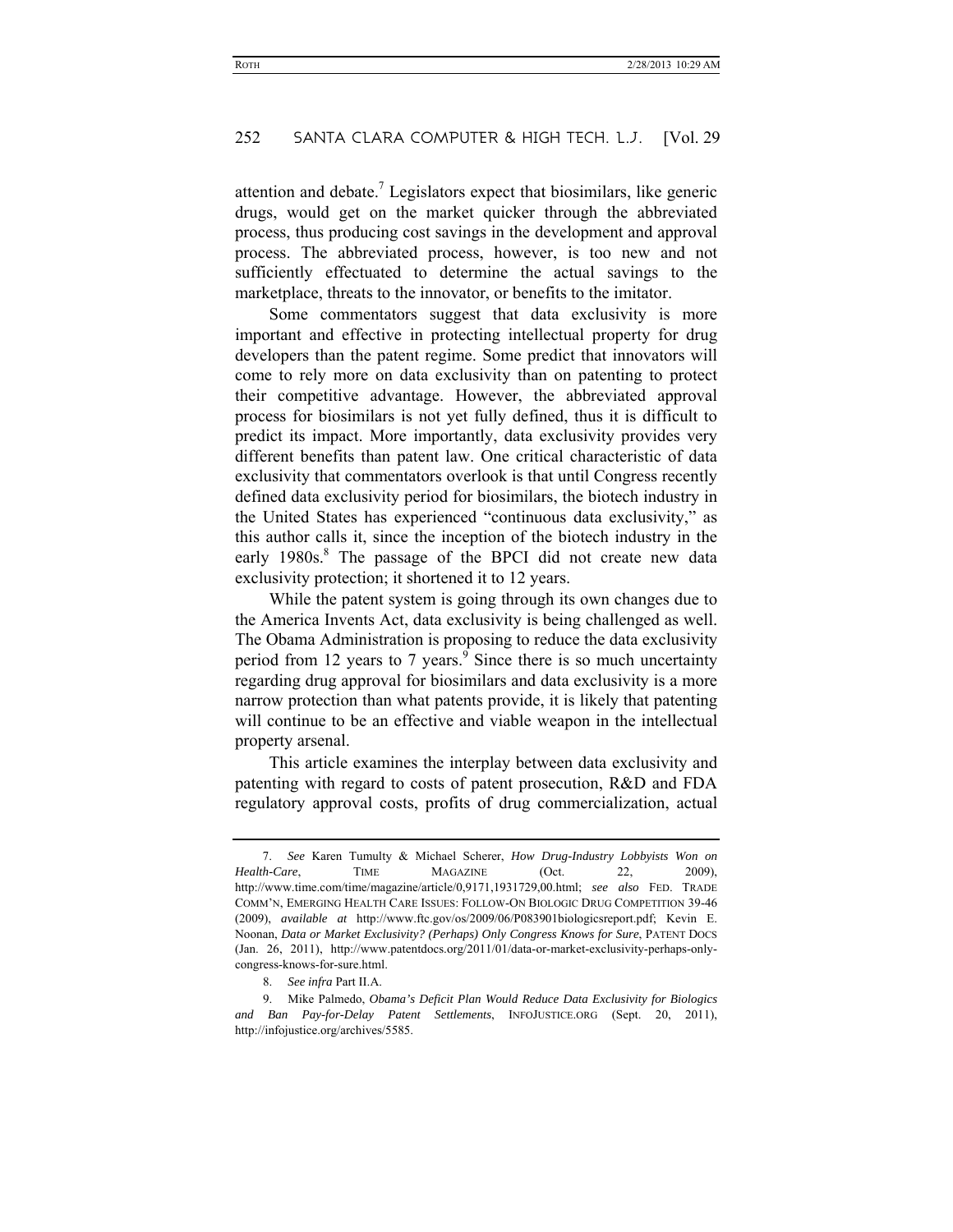attention and debate.[7] Legislators expect that biosimilars, like generic drugs, would get on the market quicker through the abbreviated process, thus producing cost savings in the development and approval process. The abbreviated process, however, is too new and not sufficiently effectuated to determine the actual savings to the marketplace, threats to the innovator, or benefits to the imitator.

Some commentators suggest that data exclusivity is more important and effective in protecting intellectual property for drug developers than the patent regime. Some predict that innovators will come to rely more on data exclusivity than on patenting to protect their competitive advantage. However, the abbreviated approval process for biosimilars is not yet fully defined, thus it is difficult to predict its impact. More importantly, data exclusivity provides very different benefits than patent law. One critical characteristic of data exclusivity that commentators overlook is that until Congress recently defined data exclusivity period for biosimilars, the biotech industry in the United States has experienced "continuous data exclusivity," as this author calls it, since the inception of the biotech industry in the early 1980s.[8] The passage of the BPCI did not create new data exclusivity protection; it shortened it to 12 years.

While the patent system is going through its own changes due to the America Invents Act, data exclusivity is being challenged as well. The Obama Administration is proposing to reduce the data exclusivity period from 12 years to 7 years.[9] Since there is so much uncertainty regarding drug approval for biosimilars and data exclusivity is a more narrow protection than what patents provide, it is likely that patenting will continue to be an effective and viable weapon in the intellectual property arsenal.

This article examines the interplay between data exclusivity and patenting with regard to costs of patent prosecution, R&D and FDA regulatory approval costs, profits of drug commercialization, actual

---

7. *See* Karen Tumulty & Michael Scherer, *How Drug-Industry Lobbyists Won on Health-Care*, TIME MAGAZINE (Oct. 22, 2009), http://www.time.com/time/magazine/article/0,9171,1931729,00.html; *see also* FED. TRADE COMM'N, EMERGING HEALTH CARE ISSUES: FOLLOW-ON BIOLOGIC DRUG COMPETITION 39-46 (2009), *available at* http://www.ftc.gov/os/2009/06/P083901biologicsreport.pdf; Kevin E. Noonan, *Data or Market Exclusivity? (Perhaps) Only Congress Knows for Sure*, PATENT DOCS (Jan. 26, 2011), http://www.patentdocs.org/2011/01/data-or-market-exclusivity-perhaps-only-congress-knows-for-sure.html.

8. *See infra* Part II.A.

9. Mike Palmedo, *Obama's Deficit Plan Would Reduce Data Exclusivity for Biologics and Ban Pay-for-Delay Patent Settlements*, INFOJUSTICE.ORG (Sept. 20, 2011), http://infojustice.org/archives/5585.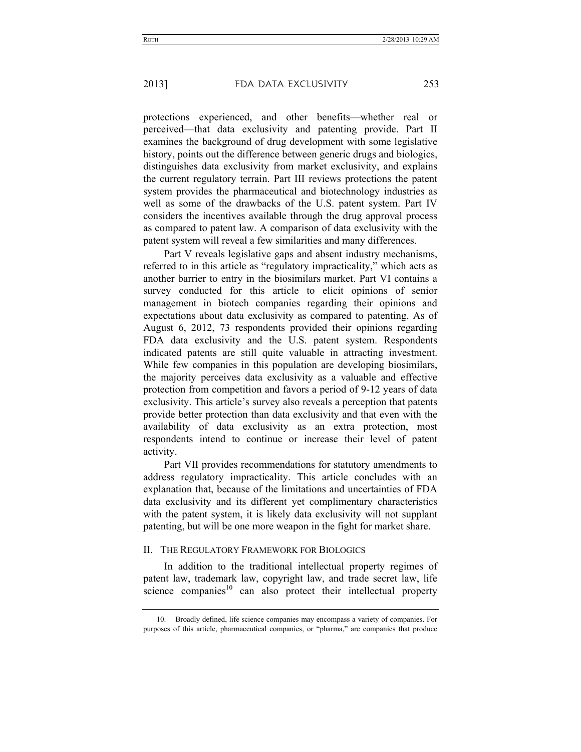protections experienced, and other benefits—whether real or perceived—that data exclusivity and patenting provide. Part II examines the background of drug development with some legislative history, points out the difference between generic drugs and biologics, distinguishes data exclusivity from market exclusivity, and explains the current regulatory terrain. Part III reviews protections the patent system provides the pharmaceutical and biotechnology industries as well as some of the drawbacks of the U.S. patent system. Part IV considers the incentives available through the drug approval process as compared to patent law. A comparison of data exclusivity with the patent system will reveal a few similarities and many differences.

Part V reveals legislative gaps and absent industry mechanisms, referred to in this article as "regulatory impracticality," which acts as another barrier to entry in the biosimilars market. Part VI contains a survey conducted for this article to elicit opinions of senior management in biotech companies regarding their opinions and expectations about data exclusivity as compared to patenting. As of August 6, 2012, 73 respondents provided their opinions regarding FDA data exclusivity and the U.S. patent system. Respondents indicated patents are still quite valuable in attracting investment. While few companies in this population are developing biosimilars, the majority perceives data exclusivity as a valuable and effective protection from competition and favors a period of 9-12 years of data exclusivity. This article's survey also reveals a perception that patents provide better protection than data exclusivity and that even with the availability of data exclusivity as an extra protection, most respondents intend to continue or increase their level of patent activity.

Part VII provides recommendations for statutory amendments to address regulatory impracticality. This article concludes with an explanation that, because of the limitations and uncertainties of FDA data exclusivity and its different yet complimentary characteristics with the patent system, it is likely data exclusivity will not supplant patenting, but will be one more weapon in the fight for market share.

## II. THE REGULATORY FRAMEWORK FOR BIOLOGICS

In addition to the traditional intellectual property regimes of patent law, trademark law, copyright law, and trade secret law, life science companies[10] can also protect their intellectual property

10. Broadly defined, life science companies may encompass a variety of companies. For purposes of this article, pharmaceutical companies, or "pharma," are companies that produce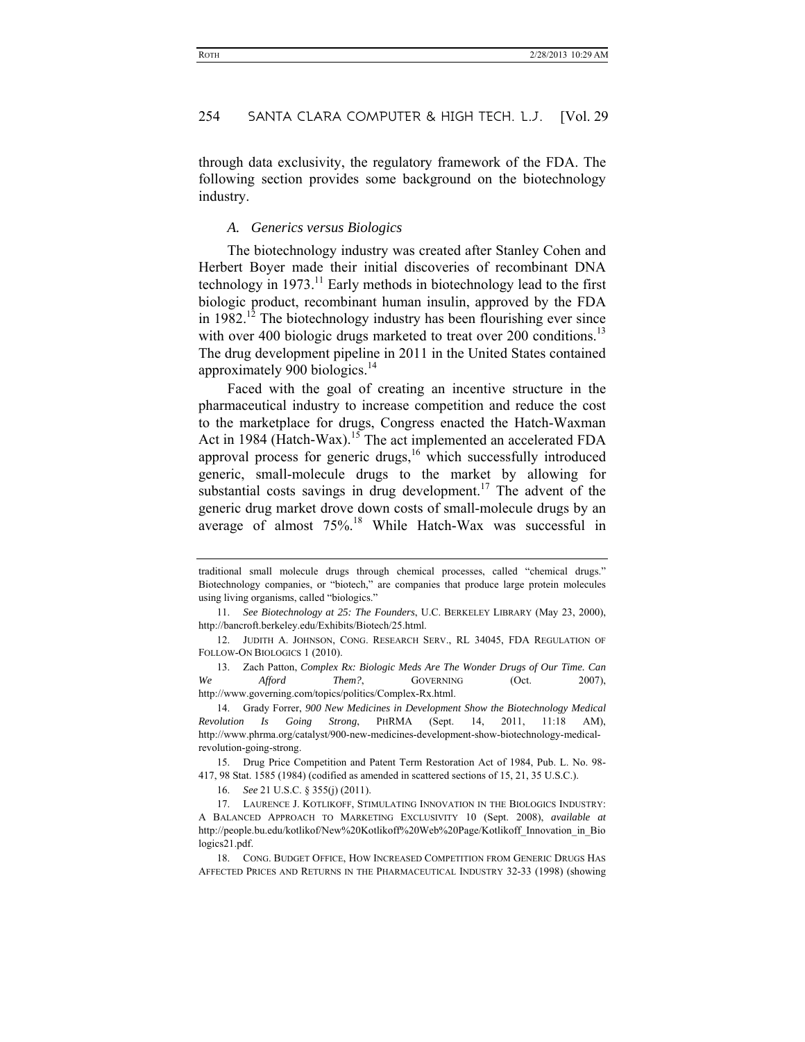through data exclusivity, the regulatory framework of the FDA. The following section provides some background on the biotechnology industry.

### *A. Generics versus Biologics*

The biotechnology industry was created after Stanley Cohen and Herbert Boyer made their initial discoveries of recombinant DNA technology in 1973.[11] Early methods in biotechnology lead to the first biologic product, recombinant human insulin, approved by the FDA in 1982.[12] The biotechnology industry has been flourishing ever since with over 400 biologic drugs marketed to treat over 200 conditions.[13] The drug development pipeline in 2011 in the United States contained approximately 900 biologics.[14]

Faced with the goal of creating an incentive structure in the pharmaceutical industry to increase competition and reduce the cost to the marketplace for drugs, Congress enacted the Hatch-Waxman Act in 1984 (Hatch-Wax).[15] The act implemented an accelerated FDA approval process for generic drugs,[16] which successfully introduced generic, small-molecule drugs to the market by allowing for substantial costs savings in drug development.[17] The advent of the generic drug market drove down costs of small-molecule drugs by an average of almost 75%.[18] While Hatch-Wax was successful in

---

traditional small molecule drugs through chemical processes, called "chemical drugs." Biotechnology companies, or "biotech," are companies that produce large protein molecules using living organisms, called "biologics."

11. *See Biotechnology at 25: The Founders*, U.C. BERKELEY LIBRARY (May 23, 2000), http://bancroft.berkeley.edu/Exhibits/Biotech/25.html.

12. JUDITH A. JOHNSON, CONG. RESEARCH SERV., RL 34045, FDA REGULATION OF FOLLOW-ON BIOLOGICS 1 (2010).

13. Zach Patton, *Complex Rx: Biologic Meds Are The Wonder Drugs of Our Time. Can We Afford Them?*, GOVERNING (Oct. 2007), http://www.governing.com/topics/politics/Complex-Rx.html.

14. Grady Forrer, *900 New Medicines in Development Show the Biotechnology Medical Revolution Is Going Strong*, PHRMA (Sept. 14, 2011, 11:18 AM), http://www.phrma.org/catalyst/900-new-medicines-development-show-biotechnology-medical-revolution-going-strong.

15. Drug Price Competition and Patent Term Restoration Act of 1984, Pub. L. No. 98-417, 98 Stat. 1585 (1984) (codified as amended in scattered sections of 15, 21, 35 U.S.C.).

16. *See* 21 U.S.C. § 355(j) (2011).

17. LAURENCE J. KOTLIKOFF, STIMULATING INNOVATION IN THE BIOLOGICS INDUSTRY: A BALANCED APPROACH TO MARKETING EXCLUSIVITY 10 (Sept. 2008), *available at* http://people.bu.edu/kotlikof/New%20Kotlikoff%20Web%20Page/Kotlikoff_Innovation_in_Biologics21.pdf.

18. CONG. BUDGET OFFICE, HOW INCREASED COMPETITION FROM GENERIC DRUGS HAS AFFECTED PRICES AND RETURNS IN THE PHARMACEUTICAL INDUSTRY 32-33 (1998) (showing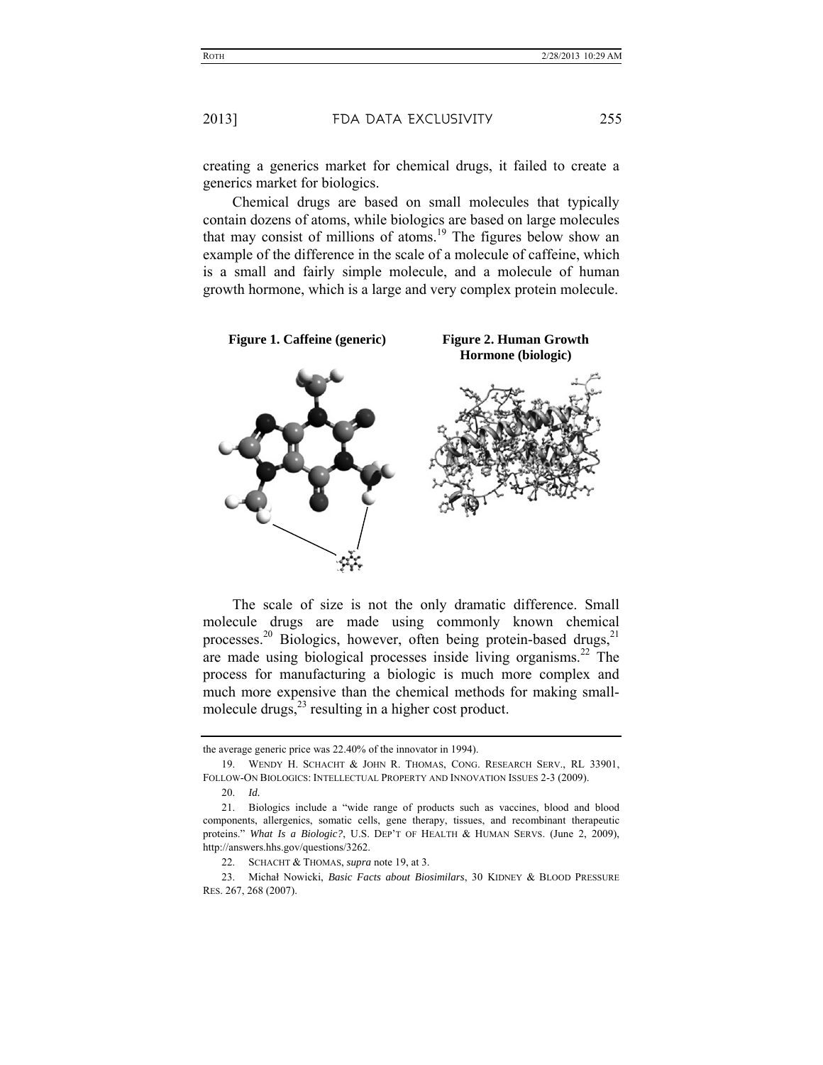creating a generics market for chemical drugs, it failed to create a generics market for biologics.

Chemical drugs are based on small molecules that typically contain dozens of atoms, while biologics are based on large molecules that may consist of millions of atoms.[19] The figures below show an example of the difference in the scale of a molecule of caffeine, which is a small and fairly simple molecule, and a molecule of human growth hormone, which is a large and very complex protein molecule.

**Figure 1. Caffeine (generic)**

**Figure 2. Human Growth Hormone (biologic)**

The scale of size is not the only dramatic difference. Small molecule drugs are made using commonly known chemical processes.[20] Biologics, however, often being protein-based drugs,[21] are made using biological processes inside living organisms.[22] The process for manufacturing a biologic is much more complex and much more expensive than the chemical methods for making small-molecule drugs,[23] resulting in a higher cost product.

---

the average generic price was 22.40% of the innovator in 1994).

19. WENDY H. SCHACHT & JOHN R. THOMAS, CONG. RESEARCH SERV., RL 33901, FOLLOW-ON BIOLOGICS: INTELLECTUAL PROPERTY AND INNOVATION ISSUES 2-3 (2009).

20. *Id.*

21. Biologics include a "wide range of products such as vaccines, blood and blood components, allergenics, somatic cells, gene therapy, tissues, and recombinant therapeutic proteins." *What Is a Biologic?*, U.S. DEP'T OF HEALTH & HUMAN SERVS. (June 2, 2009), http://answers.hhs.gov/questions/3262.

22. SCHACHT & THOMAS, *supra* note 19, at 3.

23. Michał Nowicki, *Basic Facts about Biosimilars*, 30 KIDNEY & BLOOD PRESSURE RES. 267, 268 (2007).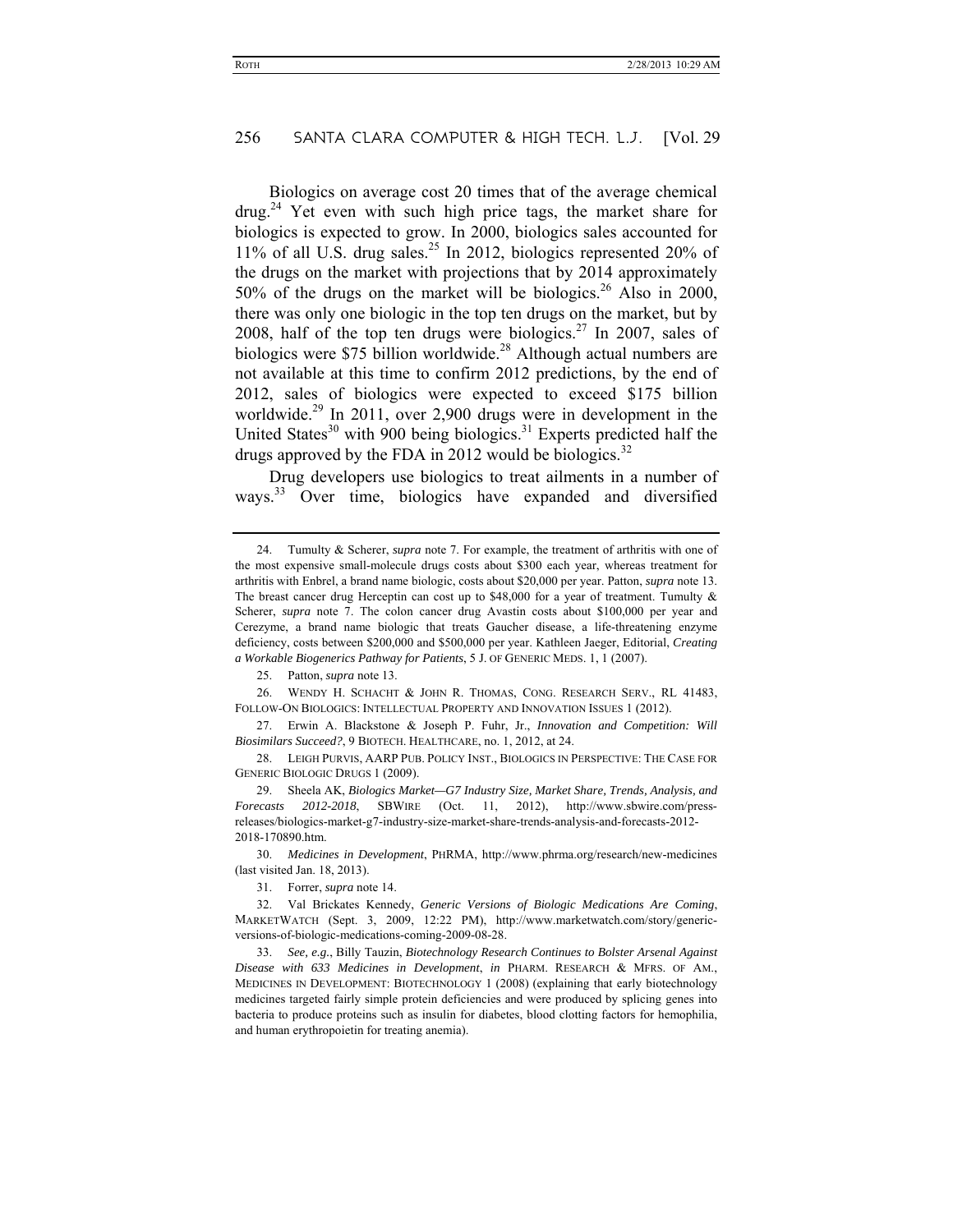Biologics on average cost 20 times that of the average chemical drug.[24] Yet even with such high price tags, the market share for biologics is expected to grow. In 2000, biologics sales accounted for 11% of all U.S. drug sales.[25] In 2012, biologics represented 20% of the drugs on the market with projections that by 2014 approximately 50% of the drugs on the market will be biologics.[26] Also in 2000, there was only one biologic in the top ten drugs on the market, but by 2008, half of the top ten drugs were biologics.[27] In 2007, sales of biologics were $75 billion worldwide.[28] Although actual numbers are not available at this time to confirm 2012 predictions, by the end of 2012, sales of biologics were expected to exceed $175 billion worldwide.[29] In 2011, over 2,900 drugs were in development in the United States[30] with 900 being biologics.[31] Experts predicted half the drugs approved by the FDA in 2012 would be biologics.[32]

Drug developers use biologics to treat ailments in a number of ways.[33] Over time, biologics have expanded and diversified

---

24. Tumulty & Scherer, *supra* note 7. For example, the treatment of arthritis with one of the most expensive small-molecule drugs costs about $300 each year, whereas treatment for arthritis with Enbrel, a brand name biologic, costs about $20,000 per year. Patton, *supra* note 13. The breast cancer drug Herceptin can cost up to $48,000 for a year of treatment. Tumulty & Scherer, *supra* note 7. The colon cancer drug Avastin costs about $100,000 per year and Cerezyme, a brand name biologic that treats Gaucher disease, a life-threatening enzyme deficiency, costs between $200,000 and $500,000 per year. Kathleen Jaeger, Editorial, *Creating a Workable Biogenerics Pathway for Patients*, 5 J. OF GENERIC MEDS. 1, 1 (2007).

25. Patton, *supra* note 13.

26. WENDY H. SCHACHT & JOHN R. THOMAS, CONG. RESEARCH SERV., RL 41483, FOLLOW-ON BIOLOGICS: INTELLECTUAL PROPERTY AND INNOVATION ISSUES 1 (2012).

27. Erwin A. Blackstone & Joseph P. Fuhr, Jr., *Innovation and Competition: Will Biosimilars Succeed?*, 9 BIOTECH. HEALTHCARE, no. 1, 2012, at 24.

28. LEIGH PURVIS, AARP PUB. POLICY INST., BIOLOGICS IN PERSPECTIVE: THE CASE FOR GENERIC BIOLOGIC DRUGS 1 (2009).

29. Sheela AK, *Biologics Market—G7 Industry Size, Market Share, Trends, Analysis, and Forecasts 2012-2018*, SBWIRE (Oct. 11, 2012), http://www.sbwire.com/press-releases/biologics-market-g7-industry-size-market-share-trends-analysis-and-forecasts-2012-2018-170890.htm.

30. *Medicines in Development*, PHRMA, http://www.phrma.org/research/new-medicines (last visited Jan. 18, 2013).

31. Forrer, *supra* note 14.

32. Val Brickates Kennedy, *Generic Versions of Biologic Medications Are Coming*, MARKETWATCH (Sept. 3, 2009, 12:22 PM), http://www.marketwatch.com/story/generic-versions-of-biologic-medications-coming-2009-08-28.

33. *See, e.g.*, Billy Tauzin, *Biotechnology Research Continues to Bolster Arsenal Against Disease with 633 Medicines in Development*, *in* PHARM. RESEARCH & MFRS. OF AM., MEDICINES IN DEVELOPMENT: BIOTECHNOLOGY 1 (2008) (explaining that early biotechnology medicines targeted fairly simple protein deficiencies and were produced by splicing genes into bacteria to produce proteins such as insulin for diabetes, blood clotting factors for hemophilia, and human erythropoietin for treating anemia).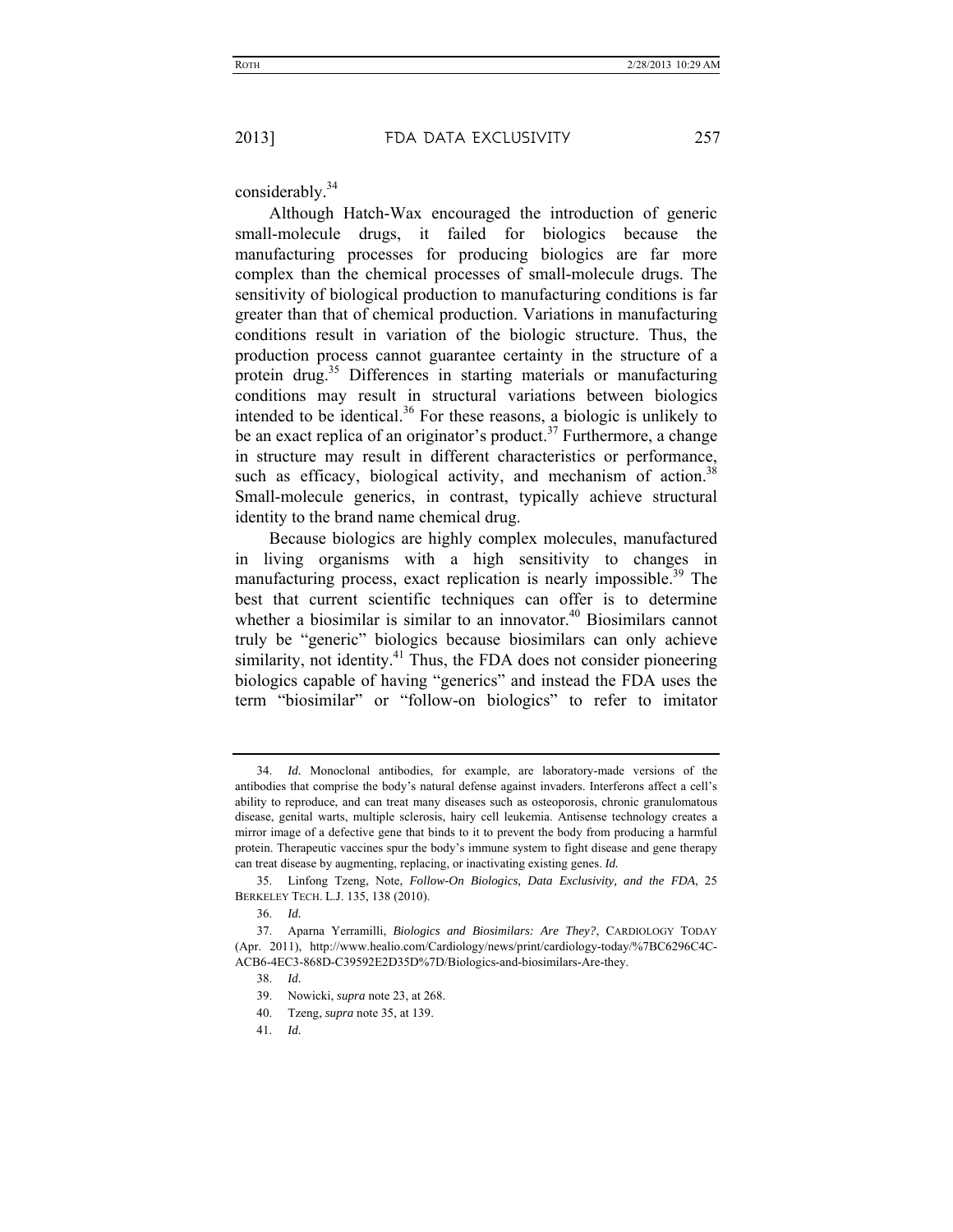considerably.[34]

Although Hatch-Wax encouraged the introduction of generic small-molecule drugs, it failed for biologics because the manufacturing processes for producing biologics are far more complex than the chemical processes of small-molecule drugs. The sensitivity of biological production to manufacturing conditions is far greater than that of chemical production. Variations in manufacturing conditions result in variation of the biologic structure. Thus, the production process cannot guarantee certainty in the structure of a protein drug.[35] Differences in starting materials or manufacturing conditions may result in structural variations between biologics intended to be identical.[36] For these reasons, a biologic is unlikely to be an exact replica of an originator's product.[37] Furthermore, a change in structure may result in different characteristics or performance, such as efficacy, biological activity, and mechanism of action.[38] Small-molecule generics, in contrast, typically achieve structural identity to the brand name chemical drug.

Because biologics are highly complex molecules, manufactured in living organisms with a high sensitivity to changes in manufacturing process, exact replication is nearly impossible.[39] The best that current scientific techniques can offer is to determine whether a biosimilar is similar to an innovator.[40] Biosimilars cannot truly be "generic" biologics because biosimilars can only achieve similarity, not identity.[41] Thus, the FDA does not consider pioneering biologics capable of having "generics" and instead the FDA uses the term "biosimilar" or "follow-on biologics" to refer to imitator

---

34. *Id.* Monoclonal antibodies, for example, are laboratory-made versions of the antibodies that comprise the body's natural defense against invaders. Interferons affect a cell's ability to reproduce, and can treat many diseases such as osteoporosis, chronic granulomatous disease, genital warts, multiple sclerosis, hairy cell leukemia. Antisense technology creates a mirror image of a defective gene that binds to it to prevent the body from producing a harmful protein. Therapeutic vaccines spur the body's immune system to fight disease and gene therapy can treat disease by augmenting, replacing, or inactivating existing genes. *Id.*

35. Linfong Tzeng, Note, *Follow-On Biologics, Data Exclusivity, and the FDA*, 25 BERKELEY TECH. L.J. 135, 138 (2010).

36. *Id.*

37. Aparna Yerramilli, *Biologics and Biosimilars: Are They?*, CARDIOLOGY TODAY (Apr. 2011), http://www.healio.com/Cardiology/news/print/cardiology-today/%7BC6296C4C-ACB6-4EC3-868D-C39592E2D35D%7D/Biologics-and-biosimilars-Are-they.

38. *Id.*

39. Nowicki, *supra* note 23, at 268.

40. Tzeng, *supra* note 35, at 139.

41. *Id.*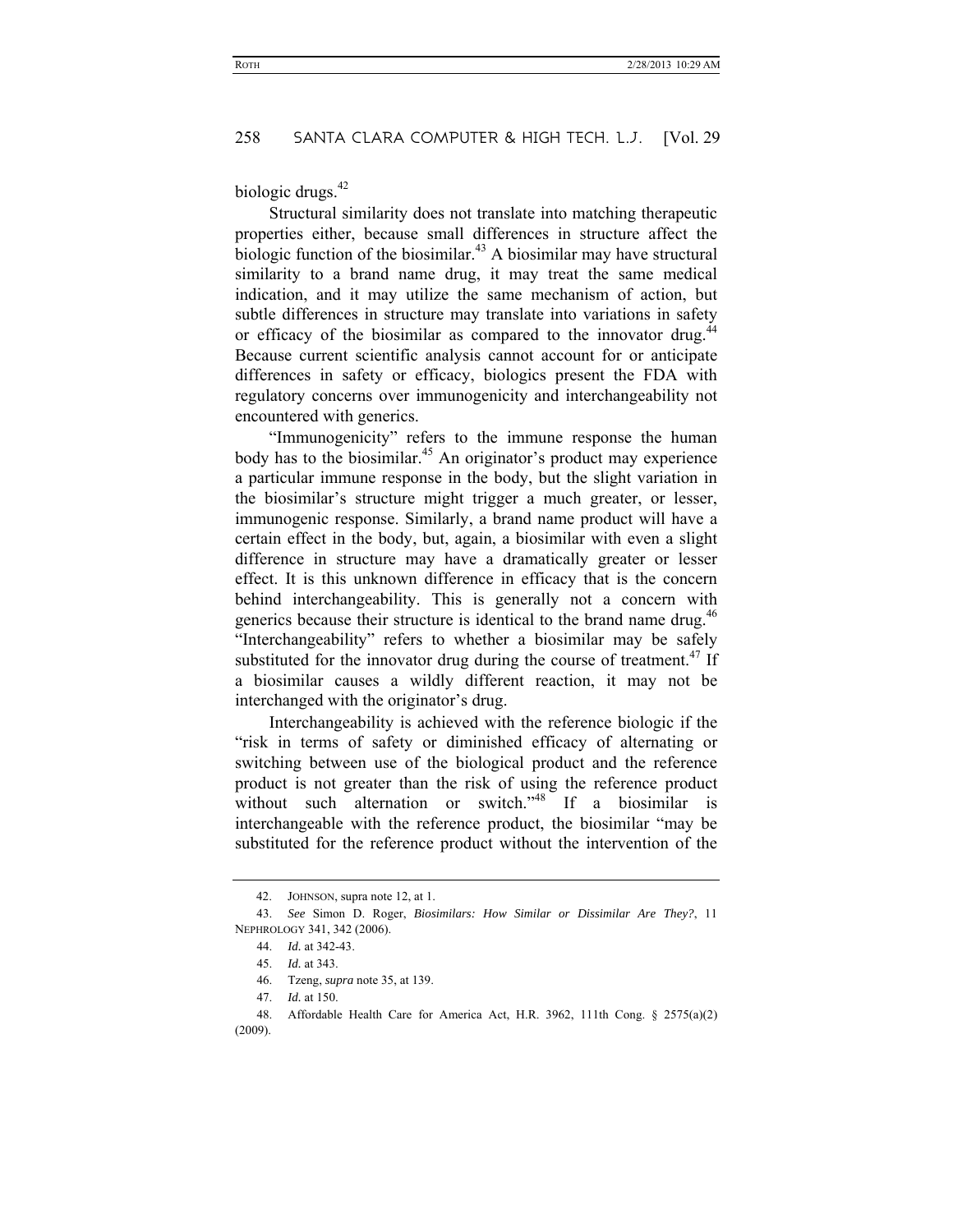biologic drugs.[42]

Structural similarity does not translate into matching therapeutic properties either, because small differences in structure affect the biologic function of the biosimilar.[43] A biosimilar may have structural similarity to a brand name drug, it may treat the same medical indication, and it may utilize the same mechanism of action, but subtle differences in structure may translate into variations in safety or efficacy of the biosimilar as compared to the innovator drug.[44] Because current scientific analysis cannot account for or anticipate differences in safety or efficacy, biologics present the FDA with regulatory concerns over immunogenicity and interchangeability not encountered with generics.

"Immunogenicity" refers to the immune response the human body has to the biosimilar.[45] An originator's product may experience a particular immune response in the body, but the slight variation in the biosimilar's structure might trigger a much greater, or lesser, immunogenic response. Similarly, a brand name product will have a certain effect in the body, but, again, a biosimilar with even a slight difference in structure may have a dramatically greater or lesser effect. It is this unknown difference in efficacy that is the concern behind interchangeability. This is generally not a concern with generics because their structure is identical to the brand name drug.[46] "Interchangeability" refers to whether a biosimilar may be safely substituted for the innovator drug during the course of treatment.[47] If a biosimilar causes a wildly different reaction, it may not be interchanged with the originator's drug.

Interchangeability is achieved with the reference biologic if the "risk in terms of safety or diminished efficacy of alternating or switching between use of the biological product and the reference product is not greater than the risk of using the reference product without such alternation or switch."[48] If a biosimilar is interchangeable with the reference product, the biosimilar "may be substituted for the reference product without the intervention of the

42. JOHNSON, supra note 12, at 1.

43. *See* Simon D. Roger, *Biosimilars: How Similar or Dissimilar Are They?*, 11 NEPHROLOGY 341, 342 (2006).

44. *Id.* at 342-43.

45. *Id.* at 343.

46. Tzeng, *supra* note 35, at 139.

47. *Id.* at 150.

48. Affordable Health Care for America Act, H.R. 3962, 111th Cong. § 2575(a)(2) (2009).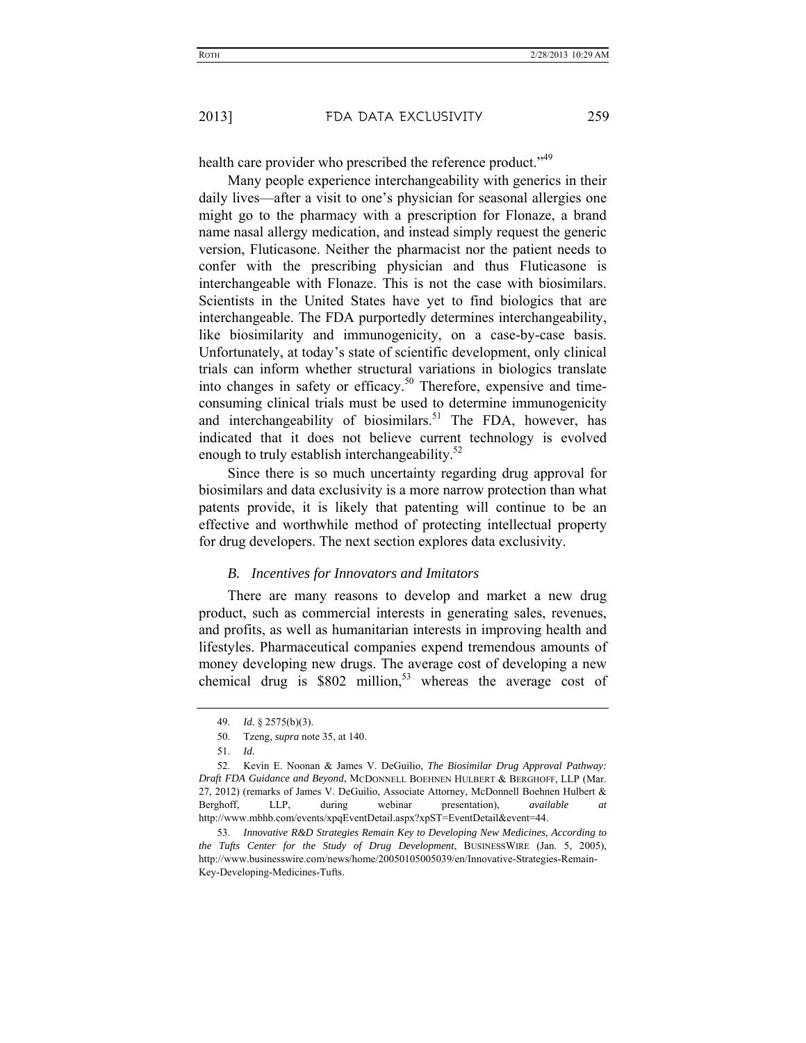health care provider who prescribed the reference product."[49]

Many people experience interchangeability with generics in their daily lives—after a visit to one's physician for seasonal allergies one might go to the pharmacy with a prescription for Flonaze, a brand name nasal allergy medication, and instead simply request the generic version, Fluticasone. Neither the pharmacist nor the patient needs to confer with the prescribing physician and thus Fluticasone is interchangeable with Flonaze. This is not the case with biosimilars. Scientists in the United States have yet to find biologics that are interchangeable. The FDA purportedly determines interchangeability, like biosimilarity and immunogenicity, on a case-by-case basis. Unfortunately, at today's state of scientific development, only clinical trials can inform whether structural variations in biologics translate into changes in safety or efficacy.[50] Therefore, expensive and time-consuming clinical trials must be used to determine immunogenicity and interchangeability of biosimilars.[51] The FDA, however, has indicated that it does not believe current technology is evolved enough to truly establish interchangeability.[52]

Since there is so much uncertainty regarding drug approval for biosimilars and data exclusivity is a more narrow protection than what patents provide, it is likely that patenting will continue to be an effective and worthwhile method of protecting intellectual property for drug developers. The next section explores data exclusivity.

### *B. Incentives for Innovators and Imitators*

There are many reasons to develop and market a new drug product, such as commercial interests in generating sales, revenues, and profits, as well as humanitarian interests in improving health and lifestyles. Pharmaceutical companies expend tremendous amounts of money developing new drugs. The average cost of developing a new chemical drug is $802 million,[53] whereas the average cost of

---

49. *Id.* § 2575(b)(3).

50. Tzeng, *supra* note 35, at 140.

51. *Id.*

52. Kevin E. Noonan & James V. DeGuilio, *The Biosimilar Drug Approval Pathway: Draft FDA Guidance and Beyond*, MCDONNELL BOEHNEN HULBERT & BERGHOFF, LLP (Mar. 27, 2012) (remarks of James V. DeGuilio, Associate Attorney, McDonnell Boehnen Hulbert & Berghoff, LLP, during webinar presentation), *available at* http://www.mbhb.com/events/xpqEventDetail.aspx?xpST=EventDetail&event=44.

53. *Innovative R&D Strategies Remain Key to Developing New Medicines, According to the Tufts Center for the Study of Drug Development*, BUSINESSWIRE (Jan. 5, 2005), http://www.businesswire.com/news/home/20050105005039/en/Innovative-Strategies-Remain-Key-Developing-Medicines-Tufts.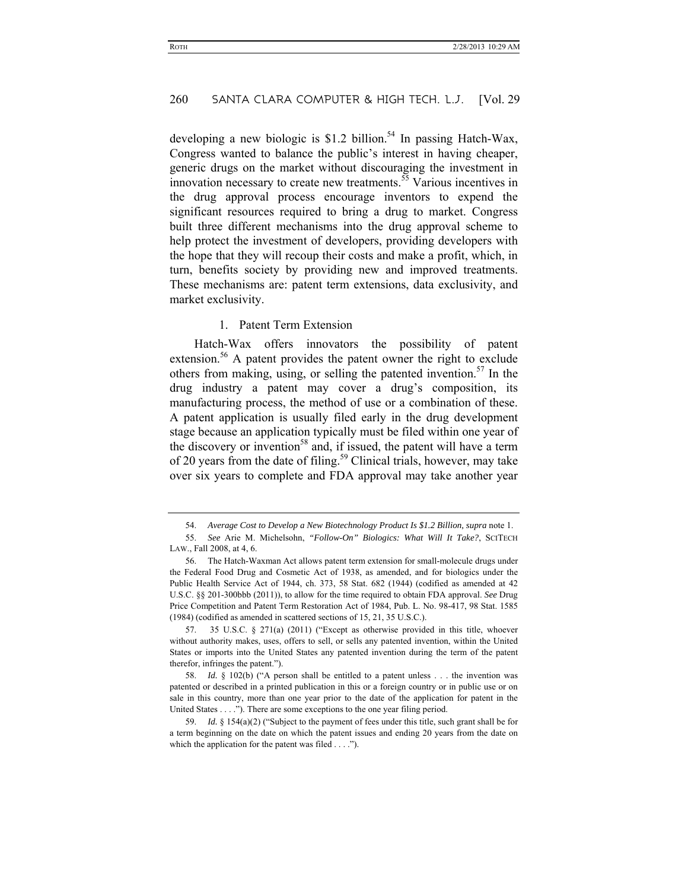developing a new biologic is $1.2 billion.[54] In passing Hatch-Wax, Congress wanted to balance the public's interest in having cheaper, generic drugs on the market without discouraging the investment in innovation necessary to create new treatments.[55] Various incentives in the drug approval process encourage inventors to expend the significant resources required to bring a drug to market. Congress built three different mechanisms into the drug approval scheme to help protect the investment of developers, providing developers with the hope that they will recoup their costs and make a profit, which, in turn, benefits society by providing new and improved treatments. These mechanisms are: patent term extensions, data exclusivity, and market exclusivity.

### 1. Patent Term Extension

Hatch-Wax offers innovators the possibility of patent extension.[56] A patent provides the patent owner the right to exclude others from making, using, or selling the patented invention.[57] In the drug industry a patent may cover a drug's composition, its manufacturing process, the method of use or a combination of these. A patent application is usually filed early in the drug development stage because an application typically must be filed within one year of the discovery or invention[58] and, if issued, the patent will have a term of 20 years from the date of filing.[59] Clinical trials, however, may take over six years to complete and FDA approval may take another year

---

54. *Average Cost to Develop a New Biotechnology Product Is $1.2 Billion*, *supra* note 1.

55. *See* Arie M. Michelsohn, *"Follow-On" Biologics: What Will It Take?*, SCITECH LAW., Fall 2008, at 4, 6.

56. The Hatch-Waxman Act allows patent term extension for small-molecule drugs under the Federal Food Drug and Cosmetic Act of 1938, as amended, and for biologics under the Public Health Service Act of 1944, ch. 373, 58 Stat. 682 (1944) (codified as amended at 42 U.S.C. §§ 201-300bbb (2011)), to allow for the time required to obtain FDA approval. *See* Drug Price Competition and Patent Term Restoration Act of 1984, Pub. L. No. 98-417, 98 Stat. 1585 (1984) (codified as amended in scattered sections of 15, 21, 35 U.S.C.).

57. 35 U.S.C. § 271(a) (2011) ("Except as otherwise provided in this title, whoever without authority makes, uses, offers to sell, or sells any patented invention, within the United States or imports into the United States any patented invention during the term of the patent therefor, infringes the patent.").

58. *Id.* § 102(b) ("A person shall be entitled to a patent unless . . . the invention was patented or described in a printed publication in this or a foreign country or in public use or on sale in this country, more than one year prior to the date of the application for patent in the United States . . . ."). There are some exceptions to the one year filing period.

59. *Id.* § 154(a)(2) ("Subject to the payment of fees under this title, such grant shall be for a term beginning on the date on which the patent issues and ending 20 years from the date on which the application for the patent was filed . . . .").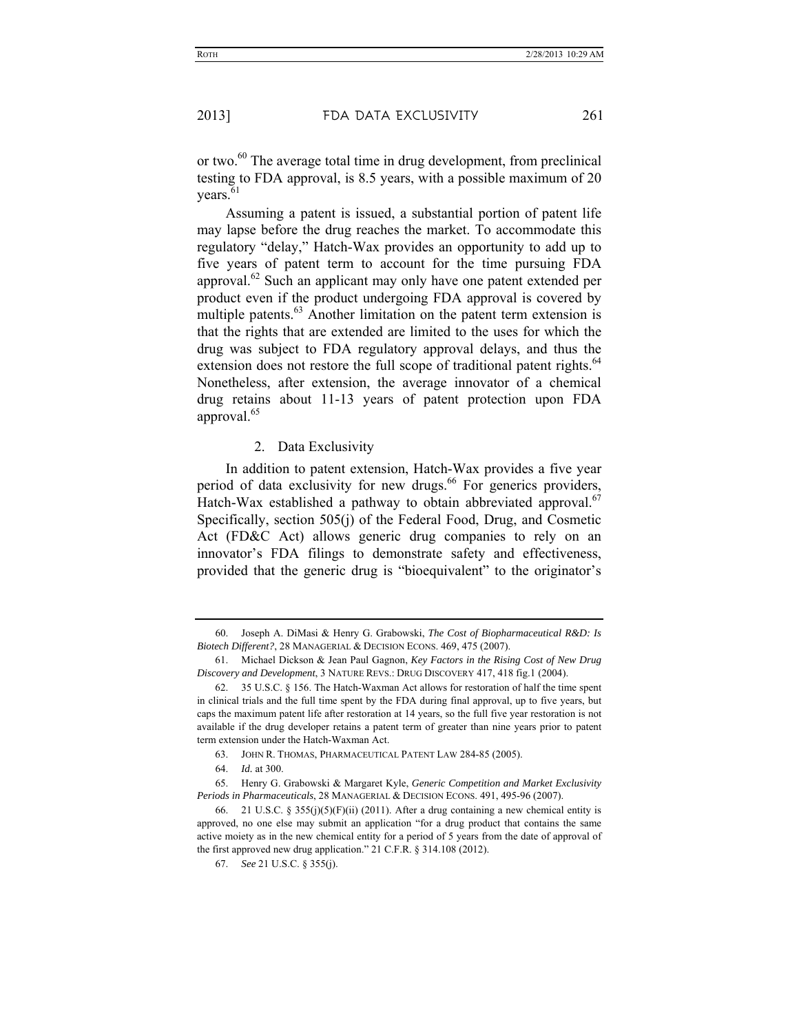or two.[60] The average total time in drug development, from preclinical testing to FDA approval, is 8.5 years, with a possible maximum of 20 years.[61]

Assuming a patent is issued, a substantial portion of patent life may lapse before the drug reaches the market. To accommodate this regulatory "delay," Hatch-Wax provides an opportunity to add up to five years of patent term to account for the time pursuing FDA approval.[62] Such an applicant may only have one patent extended per product even if the product undergoing FDA approval is covered by multiple patents.[63] Another limitation on the patent term extension is that the rights that are extended are limited to the uses for which the drug was subject to FDA regulatory approval delays, and thus the extension does not restore the full scope of traditional patent rights.[64] Nonetheless, after extension, the average innovator of a chemical drug retains about 11-13 years of patent protection upon FDA approval.[65]

### 2. Data Exclusivity

In addition to patent extension, Hatch-Wax provides a five year period of data exclusivity for new drugs.[66] For generics providers, Hatch-Wax established a pathway to obtain abbreviated approval.[67] Specifically, section 505(j) of the Federal Food, Drug, and Cosmetic Act (FD&C Act) allows generic drug companies to rely on an innovator's FDA filings to demonstrate safety and effectiveness, provided that the generic drug is "bioequivalent" to the originator's

---

60. Joseph A. DiMasi & Henry G. Grabowski, *The Cost of Biopharmaceutical R&D: Is Biotech Different?*, 28 MANAGERIAL & DECISION ECONS. 469, 475 (2007).

61. Michael Dickson & Jean Paul Gagnon, *Key Factors in the Rising Cost of New Drug Discovery and Development*, 3 NATURE REVS.: DRUG DISCOVERY 417, 418 fig.1 (2004).

62. 35 U.S.C. § 156. The Hatch-Waxman Act allows for restoration of half the time spent in clinical trials and the full time spent by the FDA during final approval, up to five years, but caps the maximum patent life after restoration at 14 years, so the full five year restoration is not available if the drug developer retains a patent term of greater than nine years prior to patent term extension under the Hatch-Waxman Act.

63. JOHN R. THOMAS, PHARMACEUTICAL PATENT LAW 284-85 (2005).

64. *Id.* at 300.

65. Henry G. Grabowski & Margaret Kyle, *Generic Competition and Market Exclusivity Periods in Pharmaceuticals*, 28 MANAGERIAL & DECISION ECONS. 491, 495-96 (2007).

66. 21 U.S.C. § 355(j)(5)(F)(ii) (2011). After a drug containing a new chemical entity is approved, no one else may submit an application "for a drug product that contains the same active moiety as in the new chemical entity for a period of 5 years from the date of approval of the first approved new drug application." 21 C.F.R. § 314.108 (2012).

67. *See* 21 U.S.C. § 355(j).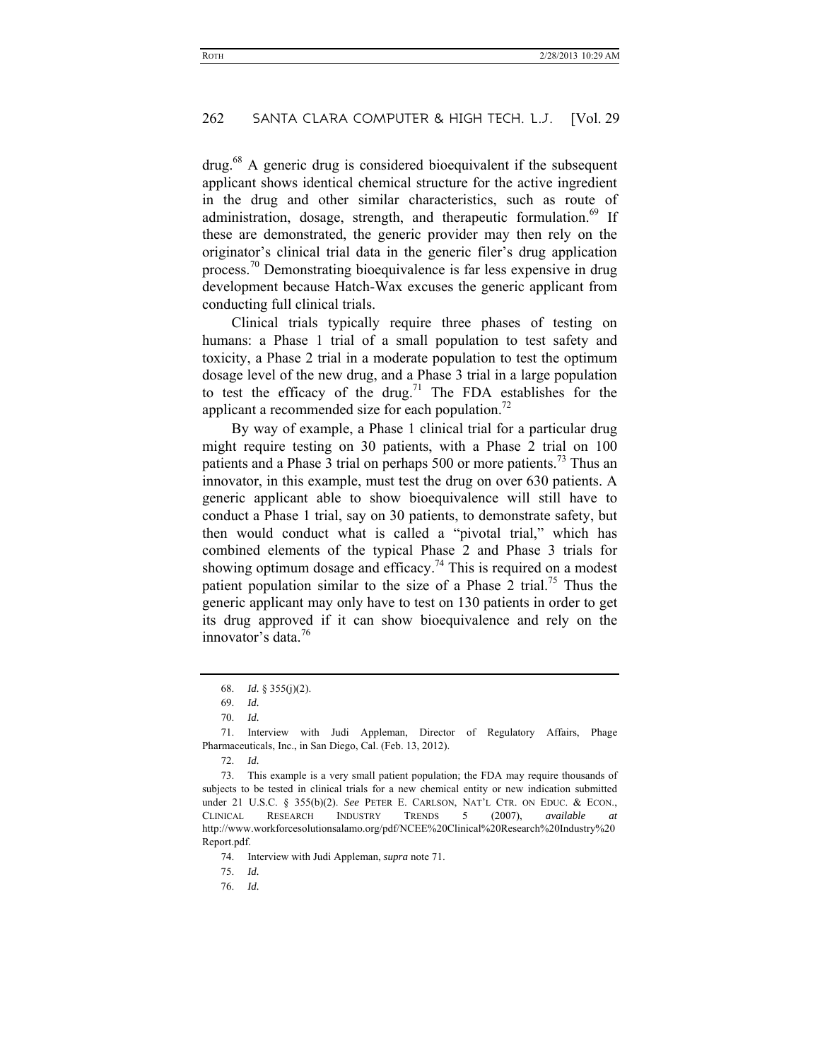drug.[68] A generic drug is considered bioequivalent if the subsequent applicant shows identical chemical structure for the active ingredient in the drug and other similar characteristics, such as route of administration, dosage, strength, and therapeutic formulation.[69] If these are demonstrated, the generic provider may then rely on the originator's clinical trial data in the generic filer's drug application process.[70] Demonstrating bioequivalence is far less expensive in drug development because Hatch-Wax excuses the generic applicant from conducting full clinical trials.

Clinical trials typically require three phases of testing on humans: a Phase 1 trial of a small population to test safety and toxicity, a Phase 2 trial in a moderate population to test the optimum dosage level of the new drug, and a Phase 3 trial in a large population to test the efficacy of the drug.[71] The FDA establishes for the applicant a recommended size for each population.[72]

By way of example, a Phase 1 clinical trial for a particular drug might require testing on 30 patients, with a Phase 2 trial on 100 patients and a Phase 3 trial on perhaps 500 or more patients.[73] Thus an innovator, in this example, must test the drug on over 630 patients. A generic applicant able to show bioequivalence will still have to conduct a Phase 1 trial, say on 30 patients, to demonstrate safety, but then would conduct what is called a "pivotal trial," which has combined elements of the typical Phase 2 and Phase 3 trials for showing optimum dosage and efficacy.[74] This is required on a modest patient population similar to the size of a Phase 2 trial.[75] Thus the generic applicant may only have to test on 130 patients in order to get its drug approved if it can show bioequivalence and rely on the innovator's data.[76]

---

68. *Id.* § 355(j)(2).

69. *Id.*

70. *Id.*

71. Interview with Judi Appleman, Director of Regulatory Affairs, Phage Pharmaceuticals, Inc., in San Diego, Cal. (Feb. 13, 2012).

72. *Id.*

73. This example is a very small patient population; the FDA may require thousands of subjects to be tested in clinical trials for a new chemical entity or new indication submitted under 21 U.S.C. § 355(b)(2). *See* PETER E. CARLSON, NAT'L CTR. ON EDUC. & ECON., CLINICAL RESEARCH INDUSTRY TRENDS 5 (2007), *available at* http://www.workforcesolutionsalamo.org/pdf/NCEE%20Clinical%20Research%20Industry%20Report.pdf.

74. Interview with Judi Appleman, *supra* note 71.

75. *Id.*

76. *Id.*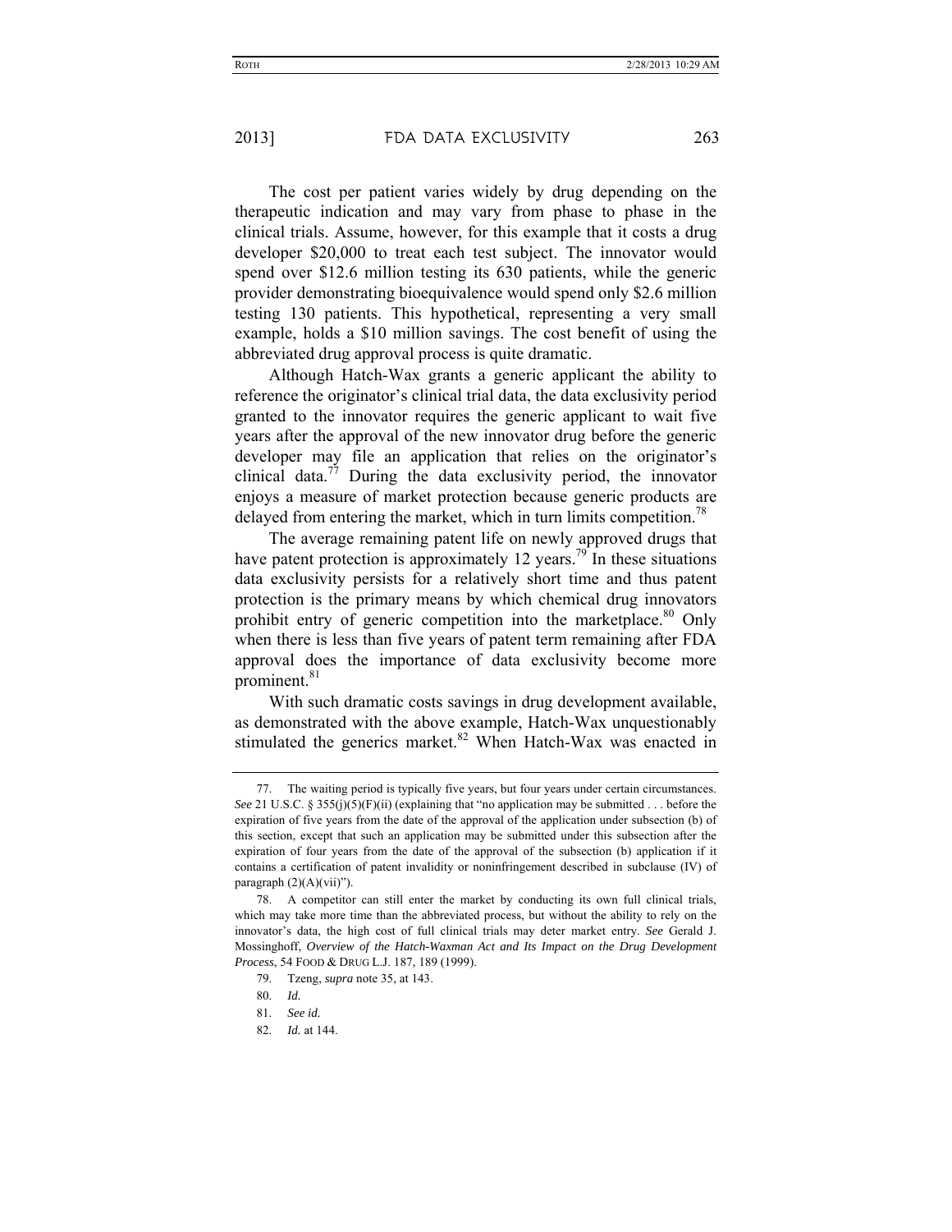The cost per patient varies widely by drug depending on the therapeutic indication and may vary from phase to phase in the clinical trials. Assume, however, for this example that it costs a drug developer $20,000 to treat each test subject. The innovator would spend over $12.6 million testing its 630 patients, while the generic provider demonstrating bioequivalence would spend only $2.6 million testing 130 patients. This hypothetical, representing a very small example, holds a $10 million savings. The cost benefit of using the abbreviated drug approval process is quite dramatic.

Although Hatch-Wax grants a generic applicant the ability to reference the originator's clinical trial data, the data exclusivity period granted to the innovator requires the generic applicant to wait five years after the approval of the new innovator drug before the generic developer may file an application that relies on the originator's clinical data.[77] During the data exclusivity period, the innovator enjoys a measure of market protection because generic products are delayed from entering the market, which in turn limits competition.[78]

The average remaining patent life on newly approved drugs that have patent protection is approximately 12 years.[79] In these situations data exclusivity persists for a relatively short time and thus patent protection is the primary means by which chemical drug innovators prohibit entry of generic competition into the marketplace.[80] Only when there is less than five years of patent term remaining after FDA approval does the importance of data exclusivity become more prominent.[81]

With such dramatic costs savings in drug development available, as demonstrated with the above example, Hatch-Wax unquestionably stimulated the generics market.[82] When Hatch-Wax was enacted in

---

77. The waiting period is typically five years, but four years under certain circumstances. *See* 21 U.S.C. § 355(j)(5)(F)(ii) (explaining that "no application may be submitted . . . before the expiration of five years from the date of the approval of the application under subsection (b) of this section, except that such an application may be submitted under this subsection after the expiration of four years from the date of the approval of the subsection (b) application if it contains a certification of patent invalidity or noninfringement described in subclause (IV) of paragraph (2)(A)(vii)").

78. A competitor can still enter the market by conducting its own full clinical trials, which may take more time than the abbreviated process, but without the ability to rely on the innovator's data, the high cost of full clinical trials may deter market entry. *See* Gerald J. Mossinghoff, *Overview of the Hatch-Waxman Act and Its Impact on the Drug Development Process*, 54 FOOD & DRUG L.J. 187, 189 (1999).

79. Tzeng, *supra* note 35, at 143.

80. *Id.*

81. *See id.*

82. *Id.* at 144.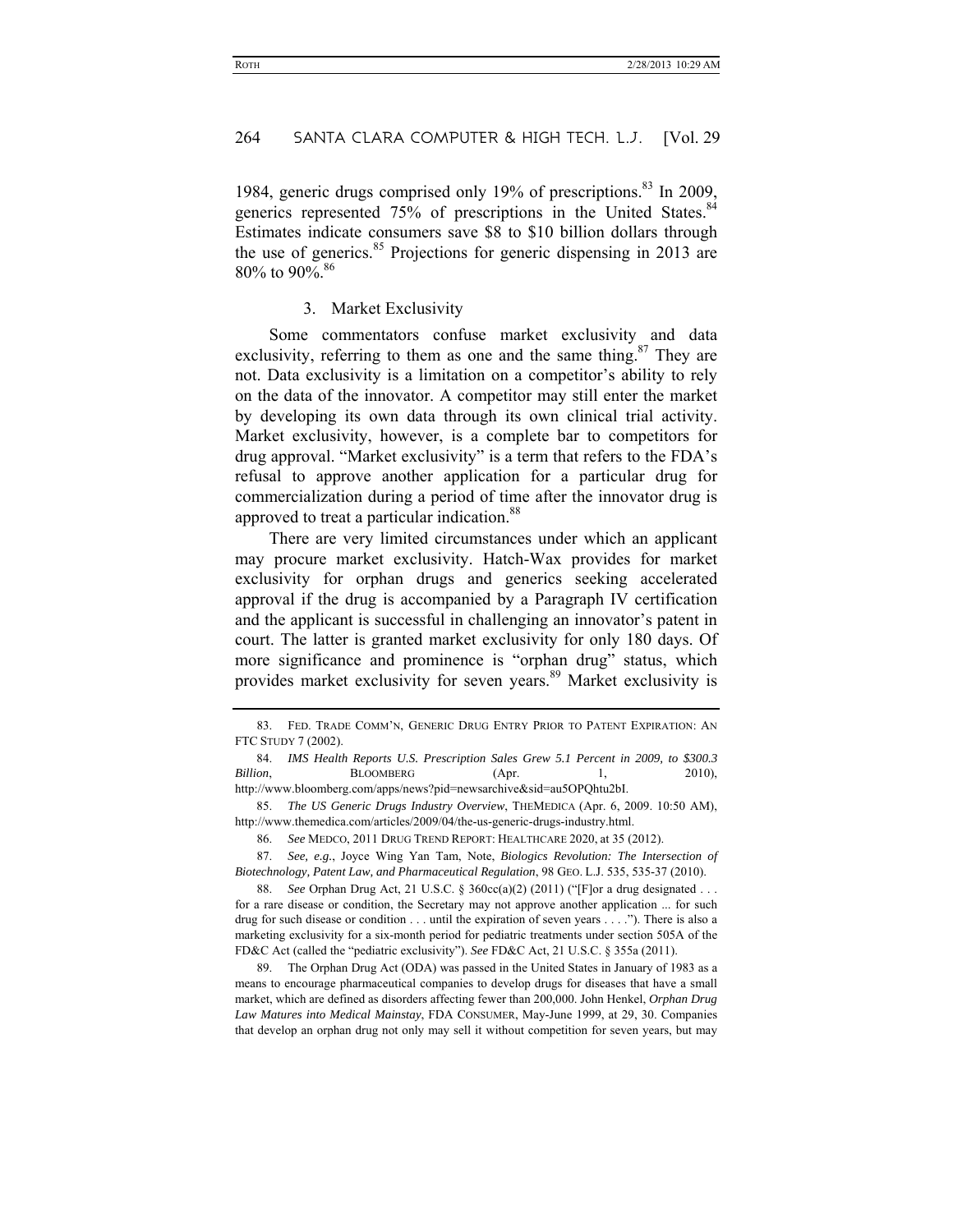1984, generic drugs comprised only 19% of prescriptions.[83] In 2009, generics represented 75% of prescriptions in the United States.[84] Estimates indicate consumers save $8 to $10 billion dollars through the use of generics.[85] Projections for generic dispensing in 2013 are 80% to 90%.[86]

### 3. Market Exclusivity

Some commentators confuse market exclusivity and data exclusivity, referring to them as one and the same thing.[87] They are not. Data exclusivity is a limitation on a competitor's ability to rely on the data of the innovator. A competitor may still enter the market by developing its own data through its own clinical trial activity. Market exclusivity, however, is a complete bar to competitors for drug approval. "Market exclusivity" is a term that refers to the FDA's refusal to approve another application for a particular drug for commercialization during a period of time after the innovator drug is approved to treat a particular indication.[88]

There are very limited circumstances under which an applicant may procure market exclusivity. Hatch-Wax provides for market exclusivity for orphan drugs and generics seeking accelerated approval if the drug is accompanied by a Paragraph IV certification and the applicant is successful in challenging an innovator's patent in court. The latter is granted market exclusivity for only 180 days. Of more significance and prominence is "orphan drug" status, which provides market exclusivity for seven years.[89] Market exclusivity is

---

83. FED. TRADE COMM'N, GENERIC DRUG ENTRY PRIOR TO PATENT EXPIRATION: AN FTC STUDY 7 (2002).

84. *IMS Health Reports U.S. Prescription Sales Grew 5.1 Percent in 2009, to $300.3 Billion*, BLOOMBERG (Apr. 1, 2010), http://www.bloomberg.com/apps/news?pid=newsarchive&sid=au5OPQhtu2bI.

85. *The US Generic Drugs Industry Overview*, THEMEDICA (Apr. 6, 2009. 10:50 AM), http://www.themedica.com/articles/2009/04/the-us-generic-drugs-industry.html.

86. *See* MEDCO, 2011 DRUG TREND REPORT: HEALTHCARE 2020, at 35 (2012).

87. *See, e.g.*, Joyce Wing Yan Tam, Note, *Biologics Revolution: The Intersection of Biotechnology, Patent Law, and Pharmaceutical Regulation*, 98 GEO. L.J. 535, 535-37 (2010).

88. *See* Orphan Drug Act, 21 U.S.C. § 360cc(a)(2) (2011) ("[F]or a drug designated . . . for a rare disease or condition, the Secretary may not approve another application ... for such drug for such disease or condition . . . until the expiration of seven years . . . ."). There is also a marketing exclusivity for a six-month period for pediatric treatments under section 505A of the FD&C Act (called the "pediatric exclusivity"). *See* FD&C Act, 21 U.S.C. § 355a (2011).

89. The Orphan Drug Act (ODA) was passed in the United States in January of 1983 as a means to encourage pharmaceutical companies to develop drugs for diseases that have a small market, which are defined as disorders affecting fewer than 200,000. John Henkel, *Orphan Drug Law Matures into Medical Mainstay*, FDA CONSUMER, May-June 1999, at 29, 30. Companies that develop an orphan drug not only may sell it without competition for seven years, but may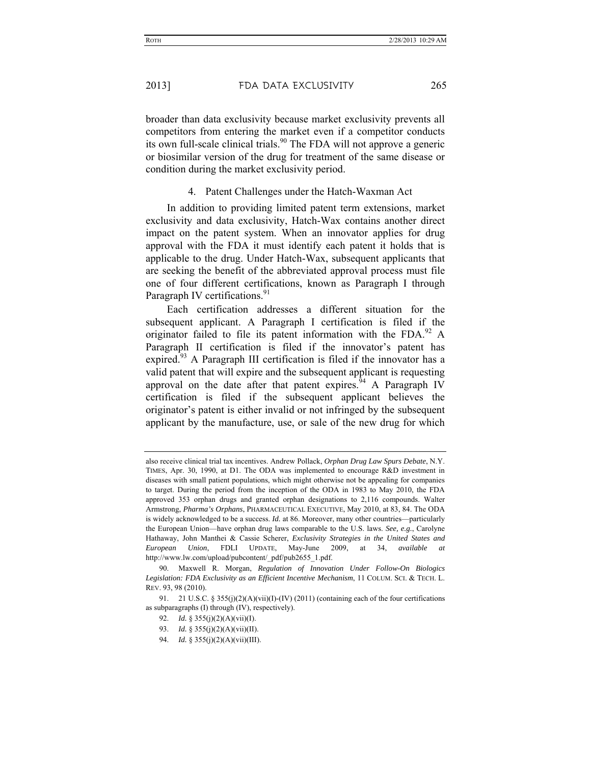broader than data exclusivity because market exclusivity prevents all competitors from entering the market even if a competitor conducts its own full-scale clinical trials.[90] The FDA will not approve a generic or biosimilar version of the drug for treatment of the same disease or condition during the market exclusivity period.

#### 4. Patent Challenges under the Hatch-Waxman Act

In addition to providing limited patent term extensions, market exclusivity and data exclusivity, Hatch-Wax contains another direct impact on the patent system. When an innovator applies for drug approval with the FDA it must identify each patent it holds that is applicable to the drug. Under Hatch-Wax, subsequent applicants that are seeking the benefit of the abbreviated approval process must file one of four different certifications, known as Paragraph I through Paragraph IV certifications.[91]

Each certification addresses a different situation for the subsequent applicant. A Paragraph I certification is filed if the originator failed to file its patent information with the FDA.[92] A Paragraph II certification is filed if the innovator's patent has expired.[93] A Paragraph III certification is filed if the innovator has a valid patent that will expire and the subsequent applicant is requesting approval on the date after that patent expires.[94] A Paragraph IV certification is filed if the subsequent applicant believes the originator's patent is either invalid or not infringed by the subsequent applicant by the manufacture, use, or sale of the new drug for which

---

also receive clinical trial tax incentives. Andrew Pollack, *Orphan Drug Law Spurs Debate*, N.Y. TIMES, Apr. 30, 1990, at D1. The ODA was implemented to encourage R&D investment in diseases with small patient populations, which might otherwise not be appealing for companies to target. During the period from the inception of the ODA in 1983 to May 2010, the FDA approved 353 orphan drugs and granted orphan designations to 2,116 compounds. Walter Armstrong, *Pharma's Orphans*, PHARMACEUTICAL EXECUTIVE, May 2010, at 83, 84. The ODA is widely acknowledged to be a success. *Id.* at 86. Moreover, many other countries—particularly the European Union—have orphan drug laws comparable to the U.S. laws. *See, e.g.*, Carolyne Hathaway, John Manthei & Cassie Scherer, *Exclusivity Strategies in the United States and European Union*, FDLI UPDATE, May-June 2009, at 34, *available at* http://www.lw.com/upload/pubcontent/_pdf/pub2655_1.pdf.

90. Maxwell R. Morgan, *Regulation of Innovation Under Follow-On Biologics Legislation: FDA Exclusivity as an Efficient Incentive Mechanism*, 11 COLUM. SCI. & TECH. L. REV. 93, 98 (2010).

91. 21 U.S.C. § 355(j)(2)(A)(vii)(I)-(IV) (2011) (containing each of the four certifications as subparagraphs (I) through (IV), respectively).

92. *Id.* § 355(j)(2)(A)(vii)(I).

93. *Id.* § 355(j)(2)(A)(vii)(II).

94. *Id.* § 355(j)(2)(A)(vii)(III).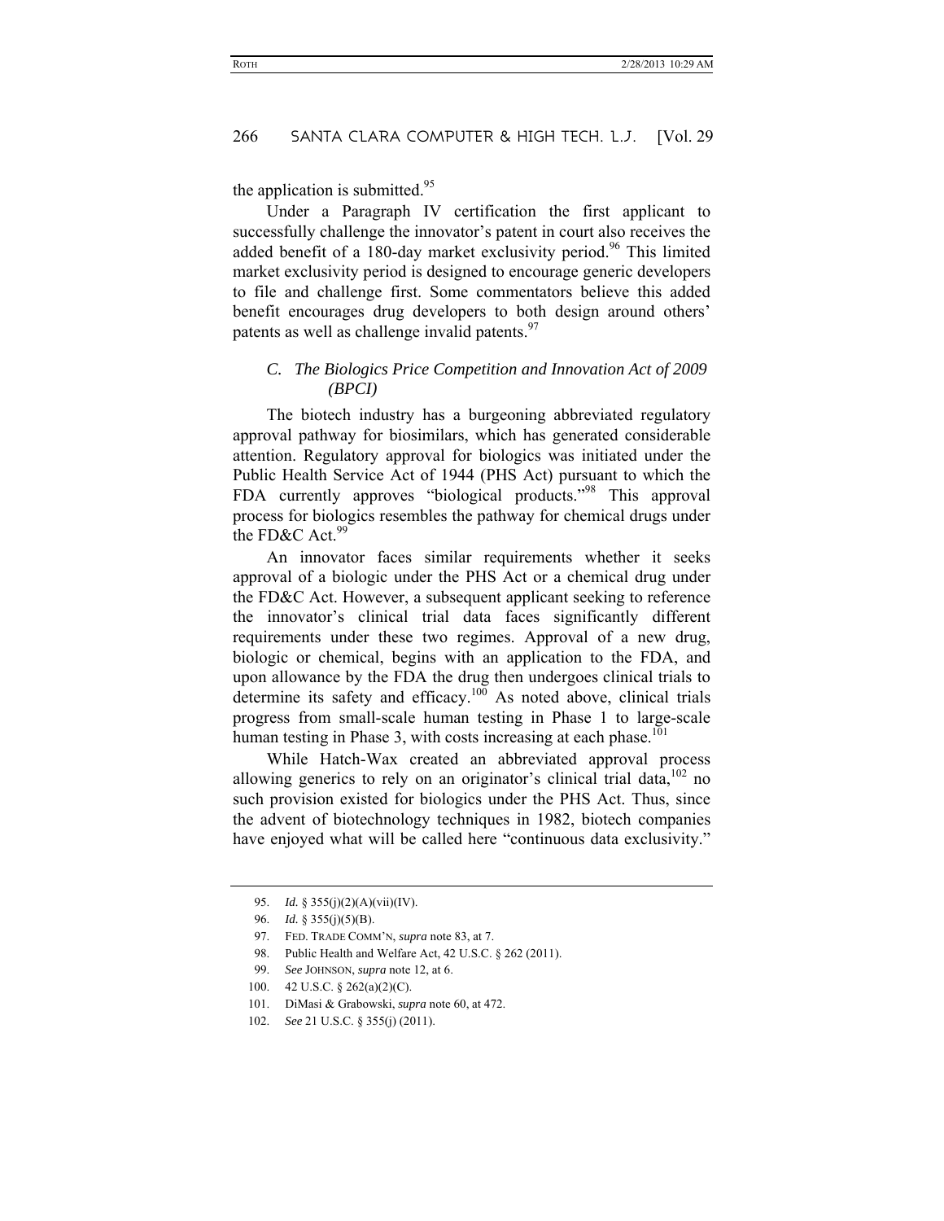the application is submitted.[95]

Under a Paragraph IV certification the first applicant to successfully challenge the innovator's patent in court also receives the added benefit of a 180-day market exclusivity period.[96] This limited market exclusivity period is designed to encourage generic developers to file and challenge first. Some commentators believe this added benefit encourages drug developers to both design around others' patents as well as challenge invalid patents.[97]

### *C. The Biologics Price Competition and Innovation Act of 2009 (BPCI)*

The biotech industry has a burgeoning abbreviated regulatory approval pathway for biosimilars, which has generated considerable attention. Regulatory approval for biologics was initiated under the Public Health Service Act of 1944 (PHS Act) pursuant to which the FDA currently approves "biological products."[98] This approval process for biologics resembles the pathway for chemical drugs under the FD&C Act.[99]

An innovator faces similar requirements whether it seeks approval of a biologic under the PHS Act or a chemical drug under the FD&C Act. However, a subsequent applicant seeking to reference the innovator's clinical trial data faces significantly different requirements under these two regimes. Approval of a new drug, biologic or chemical, begins with an application to the FDA, and upon allowance by the FDA the drug then undergoes clinical trials to determine its safety and efficacy.[100] As noted above, clinical trials progress from small-scale human testing in Phase 1 to large-scale human testing in Phase 3, with costs increasing at each phase.[101]

While Hatch-Wax created an abbreviated approval process allowing generics to rely on an originator's clinical trial data,[102] no such provision existed for biologics under the PHS Act. Thus, since the advent of biotechnology techniques in 1982, biotech companies have enjoyed what will be called here "continuous data exclusivity."

---

95. *Id.* § 355(j)(2)(A)(vii)(IV).

96. *Id.* § 355(j)(5)(B).

97. FED. TRADE COMM'N, *supra* note 83, at 7.

98. Public Health and Welfare Act, 42 U.S.C. § 262 (2011).

99. *See* JOHNSON, *supra* note 12, at 6.

100. 42 U.S.C. § 262(a)(2)(C).

101. DiMasi & Grabowski, *supra* note 60, at 472.

102. *See* 21 U.S.C. § 355(j) (2011).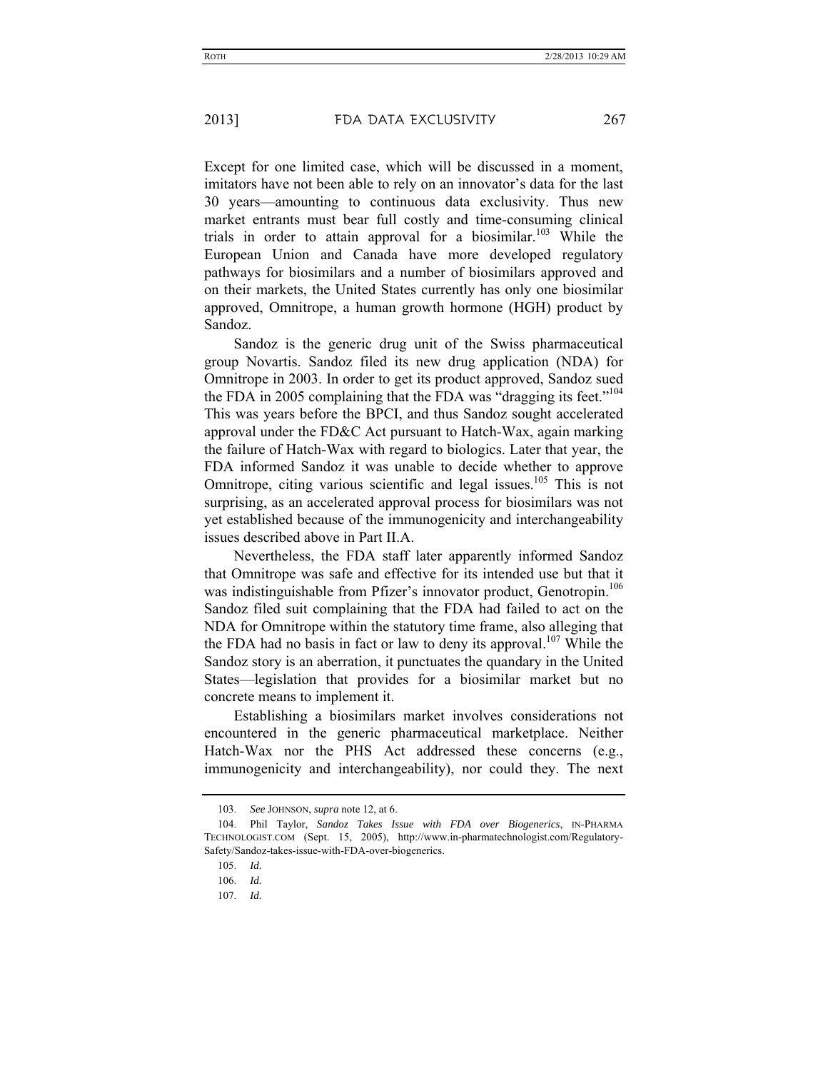Except for one limited case, which will be discussed in a moment, imitators have not been able to rely on an innovator's data for the last 30 years—amounting to continuous data exclusivity. Thus new market entrants must bear full costly and time-consuming clinical trials in order to attain approval for a biosimilar.[103] While the European Union and Canada have more developed regulatory pathways for biosimilars and a number of biosimilars approved and on their markets, the United States currently has only one biosimilar approved, Omnitrope, a human growth hormone (HGH) product by Sandoz.

Sandoz is the generic drug unit of the Swiss pharmaceutical group Novartis. Sandoz filed its new drug application (NDA) for Omnitrope in 2003. In order to get its product approved, Sandoz sued the FDA in 2005 complaining that the FDA was "dragging its feet."[104] This was years before the BPCI, and thus Sandoz sought accelerated approval under the FD&C Act pursuant to Hatch-Wax, again marking the failure of Hatch-Wax with regard to biologics. Later that year, the FDA informed Sandoz it was unable to decide whether to approve Omnitrope, citing various scientific and legal issues.[105] This is not surprising, as an accelerated approval process for biosimilars was not yet established because of the immunogenicity and interchangeability issues described above in Part II.A.

Nevertheless, the FDA staff later apparently informed Sandoz that Omnitrope was safe and effective for its intended use but that it was indistinguishable from Pfizer's innovator product, Genotropin.[106] Sandoz filed suit complaining that the FDA had failed to act on the NDA for Omnitrope within the statutory time frame, also alleging that the FDA had no basis in fact or law to deny its approval.[107] While the Sandoz story is an aberration, it punctuates the quandary in the United States—legislation that provides for a biosimilar market but no concrete means to implement it.

Establishing a biosimilars market involves considerations not encountered in the generic pharmaceutical marketplace. Neither Hatch-Wax nor the PHS Act addressed these concerns (e.g., immunogenicity and interchangeability), nor could they. The next

---

103. *See* JOHNSON, *supra* note 12, at 6.

104. Phil Taylor, *Sandoz Takes Issue with FDA over Biogenerics*, IN-PHARMA TECHNOLOGIST.COM (Sept. 15, 2005), http://www.in-pharmatechnologist.com/Regulatory-Safety/Sandoz-takes-issue-with-FDA-over-biogenerics.

105. *Id.*

106. *Id.*

107. *Id.*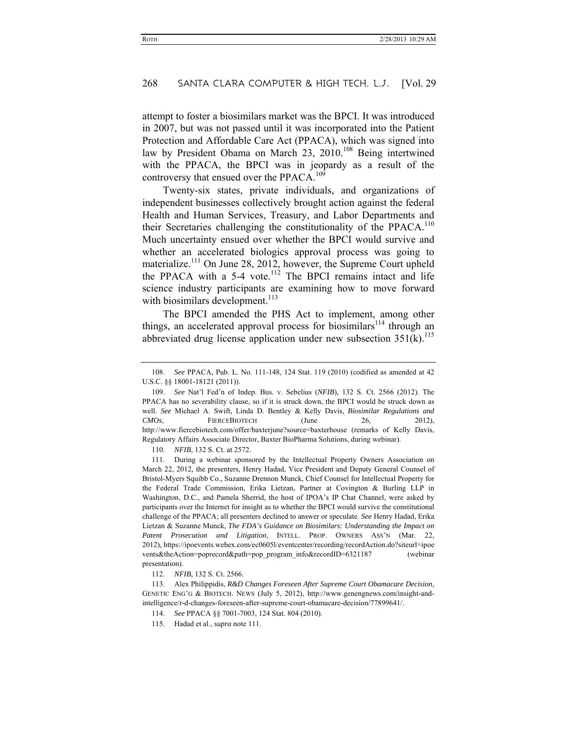attempt to foster a biosimilars market was the BPCI. It was introduced in 2007, but was not passed until it was incorporated into the Patient Protection and Affordable Care Act (PPACA), which was signed into law by President Obama on March 23, 2010.[108] Being intertwined with the PPACA, the BPCI was in jeopardy as a result of the controversy that ensued over the PPACA.[109]

Twenty-six states, private individuals, and organizations of independent businesses collectively brought action against the federal Health and Human Services, Treasury, and Labor Departments and their Secretaries challenging the constitutionality of the PPACA.[110] Much uncertainty ensued over whether the BPCI would survive and whether an accelerated biologics approval process was going to materialize.[111] On June 28, 2012, however, the Supreme Court upheld the PPACA with a 5-4 vote.[112] The BPCI remains intact and life science industry participants are examining how to move forward with biosimilars development.[113]

The BPCI amended the PHS Act to implement, among other things, an accelerated approval process for biosimilars[114] through an abbreviated drug license application under new subsection 351(k).[115]

---

108. *See* PPACA, Pub. L. No. 111-148, 124 Stat. 119 (2010) (codified as amended at 42 U.S.C. §§ 18001-18121 (2011)).

109. *See* Nat'l Fed'n of Indep. Bus. v. Sebelius (*NFIB*), 132 S. Ct. 2566 (2012). The PPACA has no severability clause, so if it is struck down, the BPCI would be struck down as well. *See* Michael A. Swift, Linda D. Bentley & Kelly Davis, *Biosimilar Regulations and CMOs*, FIERCEBIOTECH (June 26, 2012), http://www.fiercebiotech.com/offer/baxterjune?source=baxterhouse (remarks of Kelly Davis, Regulatory Affairs Associate Director, Baxter BioPharma Solutions, during webinar).

110. *NFIB*, 132 S. Ct. at 2572.

111. During a webinar sponsored by the Intellectual Property Owners Association on March 22, 2012, the presenters, Henry Hadad, Vice President and Deputy General Counsel of Bristol-Myers Squibb Co., Suzanne Drennon Munck, Chief Counsel for Intellectual Property for the Federal Trade Commission, Erika Lietzan, Partner at Covington & Burling LLP in Washington, D.C., and Pamela Sherrid, the host of IPOA's IP Chat Channel, were asked by participants over the Internet for insight as to whether the BPCI would survive the constitutional challenge of the PPACA; all presenters declined to answer or speculate. *See* Henry Hadad, Erika Lietzan & Suzanne Munck, *The FDA's Guidance on Biosimilars: Understanding the Impact on Patent Prosecution and Litigation*, INTELL. PROP. OWNERS ASS'N (Mar. 22, 2012), https://ipoevents.webex.com/ec0605l/eventcenter/recording/recordAction.do?siteurl=ipoevents&theAction=poprecord&path=pop_program_info&recordID=6321187 (webinar presentation).

112. *NFIB*, 132 S. Ct. 2566.

113. Alex Philippidis, *R&D Changes Foreseen After Supreme Court Obamacare Decision*, GENETIC ENG'G & BIOTECH. NEWS (July 5, 2012), http://www.genengnews.com/insight-and-intelligence/r-d-changes-foreseen-after-supreme-court-obamacare-decision/77899641/.

114. *See* PPACA §§ 7001-7003, 124 Stat. 804 (2010).

115. Hadad et al., *supra* note 111.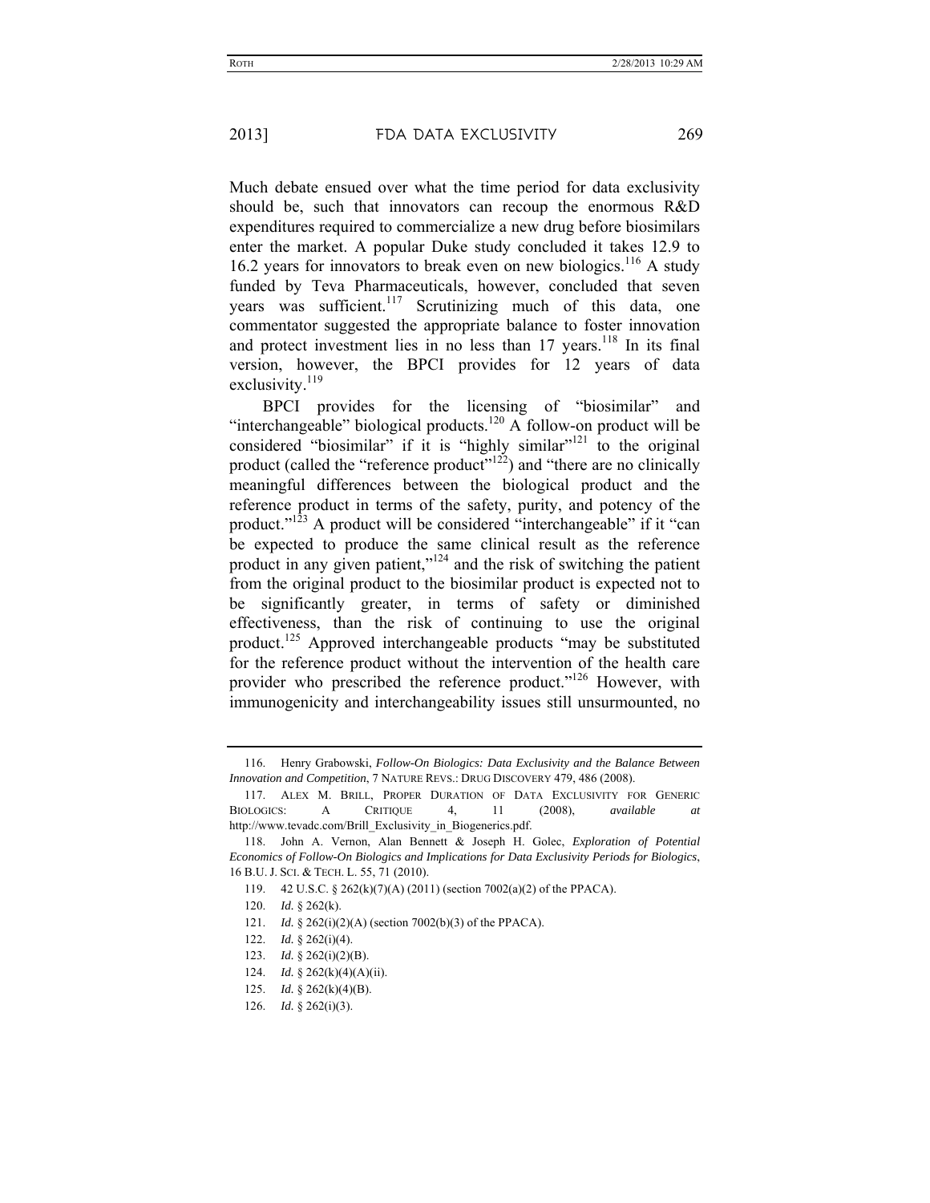Much debate ensued over what the time period for data exclusivity should be, such that innovators can recoup the enormous R&D expenditures required to commercialize a new drug before biosimilars enter the market. A popular Duke study concluded it takes 12.9 to 16.2 years for innovators to break even on new biologics.[116] A study funded by Teva Pharmaceuticals, however, concluded that seven years was sufficient.[117] Scrutinizing much of this data, one commentator suggested the appropriate balance to foster innovation and protect investment lies in no less than 17 years.[118] In its final version, however, the BPCI provides for 12 years of data exclusivity.[119]

BPCI provides for the licensing of "biosimilar" and "interchangeable" biological products.[120] A follow-on product will be considered "biosimilar" if it is "highly similar"[121] to the original product (called the "reference product"[122]) and "there are no clinically meaningful differences between the biological product and the reference product in terms of the safety, purity, and potency of the product."[123] A product will be considered "interchangeable" if it "can be expected to produce the same clinical result as the reference product in any given patient,"[124] and the risk of switching the patient from the original product to the biosimilar product is expected not to be significantly greater, in terms of safety or diminished effectiveness, than the risk of continuing to use the original product.[125] Approved interchangeable products "may be substituted for the reference product without the intervention of the health care provider who prescribed the reference product."[126] However, with immunogenicity and interchangeability issues still unsurmounted, no

---

116. Henry Grabowski, *Follow-On Biologics: Data Exclusivity and the Balance Between Innovation and Competition*, 7 NATURE REVS.: DRUG DISCOVERY 479, 486 (2008).

117. ALEX M. BRILL, PROPER DURATION OF DATA EXCLUSIVITY FOR GENERIC BIOLOGICS: A CRITIQUE 4, 11 (2008), *available at* http://www.tevadc.com/Brill_Exclusivity_in_Biogenerics.pdf.

118. John A. Vernon, Alan Bennett & Joseph H. Golec, *Exploration of Potential Economics of Follow-On Biologics and Implications for Data Exclusivity Periods for Biologics*, 16 B.U. J. SCI. & TECH. L. 55, 71 (2010).

119. 42 U.S.C. § 262(k)(7)(A) (2011) (section 7002(a)(2) of the PPACA).

120. *Id.* § 262(k).

121. *Id.* § 262(i)(2)(A) (section 7002(b)(3) of the PPACA).

122. *Id.* § 262(i)(4).

123. *Id.* § 262(i)(2)(B).

124. *Id.* § 262(k)(4)(A)(ii).

125. *Id.* § 262(k)(4)(B).

126. *Id.* § 262(i)(3).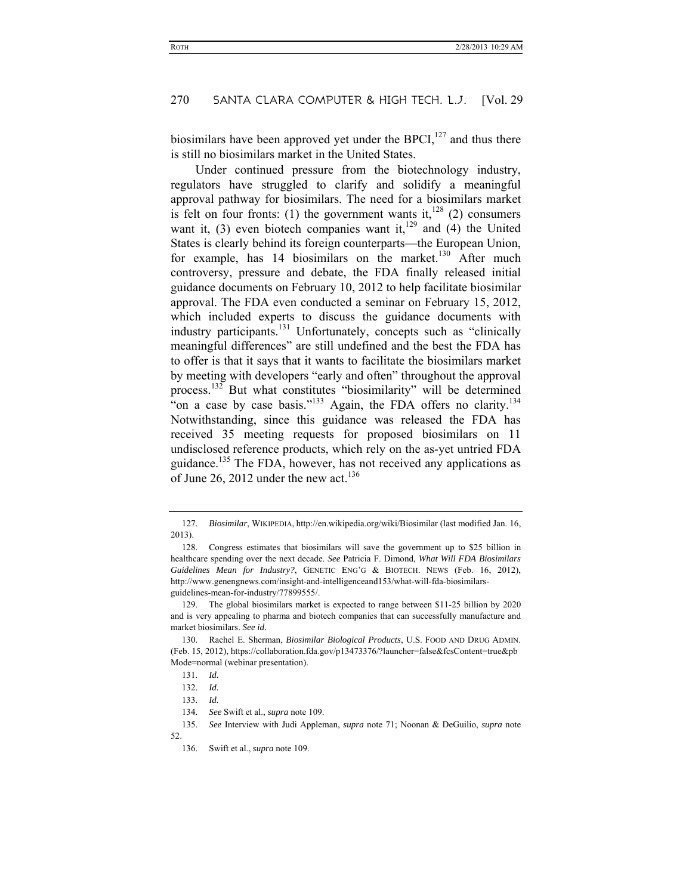biosimilars have been approved yet under the BPCI,[127] and thus there is still no biosimilars market in the United States.

Under continued pressure from the biotechnology industry, regulators have struggled to clarify and solidify a meaningful approval pathway for biosimilars. The need for a biosimilars market is felt on four fronts: (1) the government wants it,[128] (2) consumers want it, (3) even biotech companies want it,[129] and (4) the United States is clearly behind its foreign counterparts—the European Union, for example, has 14 biosimilars on the market.[130] After much controversy, pressure and debate, the FDA finally released initial guidance documents on February 10, 2012 to help facilitate biosimilar approval. The FDA even conducted a seminar on February 15, 2012, which included experts to discuss the guidance documents with industry participants.[131] Unfortunately, concepts such as "clinically meaningful differences" are still undefined and the best the FDA has to offer is that it says that it wants to facilitate the biosimilars market by meeting with developers "early and often" throughout the approval process.[132] But what constitutes "biosimilarity" will be determined "on a case by case basis."[133] Again, the FDA offers no clarity.[134] Notwithstanding, since this guidance was released the FDA has received 35 meeting requests for proposed biosimilars on 11 undisclosed reference products, which rely on the as-yet untried FDA guidance.[135] The FDA, however, has not received any applications as of June 26, 2012 under the new act.[136]

---

127. *Biosimilar*, WIKIPEDIA, http://en.wikipedia.org/wiki/Biosimilar (last modified Jan. 16, 2013).

128. Congress estimates that biosimilars will save the government up to $25 billion in healthcare spending over the next decade. *See* Patricia F. Dimond, *What Will FDA Biosimilars Guidelines Mean for Industry?*, GENETIC ENG'G & BIOTECH. NEWS (Feb. 16, 2012), http://www.genengnews.com/insight-and-intelligenceand153/what-will-fda-biosimilars-guidelines-mean-for-industry/77899555/.

129. The global biosimilars market is expected to range between $11-25 billion by 2020 and is very appealing to pharma and biotech companies that can successfully manufacture and market biosimilars. *See id.*

130. Rachel E. Sherman, *Biosimilar Biological Products*, U.S. FOOD AND DRUG ADMIN. (Feb. 15, 2012), https://collaboration.fda.gov/p13473376/?launcher=false&fcsContent=true&pbMode=normal (webinar presentation).

131. *Id.*

132. *Id.*

133. *Id.*

134. *See* Swift et al., *supra* note 109.

135. *See* Interview with Judi Appleman, *supra* note 71; Noonan & DeGuilio, *supra* note 52.

136. Swift et al., *supra* note 109.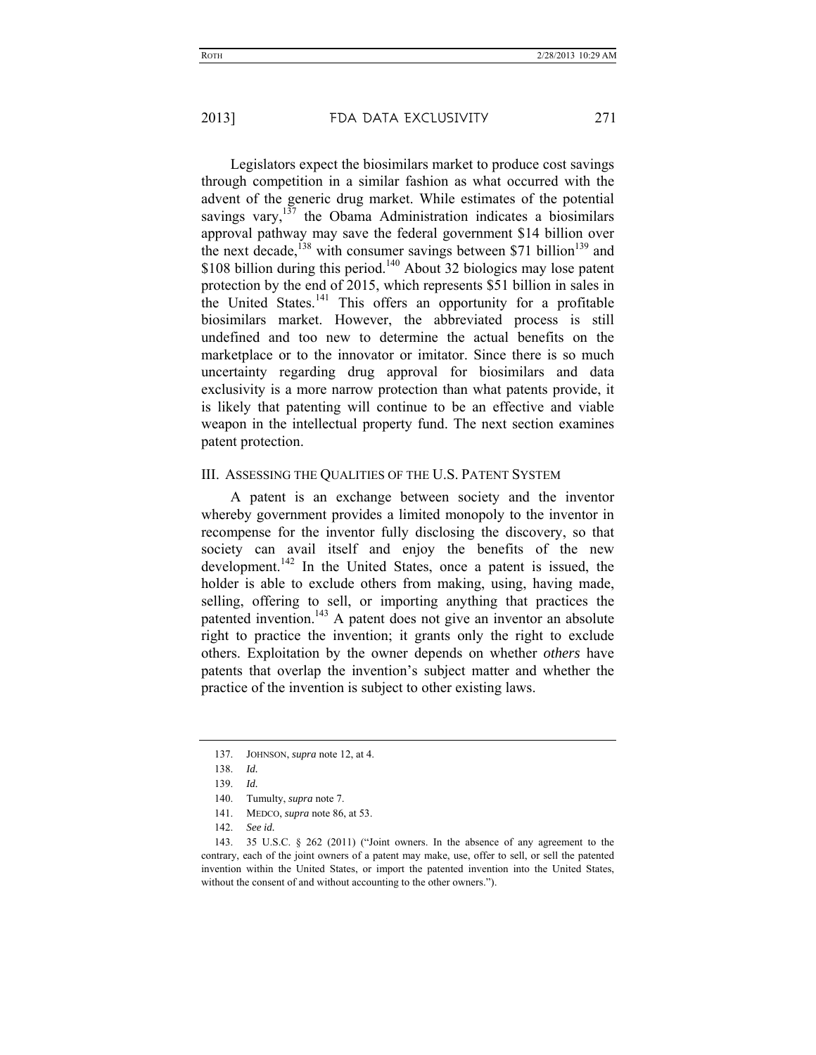Legislators expect the biosimilars market to produce cost savings through competition in a similar fashion as what occurred with the advent of the generic drug market. While estimates of the potential savings vary,[137] the Obama Administration indicates a biosimilars approval pathway may save the federal government $14 billion over the next decade,[138] with consumer savings between $71 billion[139] and $108 billion during this period.[140] About 32 biologics may lose patent protection by the end of 2015, which represents $51 billion in sales in the United States.[141] This offers an opportunity for a profitable biosimilars market. However, the abbreviated process is still undefined and too new to determine the actual benefits on the marketplace or to the innovator or imitator. Since there is so much uncertainty regarding drug approval for biosimilars and data exclusivity is a more narrow protection than what patents provide, it is likely that patenting will continue to be an effective and viable weapon in the intellectual property fund. The next section examines patent protection.

## III. ASSESSING THE QUALITIES OF THE U.S. PATENT SYSTEM

A patent is an exchange between society and the inventor whereby government provides a limited monopoly to the inventor in recompense for the inventor fully disclosing the discovery, so that society can avail itself and enjoy the benefits of the new development.[142] In the United States, once a patent is issued, the holder is able to exclude others from making, using, having made, selling, offering to sell, or importing anything that practices the patented invention.[143] A patent does not give an inventor an absolute right to practice the invention; it grants only the right to exclude others. Exploitation by the owner depends on whether *others* have patents that overlap the invention's subject matter and whether the practice of the invention is subject to other existing laws.

---

137. JOHNSON, *supra* note 12, at 4.

138. *Id.*

139. *Id.*

140. Tumulty, *supra* note 7.

141. MEDCO, *supra* note 86, at 53.

142. *See id.*

143. 35 U.S.C. § 262 (2011) ("Joint owners. In the absence of any agreement to the contrary, each of the joint owners of a patent may make, use, offer to sell, or sell the patented invention within the United States, or import the patented invention into the United States, without the consent of and without accounting to the other owners.").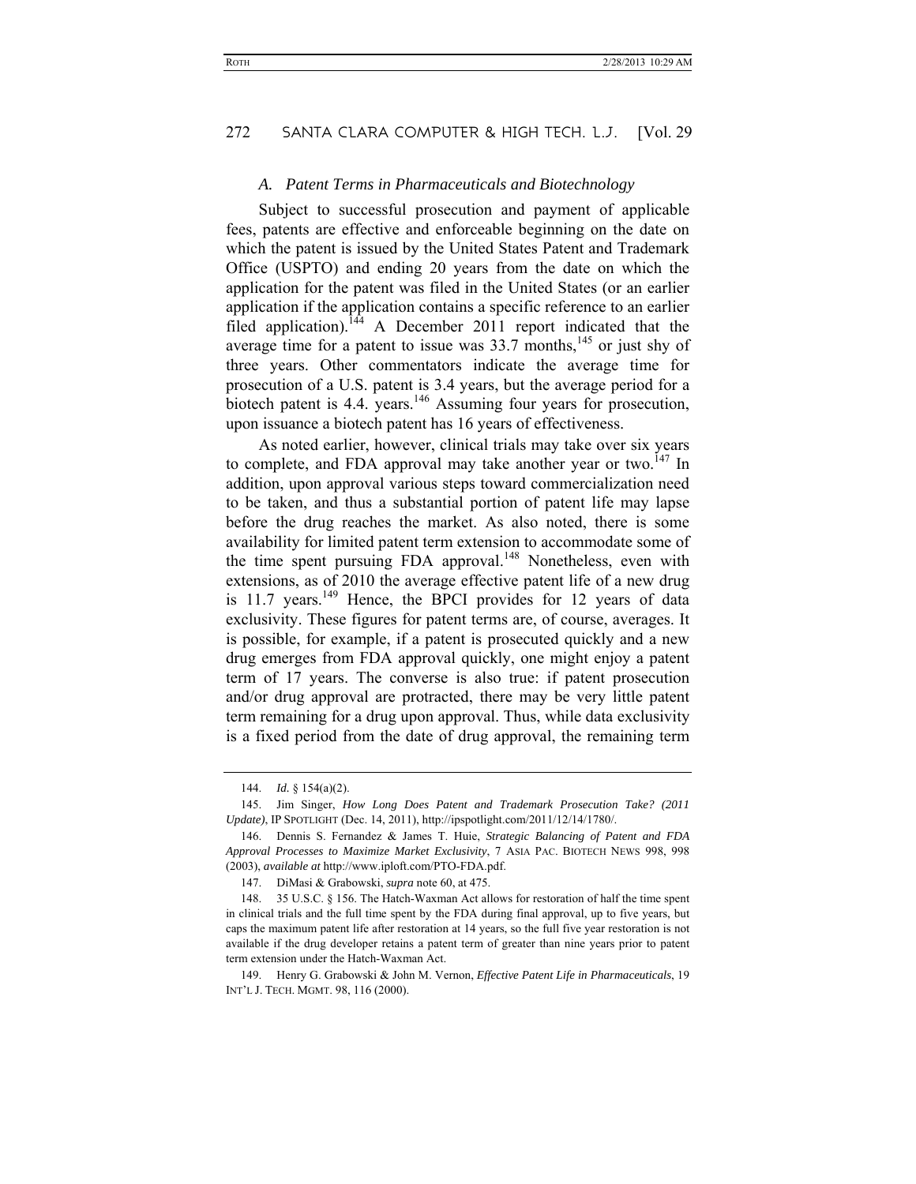### *A. Patent Terms in Pharmaceuticals and Biotechnology*

Subject to successful prosecution and payment of applicable fees, patents are effective and enforceable beginning on the date on which the patent is issued by the United States Patent and Trademark Office (USPTO) and ending 20 years from the date on which the application for the patent was filed in the United States (or an earlier application if the application contains a specific reference to an earlier filed application).[144] A December 2011 report indicated that the average time for a patent to issue was 33.7 months,[145] or just shy of three years. Other commentators indicate the average time for prosecution of a U.S. patent is 3.4 years, but the average period for a biotech patent is 4.4. years.[146] Assuming four years for prosecution, upon issuance a biotech patent has 16 years of effectiveness.

As noted earlier, however, clinical trials may take over six years to complete, and FDA approval may take another year or two.[147] In addition, upon approval various steps toward commercialization need to be taken, and thus a substantial portion of patent life may lapse before the drug reaches the market. As also noted, there is some availability for limited patent term extension to accommodate some of the time spent pursuing FDA approval.[148] Nonetheless, even with extensions, as of 2010 the average effective patent life of a new drug is 11.7 years.[149] Hence, the BPCI provides for 12 years of data exclusivity. These figures for patent terms are, of course, averages. It is possible, for example, if a patent is prosecuted quickly and a new drug emerges from FDA approval quickly, one might enjoy a patent term of 17 years. The converse is also true: if patent prosecution and/or drug approval are protracted, there may be very little patent term remaining for a drug upon approval. Thus, while data exclusivity is a fixed period from the date of drug approval, the remaining term

---

144. *Id.* § 154(a)(2).

145. Jim Singer, *How Long Does Patent and Trademark Prosecution Take? (2011 Update)*, IP SPOTLIGHT (Dec. 14, 2011), http://ipspotlight.com/2011/12/14/1780/.

146. Dennis S. Fernandez & James T. Huie, *Strategic Balancing of Patent and FDA Approval Processes to Maximize Market Exclusivity*, 7 ASIA PAC. BIOTECH NEWS 998, 998 (2003), *available at* http://www.iploft.com/PTO-FDA.pdf.

147. DiMasi & Grabowski, *supra* note 60, at 475.

148. 35 U.S.C. § 156. The Hatch-Waxman Act allows for restoration of half the time spent in clinical trials and the full time spent by the FDA during final approval, up to five years, but caps the maximum patent life after restoration at 14 years, so the full five year restoration is not available if the drug developer retains a patent term of greater than nine years prior to patent term extension under the Hatch-Waxman Act.

149. Henry G. Grabowski & John M. Vernon, *Effective Patent Life in Pharmaceuticals*, 19 INT'L J. TECH. MGMT. 98, 116 (2000).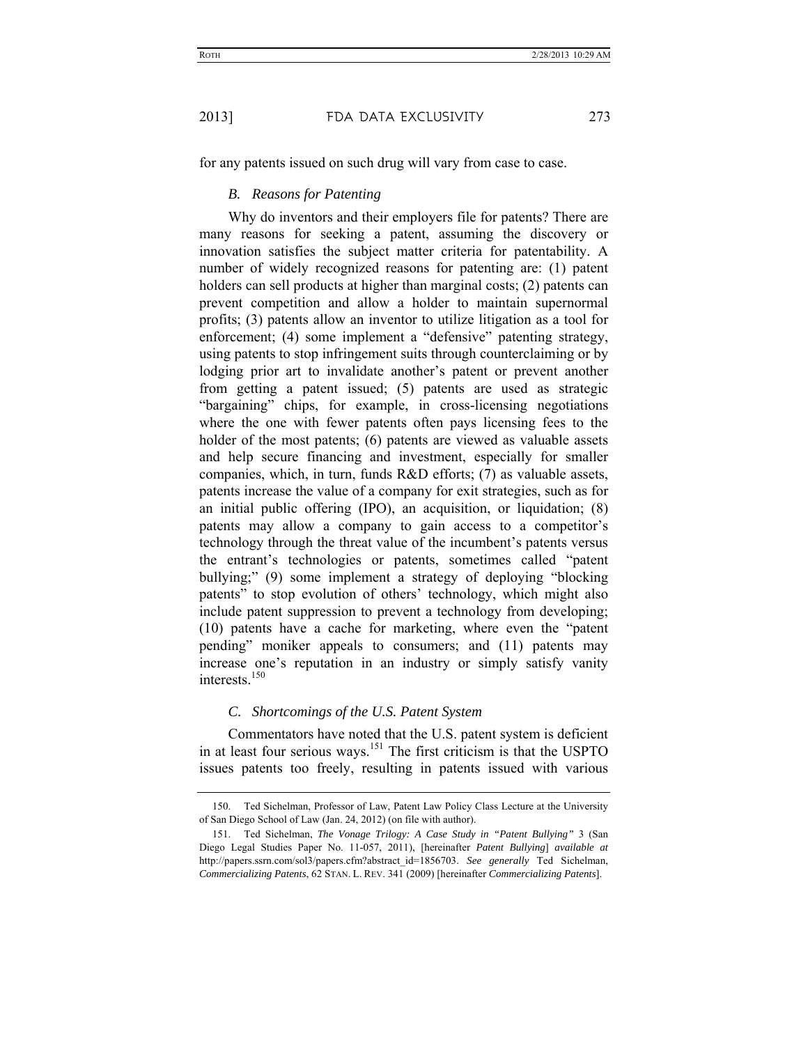for any patents issued on such drug will vary from case to case.

### *B. Reasons for Patenting*

Why do inventors and their employers file for patents? There are many reasons for seeking a patent, assuming the discovery or innovation satisfies the subject matter criteria for patentability. A number of widely recognized reasons for patenting are: (1) patent holders can sell products at higher than marginal costs; (2) patents can prevent competition and allow a holder to maintain supernormal profits; (3) patents allow an inventor to utilize litigation as a tool for enforcement; (4) some implement a "defensive" patenting strategy, using patents to stop infringement suits through counterclaiming or by lodging prior art to invalidate another's patent or prevent another from getting a patent issued; (5) patents are used as strategic "bargaining" chips, for example, in cross-licensing negotiations where the one with fewer patents often pays licensing fees to the holder of the most patents; (6) patents are viewed as valuable assets and help secure financing and investment, especially for smaller companies, which, in turn, funds R&D efforts; (7) as valuable assets, patents increase the value of a company for exit strategies, such as for an initial public offering (IPO), an acquisition, or liquidation; (8) patents may allow a company to gain access to a competitor's technology through the threat value of the incumbent's patents versus the entrant's technologies or patents, sometimes called "patent bullying;" (9) some implement a strategy of deploying "blocking patents" to stop evolution of others' technology, which might also include patent suppression to prevent a technology from developing; (10) patents have a cache for marketing, where even the "patent pending" moniker appeals to consumers; and (11) patents may increase one's reputation in an industry or simply satisfy vanity interests.[150]

### *C. Shortcomings of the U.S. Patent System*

Commentators have noted that the U.S. patent system is deficient in at least four serious ways.[151] The first criticism is that the USPTO issues patents too freely, resulting in patents issued with various

---

150. Ted Sichelman, Professor of Law, Patent Law Policy Class Lecture at the University of San Diego School of Law (Jan. 24, 2012) (on file with author).

151. Ted Sichelman, *The Vonage Trilogy: A Case Study in "Patent Bullying"* 3 (San Diego Legal Studies Paper No. 11-057, 2011), [hereinafter *Patent Bullying*] *available at* http://papers.ssrn.com/sol3/papers.cfm?abstract_id=1856703. *See generally* Ted Sichelman, *Commercializing Patents*, 62 STAN. L. REV. 341 (2009) [hereinafter *Commercializing Patents*].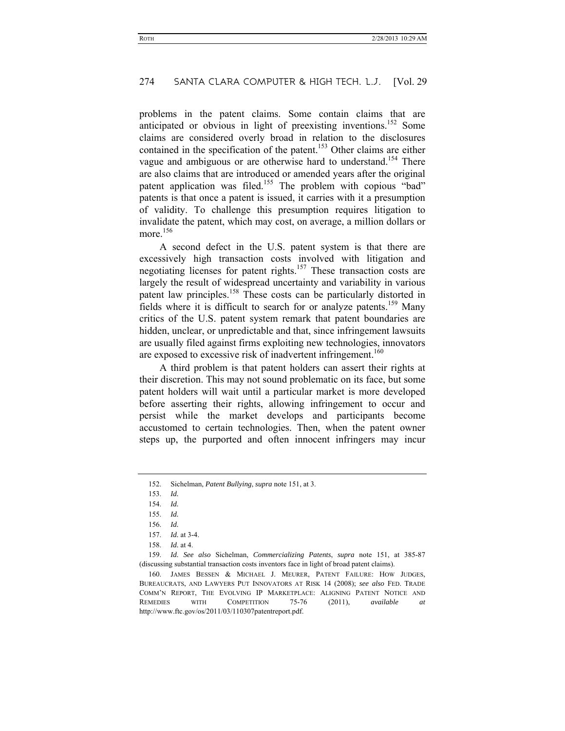problems in the patent claims. Some contain claims that are anticipated or obvious in light of preexisting inventions.[152] Some claims are considered overly broad in relation to the disclosures contained in the specification of the patent.[153] Other claims are either vague and ambiguous or are otherwise hard to understand.[154] There are also claims that are introduced or amended years after the original patent application was filed.[155] The problem with copious "bad" patents is that once a patent is issued, it carries with it a presumption of validity. To challenge this presumption requires litigation to invalidate the patent, which may cost, on average, a million dollars or more.[156]

A second defect in the U.S. patent system is that there are excessively high transaction costs involved with litigation and negotiating licenses for patent rights.[157] These transaction costs are largely the result of widespread uncertainty and variability in various patent law principles.[158] These costs can be particularly distorted in fields where it is difficult to search for or analyze patents.[159] Many critics of the U.S. patent system remark that patent boundaries are hidden, unclear, or unpredictable and that, since infringement lawsuits are usually filed against firms exploiting new technologies, innovators are exposed to excessive risk of inadvertent infringement.[160]

A third problem is that patent holders can assert their rights at their discretion. This may not sound problematic on its face, but some patent holders will wait until a particular market is more developed before asserting their rights, allowing infringement to occur and persist while the market develops and participants become accustomed to certain technologies. Then, when the patent owner steps up, the purported and often innocent infringers may incur

---

152. Sichelman, *Patent Bullying*, *supra* note 151, at 3.

153. *Id.*

154. *Id.*

155. *Id.*

156. *Id.*

157. *Id.* at 3-4.

158. *Id.* at 4.

159. *Id. See also* Sichelman, *Commercializing Patents*, *supra* note 151, at 385-87 (discussing substantial transaction costs inventors face in light of broad patent claims).

160. JAMES BESSEN & MICHAEL J. MEURER, PATENT FAILURE: HOW JUDGES, BUREAUCRATS, AND LAWYERS PUT INNOVATORS AT RISK 14 (2008); *see also* FED. TRADE COMM'N REPORT, THE EVOLVING IP MARKETPLACE: ALIGNING PATENT NOTICE AND REMEDIES WITH COMPETITION 75-76 (2011), *available at* http://www.ftc.gov/os/2011/03/110307patentreport.pdf.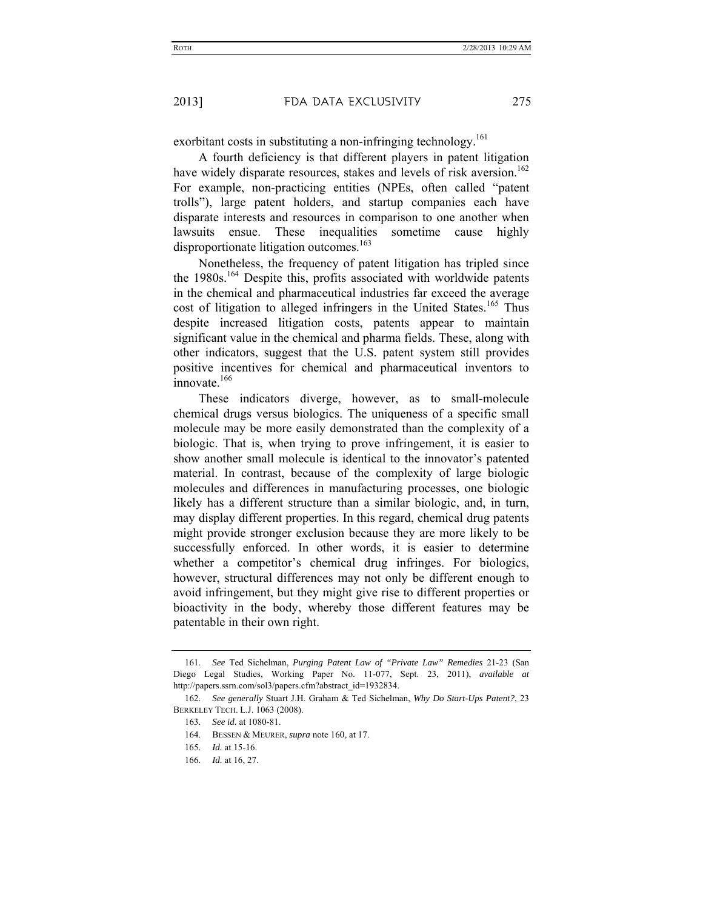exorbitant costs in substituting a non-infringing technology.[161]

A fourth deficiency is that different players in patent litigation have widely disparate resources, stakes and levels of risk aversion.[162] For example, non-practicing entities (NPEs, often called "patent trolls"), large patent holders, and startup companies each have disparate interests and resources in comparison to one another when lawsuits ensue. These inequalities sometime cause highly disproportionate litigation outcomes.[163]

Nonetheless, the frequency of patent litigation has tripled since the 1980s.[164] Despite this, profits associated with worldwide patents in the chemical and pharmaceutical industries far exceed the average cost of litigation to alleged infringers in the United States.[165] Thus despite increased litigation costs, patents appear to maintain significant value in the chemical and pharma fields. These, along with other indicators, suggest that the U.S. patent system still provides positive incentives for chemical and pharmaceutical inventors to innovate.[166]

These indicators diverge, however, as to small-molecule chemical drugs versus biologics. The uniqueness of a specific small molecule may be more easily demonstrated than the complexity of a biologic. That is, when trying to prove infringement, it is easier to show another small molecule is identical to the innovator's patented material. In contrast, because of the complexity of large biologic molecules and differences in manufacturing processes, one biologic likely has a different structure than a similar biologic, and, in turn, may display different properties. In this regard, chemical drug patents might provide stronger exclusion because they are more likely to be successfully enforced. In other words, it is easier to determine whether a competitor's chemical drug infringes. For biologics, however, structural differences may not only be different enough to avoid infringement, but they might give rise to different properties or bioactivity in the body, whereby those different features may be patentable in their own right.

---

161. *See* Ted Sichelman, *Purging Patent Law of "Private Law" Remedies* 21-23 (San Diego Legal Studies, Working Paper No. 11-077, Sept. 23, 2011), *available at* http://papers.ssrn.com/sol3/papers.cfm?abstract_id=1932834.

162. *See generally* Stuart J.H. Graham & Ted Sichelman, *Why Do Start-Ups Patent?*, 23 BERKELEY TECH. L.J. 1063 (2008).

163. *See id.* at 1080-81.

164. BESSEN & MEURER, *supra* note 160, at 17.

165. *Id.* at 15-16.

166. *Id.* at 16, 27.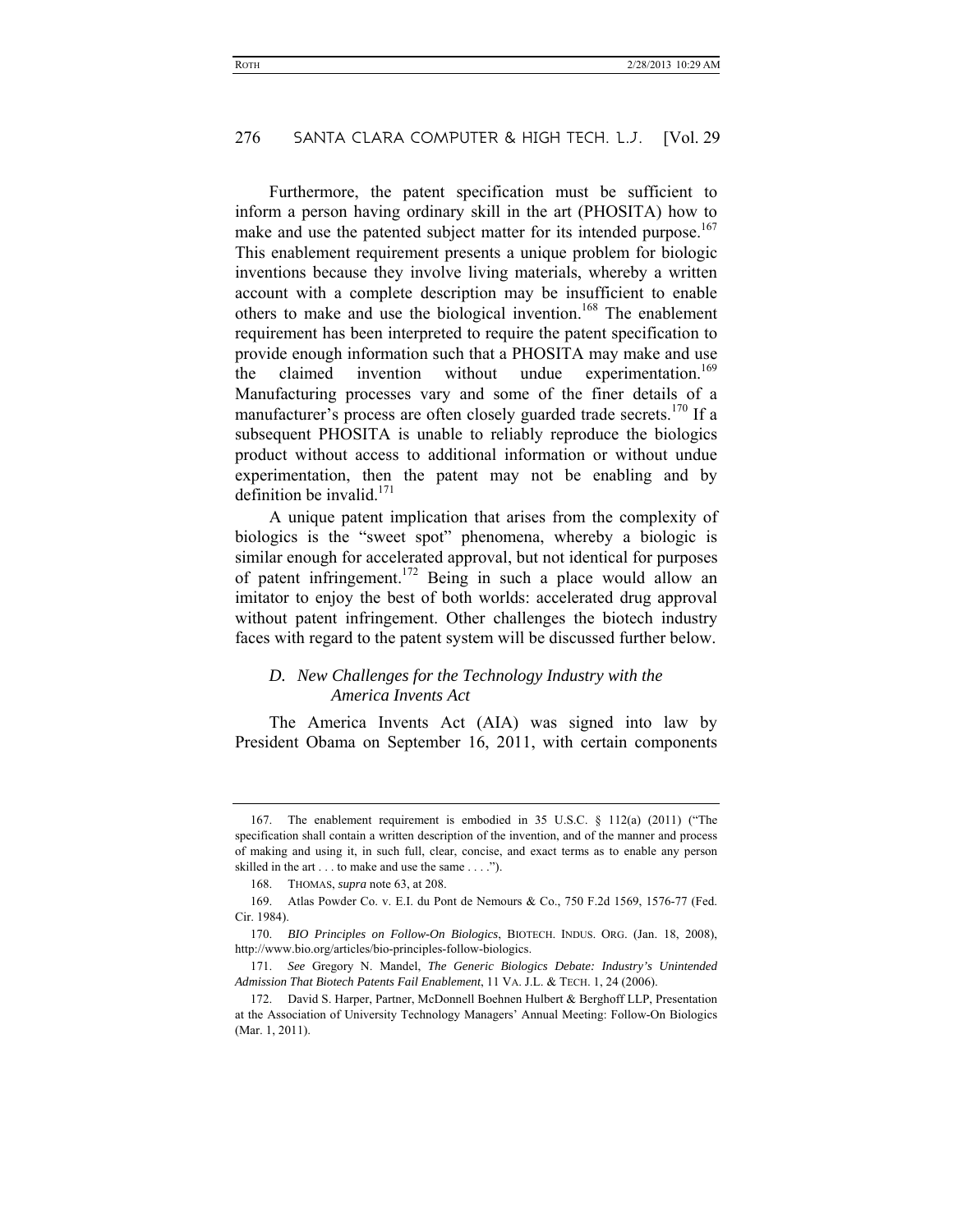Furthermore, the patent specification must be sufficient to inform a person having ordinary skill in the art (PHOSITA) how to make and use the patented subject matter for its intended purpose.[167] This enablement requirement presents a unique problem for biologic inventions because they involve living materials, whereby a written account with a complete description may be insufficient to enable others to make and use the biological invention.[168] The enablement requirement has been interpreted to require the patent specification to provide enough information such that a PHOSITA may make and use the claimed invention without undue experimentation.[169] Manufacturing processes vary and some of the finer details of a manufacturer's process are often closely guarded trade secrets.[170] If a subsequent PHOSITA is unable to reliably reproduce the biologics product without access to additional information or without undue experimentation, then the patent may not be enabling and by definition be invalid.[171]

A unique patent implication that arises from the complexity of biologics is the "sweet spot" phenomena, whereby a biologic is similar enough for accelerated approval, but not identical for purposes of patent infringement.[172] Being in such a place would allow an imitator to enjoy the best of both worlds: accelerated drug approval without patent infringement. Other challenges the biotech industry faces with regard to the patent system will be discussed further below.

### *D. New Challenges for the Technology Industry with the America Invents Act*

The America Invents Act (AIA) was signed into law by President Obama on September 16, 2011, with certain components

---

167. The enablement requirement is embodied in 35 U.S.C. § 112(a) (2011) ("The specification shall contain a written description of the invention, and of the manner and process of making and using it, in such full, clear, concise, and exact terms as to enable any person skilled in the art . . . to make and use the same . . . .").

168. THOMAS, *supra* note 63, at 208.

169. Atlas Powder Co. v. E.I. du Pont de Nemours & Co., 750 F.2d 1569, 1576-77 (Fed. Cir. 1984).

170. *BIO Principles on Follow-On Biologics*, BIOTECH. INDUS. ORG. (Jan. 18, 2008), http://www.bio.org/articles/bio-principles-follow-biologics.

171. *See* Gregory N. Mandel, *The Generic Biologics Debate: Industry's Unintended Admission That Biotech Patents Fail Enablement*, 11 VA. J.L. & TECH. 1, 24 (2006).

172. David S. Harper, Partner, McDonnell Boehnen Hulbert & Berghoff LLP, Presentation at the Association of University Technology Managers' Annual Meeting: Follow-On Biologics (Mar. 1, 2011).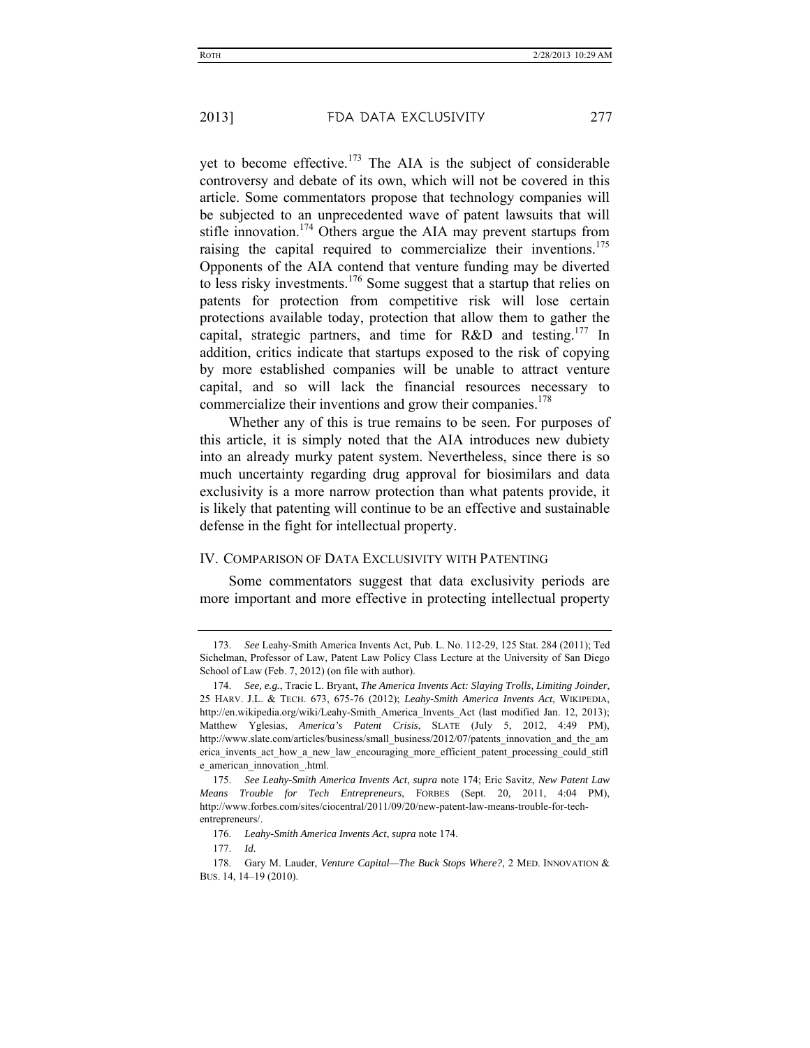yet to become effective.[173] The AIA is the subject of considerable controversy and debate of its own, which will not be covered in this article. Some commentators propose that technology companies will be subjected to an unprecedented wave of patent lawsuits that will stifle innovation.[174] Others argue the AIA may prevent startups from raising the capital required to commercialize their inventions.[175] Opponents of the AIA contend that venture funding may be diverted to less risky investments.[176] Some suggest that a startup that relies on patents for protection from competitive risk will lose certain protections available today, protection that allow them to gather the capital, strategic partners, and time for R&D and testing.[177] In addition, critics indicate that startups exposed to the risk of copying by more established companies will be unable to attract venture capital, and so will lack the financial resources necessary to commercialize their inventions and grow their companies.[178]

Whether any of this is true remains to be seen. For purposes of this article, it is simply noted that the AIA introduces new dubiety into an already murky patent system. Nevertheless, since there is so much uncertainty regarding drug approval for biosimilars and data exclusivity is a more narrow protection than what patents provide, it is likely that patenting will continue to be an effective and sustainable defense in the fight for intellectual property.

## IV. COMPARISON OF DATA EXCLUSIVITY WITH PATENTING

Some commentators suggest that data exclusivity periods are more important and more effective in protecting intellectual property

---

173. *See* Leahy-Smith America Invents Act, Pub. L. No. 112-29, 125 Stat. 284 (2011); Ted Sichelman, Professor of Law, Patent Law Policy Class Lecture at the University of San Diego School of Law (Feb. 7, 2012) (on file with author).

174. *See, e.g.*, Tracie L. Bryant, *The America Invents Act: Slaying Trolls, Limiting Joinder*, 25 HARV. J.L. & TECH. 673, 675-76 (2012); *Leahy-Smith America Invents Act*, WIKIPEDIA, http://en.wikipedia.org/wiki/Leahy-Smith_America_Invents_Act (last modified Jan. 12, 2013); Matthew Yglesias, *America's Patent Crisis*, SLATE (July 5, 2012, 4:49 PM), http://www.slate.com/articles/business/small_business/2012/07/patents_innovation_and_the_america_invents_act_how_a_new_law_encouraging_more_efficient_patent_processing_could_stifle_american_innovation_.html.

175. *See Leahy-Smith America Invents Act*, *supra* note 174; Eric Savitz, *New Patent Law Means Trouble for Tech Entrepreneurs*, FORBES (Sept. 20, 2011, 4:04 PM), http://www.forbes.com/sites/ciocentral/2011/09/20/new-patent-law-means-trouble-for-tech-entrepreneurs/.

176. *Leahy-Smith America Invents Act*, *supra* note 174.

177. *Id.*

178. Gary M. Lauder, *Venture Capital—The Buck Stops Where?*, 2 MED. INNOVATION & BUS. 14, 14–19 (2010).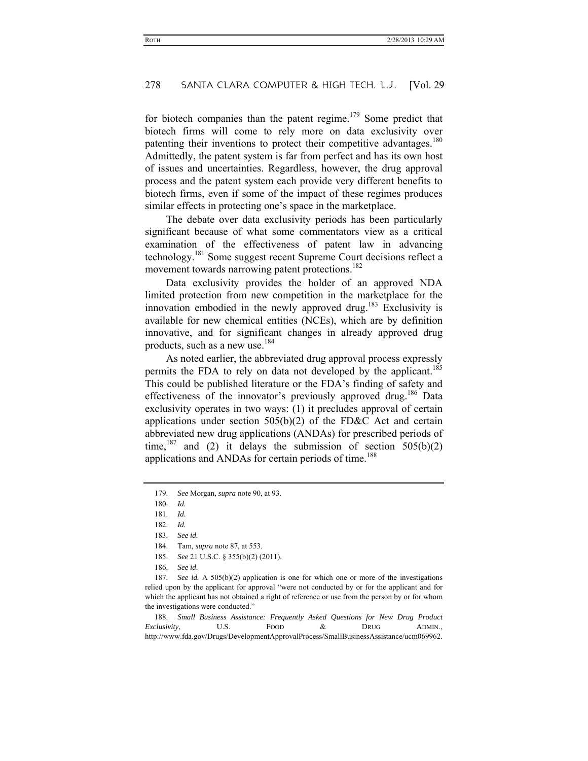for biotech companies than the patent regime.[179] Some predict that biotech firms will come to rely more on data exclusivity over patenting their inventions to protect their competitive advantages.[180] Admittedly, the patent system is far from perfect and has its own host of issues and uncertainties. Regardless, however, the drug approval process and the patent system each provide very different benefits to biotech firms, even if some of the impact of these regimes produces similar effects in protecting one's space in the marketplace.

The debate over data exclusivity periods has been particularly significant because of what some commentators view as a critical examination of the effectiveness of patent law in advancing technology.[181] Some suggest recent Supreme Court decisions reflect a movement towards narrowing patent protections.[182]

Data exclusivity provides the holder of an approved NDA limited protection from new competition in the marketplace for the innovation embodied in the newly approved drug.[183] Exclusivity is available for new chemical entities (NCEs), which are by definition innovative, and for significant changes in already approved drug products, such as a new use.[184]

As noted earlier, the abbreviated drug approval process expressly permits the FDA to rely on data not developed by the applicant.[185] This could be published literature or the FDA's finding of safety and effectiveness of the innovator's previously approved drug.[186] Data exclusivity operates in two ways: (1) it precludes approval of certain applications under section 505(b)(2) of the FD&C Act and certain abbreviated new drug applications (ANDAs) for prescribed periods of time,[187] and (2) it delays the submission of section 505(b)(2) applications and ANDAs for certain periods of time.[188]

---

179. *See* Morgan, *supra* note 90, at 93.

180. *Id.*

181. *Id.*

182. *Id.*

183. *See id.*

184. Tam, *supra* note 87, at 553.

185. *See* 21 U.S.C. § 355(b)(2) (2011).

186. *See id.*

187. *See id.* A 505(b)(2) application is one for which one or more of the investigations relied upon by the applicant for approval "were not conducted by or for the applicant and for which the applicant has not obtained a right of reference or use from the person by or for whom the investigations were conducted."

188. *Small Business Assistance: Frequently Asked Questions for New Drug Product Exclusivity*, U.S. FOOD & DRUG ADMIN., http://www.fda.gov/Drugs/DevelopmentApprovalProcess/SmallBusinessAssistance/ucm069962.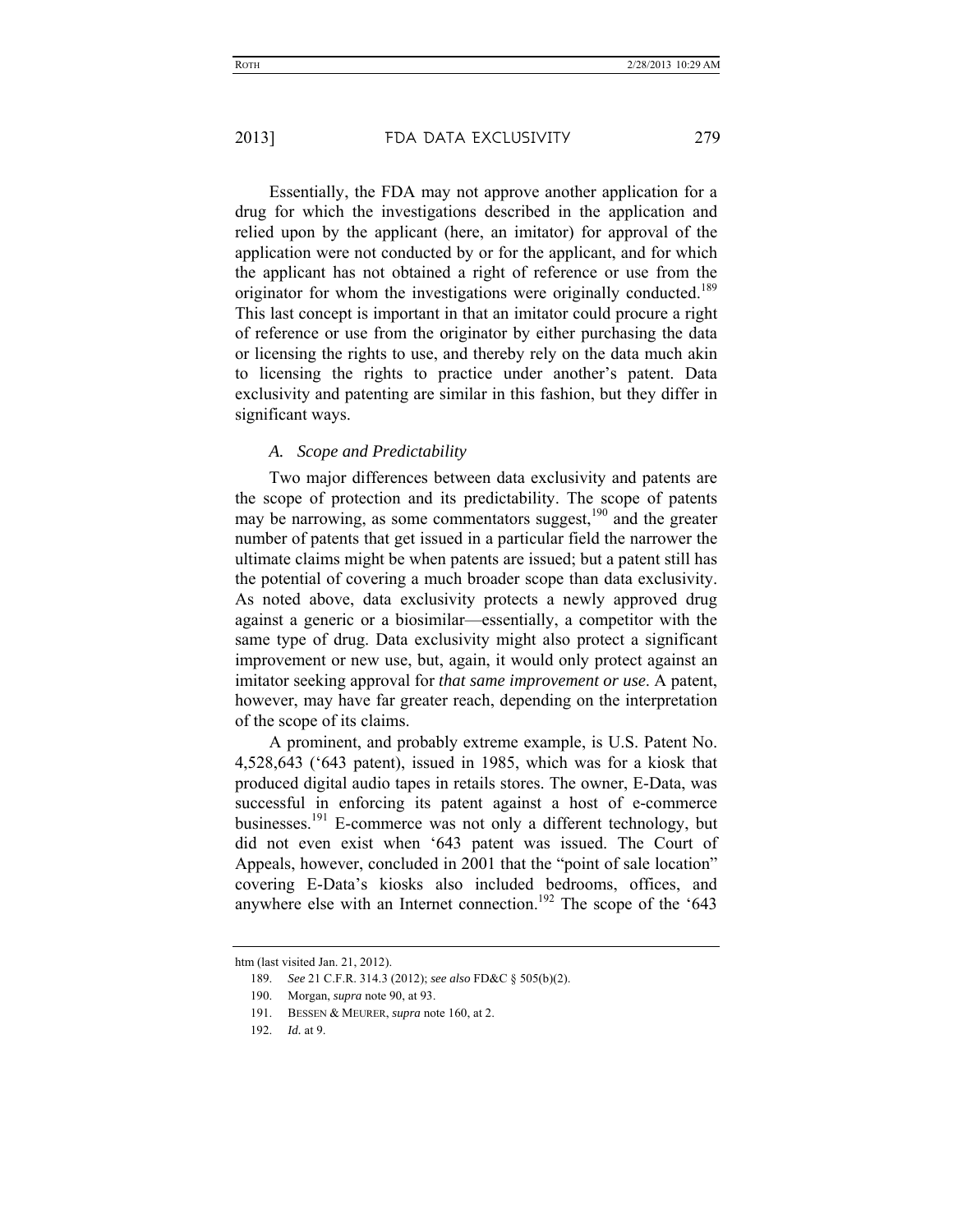Essentially, the FDA may not approve another application for a drug for which the investigations described in the application and relied upon by the applicant (here, an imitator) for approval of the application were not conducted by or for the applicant, and for which the applicant has not obtained a right of reference or use from the originator for whom the investigations were originally conducted.[189] This last concept is important in that an imitator could procure a right of reference or use from the originator by either purchasing the data or licensing the rights to use, and thereby rely on the data much akin to licensing the rights to practice under another's patent. Data exclusivity and patenting are similar in this fashion, but they differ in significant ways.

### *A. Scope and Predictability*

Two major differences between data exclusivity and patents are the scope of protection and its predictability. The scope of patents may be narrowing, as some commentators suggest,[190] and the greater number of patents that get issued in a particular field the narrower the ultimate claims might be when patents are issued; but a patent still has the potential of covering a much broader scope than data exclusivity. As noted above, data exclusivity protects a newly approved drug against a generic or a biosimilar—essentially, a competitor with the same type of drug. Data exclusivity might also protect a significant improvement or new use, but, again, it would only protect against an imitator seeking approval for *that same improvement or use*. A patent, however, may have far greater reach, depending on the interpretation of the scope of its claims.

A prominent, and probably extreme example, is U.S. Patent No. 4,528,643 ('643 patent), issued in 1985, which was for a kiosk that produced digital audio tapes in retails stores. The owner, E-Data, was successful in enforcing its patent against a host of e-commerce businesses.[191] E-commerce was not only a different technology, but did not even exist when '643 patent was issued. The Court of Appeals, however, concluded in 2001 that the "point of sale location" covering E-Data's kiosks also included bedrooms, offices, and anywhere else with an Internet connection.[192] The scope of the '643

---

htm (last visited Jan. 21, 2012).

189. *See* 21 C.F.R. 314.3 (2012); *see also* FD&C § 505(b)(2).

190. Morgan, *supra* note 90, at 93.

191. BESSEN & MEURER, *supra* note 160, at 2.

192. *Id.* at 9.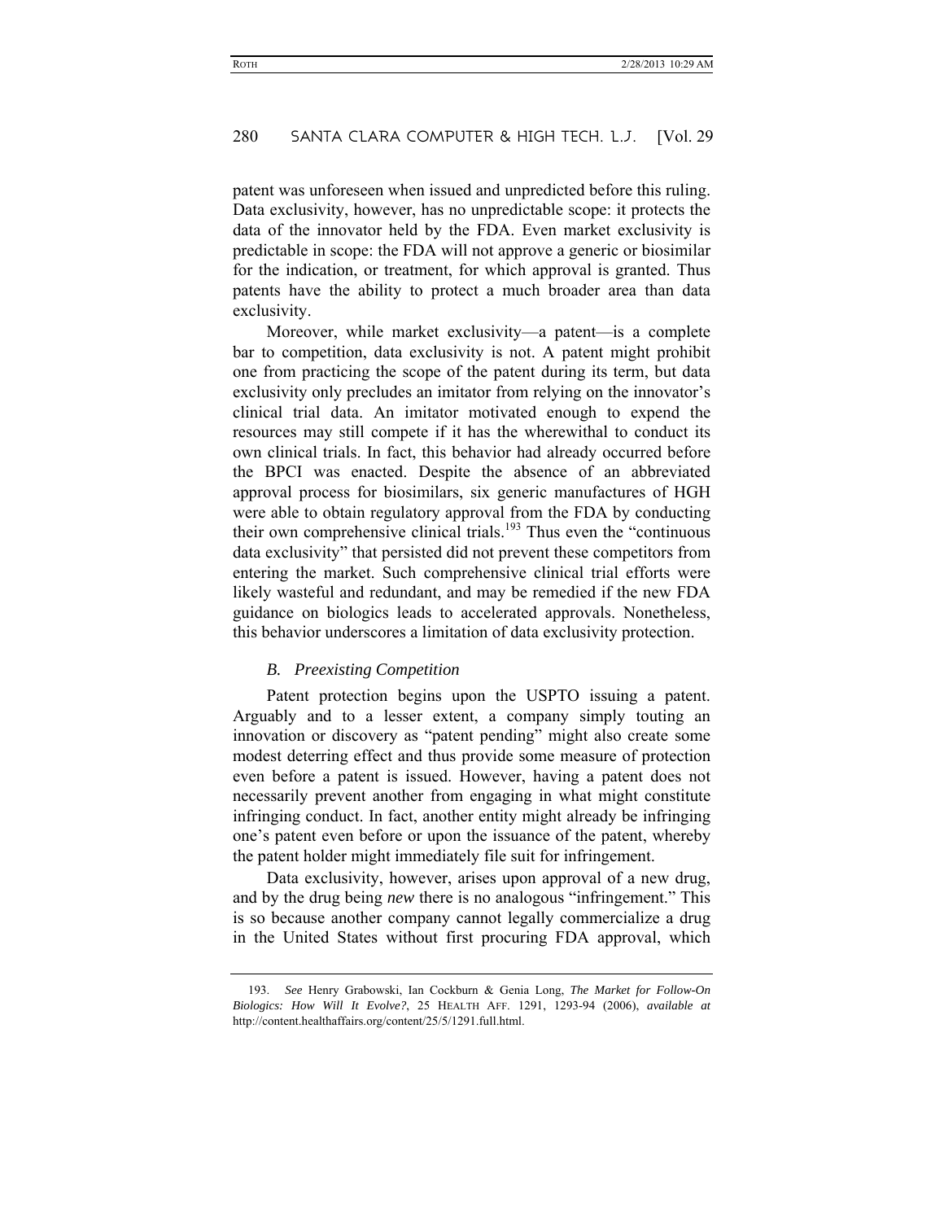patent was unforeseen when issued and unpredicted before this ruling. Data exclusivity, however, has no unpredictable scope: it protects the data of the innovator held by the FDA. Even market exclusivity is predictable in scope: the FDA will not approve a generic or biosimilar for the indication, or treatment, for which approval is granted. Thus patents have the ability to protect a much broader area than data exclusivity.

Moreover, while market exclusivity—a patent—is a complete bar to competition, data exclusivity is not. A patent might prohibit one from practicing the scope of the patent during its term, but data exclusivity only precludes an imitator from relying on the innovator's clinical trial data. An imitator motivated enough to expend the resources may still compete if it has the wherewithal to conduct its own clinical trials. In fact, this behavior had already occurred before the BPCI was enacted. Despite the absence of an abbreviated approval process for biosimilars, six generic manufactures of HGH were able to obtain regulatory approval from the FDA by conducting their own comprehensive clinical trials.[193] Thus even the "continuous data exclusivity" that persisted did not prevent these competitors from entering the market. Such comprehensive clinical trial efforts were likely wasteful and redundant, and may be remedied if the new FDA guidance on biologics leads to accelerated approvals. Nonetheless, this behavior underscores a limitation of data exclusivity protection.

### *B. Preexisting Competition*

Patent protection begins upon the USPTO issuing a patent. Arguably and to a lesser extent, a company simply touting an innovation or discovery as "patent pending" might also create some modest deterring effect and thus provide some measure of protection even before a patent is issued. However, having a patent does not necessarily prevent another from engaging in what might constitute infringing conduct. In fact, another entity might already be infringing one's patent even before or upon the issuance of the patent, whereby the patent holder might immediately file suit for infringement.

Data exclusivity, however, arises upon approval of a new drug, and by the drug being *new* there is no analogous "infringement." This is so because another company cannot legally commercialize a drug in the United States without first procuring FDA approval, which

---

193. *See* Henry Grabowski, Iain Cockburn & Genia Long, *The Market for Follow-On Biologics: How Will It Evolve?*, 25 HEALTH AFF. 1291, 1293-94 (2006), *available at* http://content.healthaffairs.org/content/25/5/1291.full.html.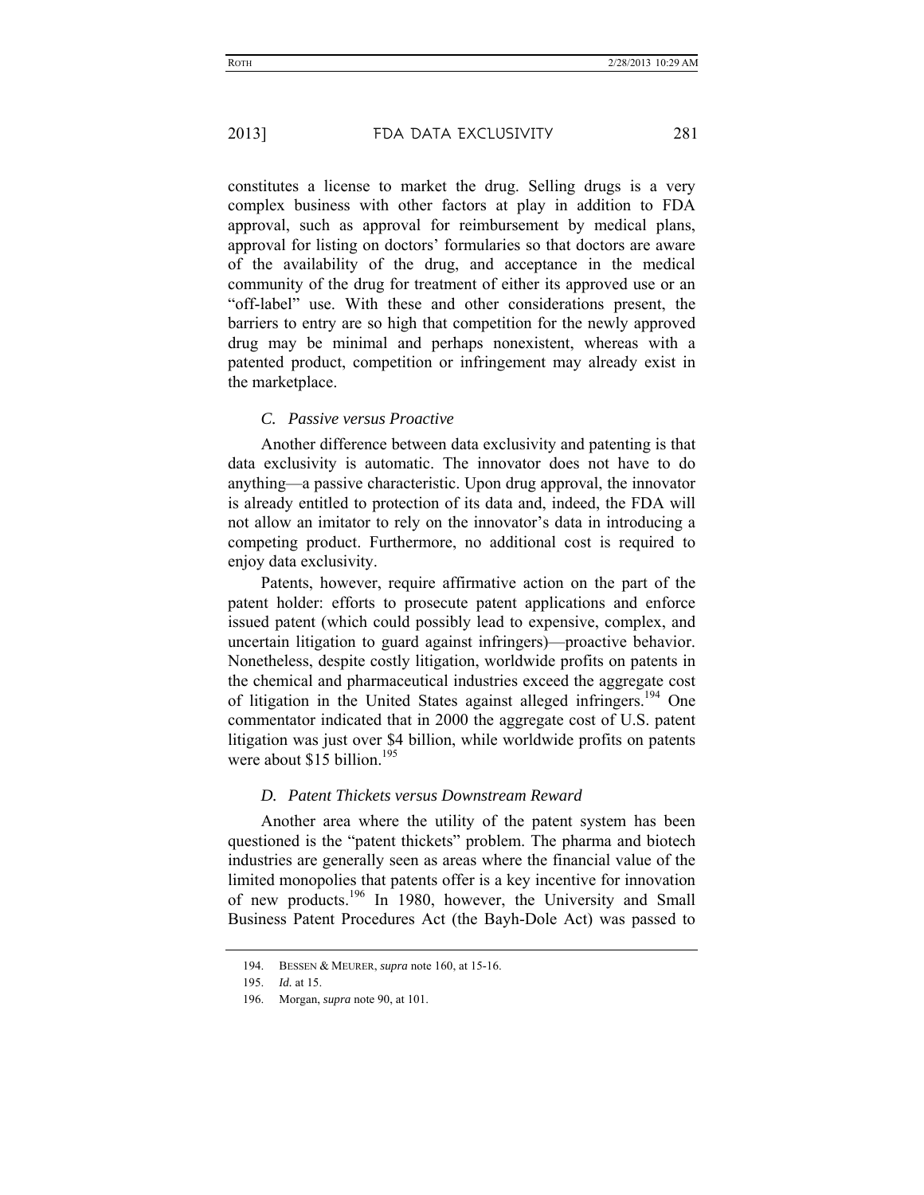constitutes a license to market the drug. Selling drugs is a very complex business with other factors at play in addition to FDA approval, such as approval for reimbursement by medical plans, approval for listing on doctors' formularies so that doctors are aware of the availability of the drug, and acceptance in the medical community of the drug for treatment of either its approved use or an "off-label" use. With these and other considerations present, the barriers to entry are so high that competition for the newly approved drug may be minimal and perhaps nonexistent, whereas with a patented product, competition or infringement may already exist in the marketplace.

### *C. Passive versus Proactive*

Another difference between data exclusivity and patenting is that data exclusivity is automatic. The innovator does not have to do anything—a passive characteristic. Upon drug approval, the innovator is already entitled to protection of its data and, indeed, the FDA will not allow an imitator to rely on the innovator's data in introducing a competing product. Furthermore, no additional cost is required to enjoy data exclusivity.

Patents, however, require affirmative action on the part of the patent holder: efforts to prosecute patent applications and enforce issued patent (which could possibly lead to expensive, complex, and uncertain litigation to guard against infringers)—proactive behavior. Nonetheless, despite costly litigation, worldwide profits on patents in the chemical and pharmaceutical industries exceed the aggregate cost of litigation in the United States against alleged infringers.[194] One commentator indicated that in 2000 the aggregate cost of U.S. patent litigation was just over $4 billion, while worldwide profits on patents were about $15 billion.[195]

### *D. Patent Thickets versus Downstream Reward*

Another area where the utility of the patent system has been questioned is the "patent thickets" problem. The pharma and biotech industries are generally seen as areas where the financial value of the limited monopolies that patents offer is a key incentive for innovation of new products.[196] In 1980, however, the University and Small Business Patent Procedures Act (the Bayh-Dole Act) was passed to

---

194. BESSEN & MEURER, *supra* note 160, at 15-16.

195. *Id.* at 15.

196. Morgan, *supra* note 90, at 101.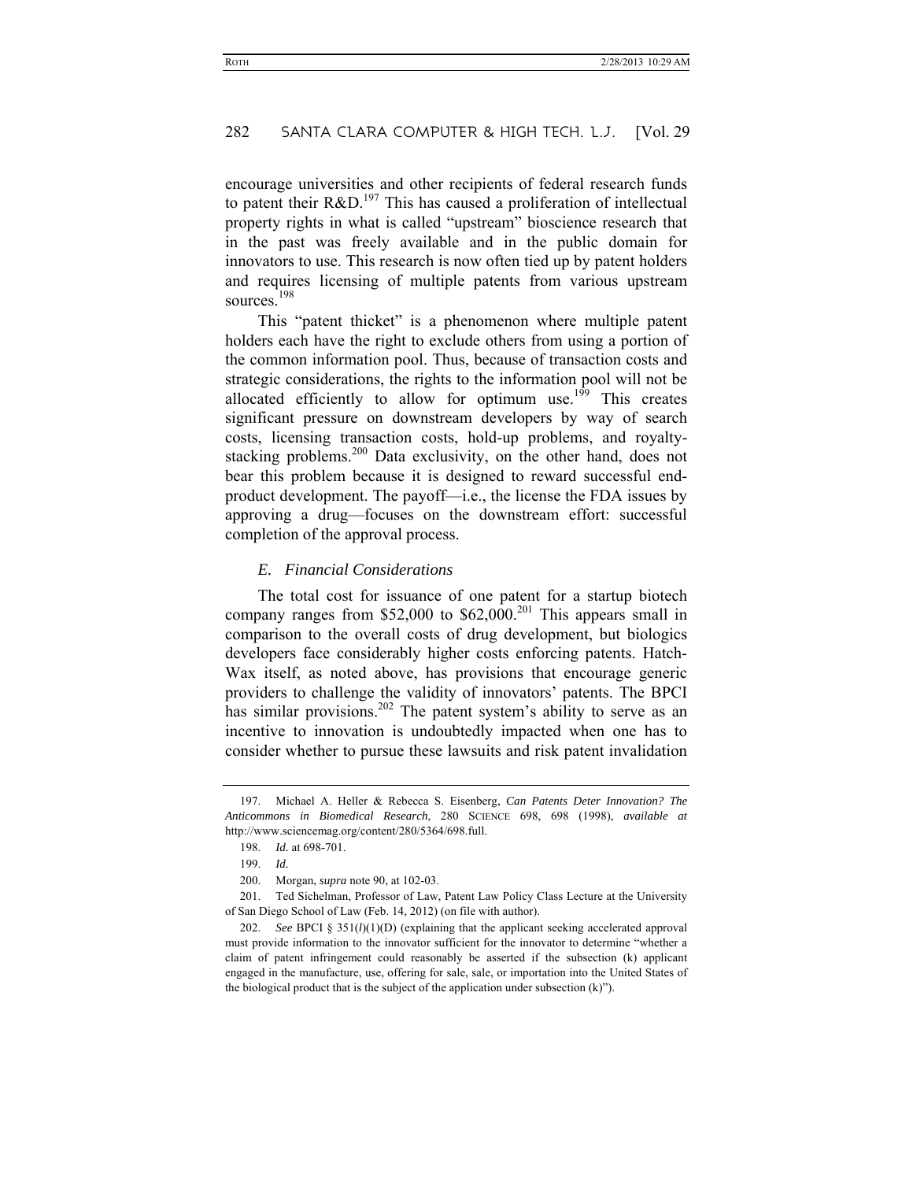encourage universities and other recipients of federal research funds to patent their R&D.[197] This has caused a proliferation of intellectual property rights in what is called "upstream" bioscience research that in the past was freely available and in the public domain for innovators to use. This research is now often tied up by patent holders and requires licensing of multiple patents from various upstream sources.[198]

This "patent thicket" is a phenomenon where multiple patent holders each have the right to exclude others from using a portion of the common information pool. Thus, because of transaction costs and strategic considerations, the rights to the information pool will not be allocated efficiently to allow for optimum use.[199] This creates significant pressure on downstream developers by way of search costs, licensing transaction costs, hold-up problems, and royalty-stacking problems.[200] Data exclusivity, on the other hand, does not bear this problem because it is designed to reward successful end-product development. The payoff—i.e., the license the FDA issues by approving a drug—focuses on the downstream effort: successful completion of the approval process.

### *E. Financial Considerations*

The total cost for issuance of one patent for a startup biotech company ranges from $52,000 to $62,000.[201] This appears small in comparison to the overall costs of drug development, but biologics developers face considerably higher costs enforcing patents. Hatch-Wax itself, as noted above, has provisions that encourage generic providers to challenge the validity of innovators' patents. The BPCI has similar provisions.[202] The patent system's ability to serve as an incentive to innovation is undoubtedly impacted when one has to consider whether to pursue these lawsuits and risk patent invalidation

---

197. Michael A. Heller & Rebecca S. Eisenberg, *Can Patents Deter Innovation? The Anticommons in Biomedical Research*, 280 SCIENCE 698, 698 (1998), *available at* http://www.sciencemag.org/content/280/5364/698.full.

198. *Id.* at 698-701.

199. *Id.*

200. Morgan, *supra* note 90, at 102-03.

201. Ted Sichelman, Professor of Law, Patent Law Policy Class Lecture at the University of San Diego School of Law (Feb. 14, 2012) (on file with author).

202. *See* BPCI § 351(*l*)(1)(D) (explaining that the applicant seeking accelerated approval must provide information to the innovator sufficient for the innovator to determine "whether a claim of patent infringement could reasonably be asserted if the subsection (k) applicant engaged in the manufacture, use, offering for sale, sale, or importation into the United States of the biological product that is the subject of the application under subsection (k)").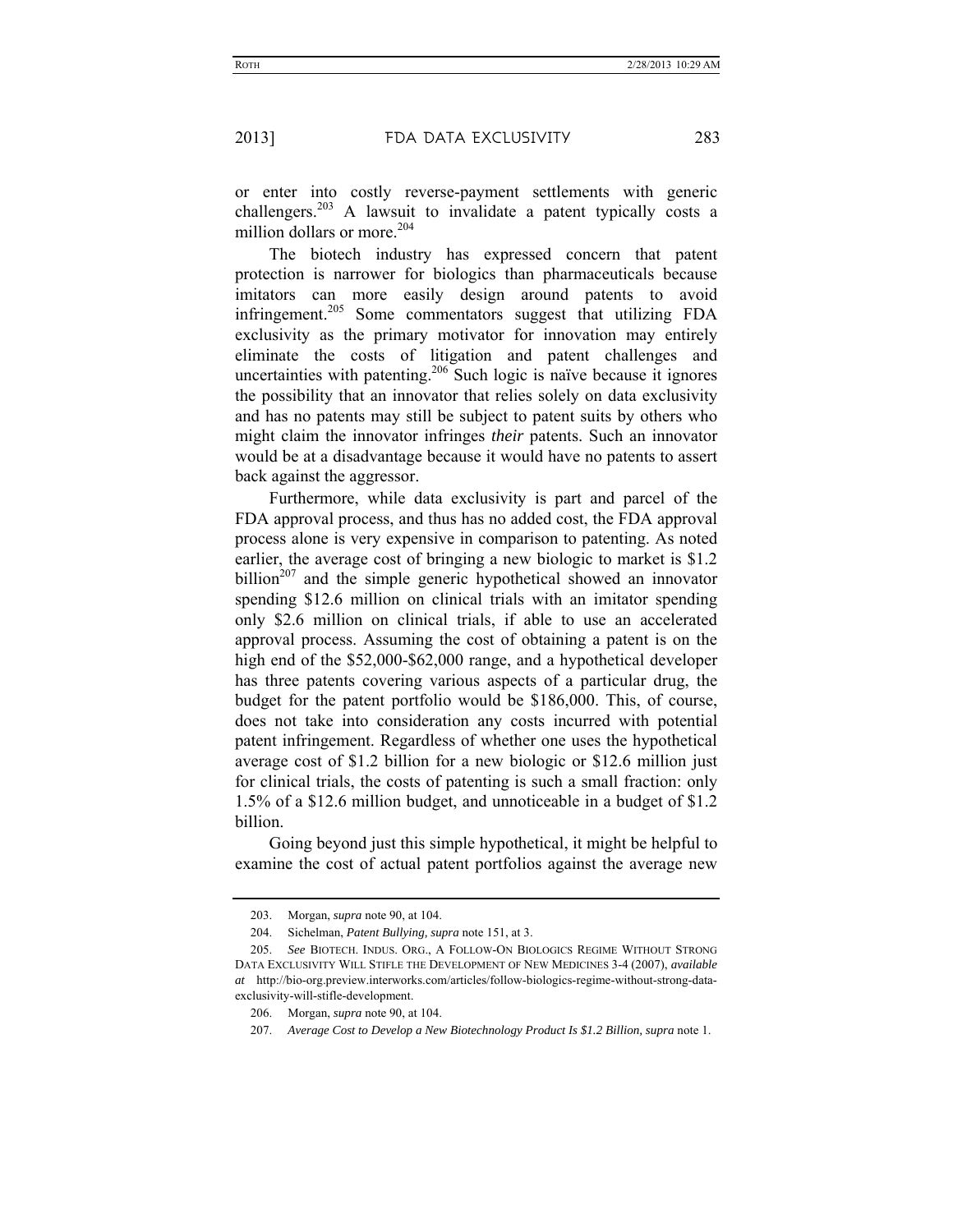or enter into costly reverse-payment settlements with generic challengers.[203] A lawsuit to invalidate a patent typically costs a million dollars or more.[204]

The biotech industry has expressed concern that patent protection is narrower for biologics than pharmaceuticals because imitators can more easily design around patents to avoid infringement.[205] Some commentators suggest that utilizing FDA exclusivity as the primary motivator for innovation may entirely eliminate the costs of litigation and patent challenges and uncertainties with patenting.[206] Such logic is naïve because it ignores the possibility that an innovator that relies solely on data exclusivity and has no patents may still be subject to patent suits by others who might claim the innovator infringes *their* patents. Such an innovator would be at a disadvantage because it would have no patents to assert back against the aggressor.

Furthermore, while data exclusivity is part and parcel of the FDA approval process, and thus has no added cost, the FDA approval process alone is very expensive in comparison to patenting. As noted earlier, the average cost of bringing a new biologic to market is $1.2 billion[207] and the simple generic hypothetical showed an innovator spending $12.6 million on clinical trials with an imitator spending only $2.6 million on clinical trials, if able to use an accelerated approval process. Assuming the cost of obtaining a patent is on the high end of the $52,000-$62,000 range, and a hypothetical developer has three patents covering various aspects of a particular drug, the budget for the patent portfolio would be $186,000. This, of course, does not take into consideration any costs incurred with potential patent infringement. Regardless of whether one uses the hypothetical average cost of $1.2 billion for a new biologic or $12.6 million just for clinical trials, the costs of patenting is such a small fraction: only 1.5% of a $12.6 million budget, and unnoticeable in a budget of $1.2 billion.

Going beyond just this simple hypothetical, it might be helpful to examine the cost of actual patent portfolios against the average new

---

203. Morgan, *supra* note 90, at 104.

204. Sichelman, *Patent Bullying*, *supra* note 151, at 3.

205. *See* BIOTECH. INDUS. ORG., A FOLLOW-ON BIOLOGICS REGIME WITHOUT STRONG DATA EXCLUSIVITY WILL STIFLE THE DEVELOPMENT OF NEW MEDICINES 3-4 (2007), *available at* http://bio-org.preview.interworks.com/articles/follow-biologics-regime-without-strong-data-exclusivity-will-stifle-development.

206. Morgan, *supra* note 90, at 104.

207. *Average Cost to Develop a New Biotechnology Product Is $1.2 Billion*, *supra* note 1.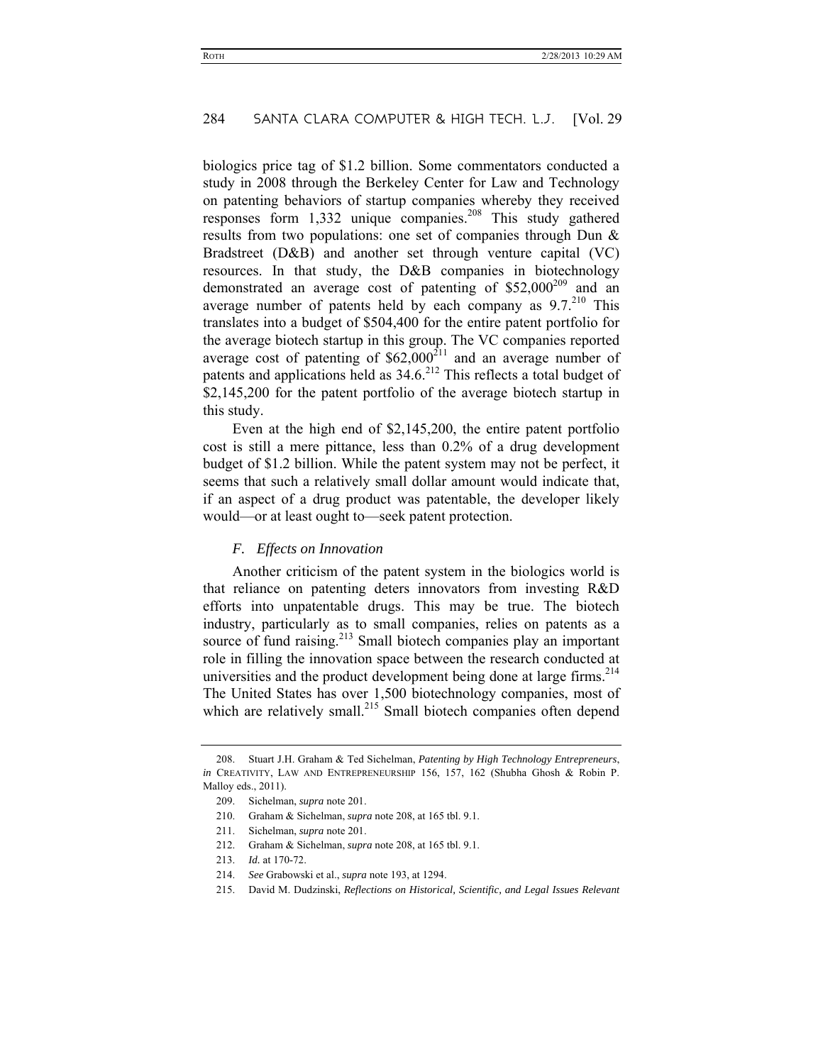biologics price tag of $1.2 billion. Some commentators conducted a study in 2008 through the Berkeley Center for Law and Technology on patenting behaviors of startup companies whereby they received responses form 1,332 unique companies.[208] This study gathered results from two populations: one set of companies through Dun & Bradstreet (D&B) and another set through venture capital (VC) resources. In that study, the D&B companies in biotechnology demonstrated an average cost of patenting of $52,000[209] and an average number of patents held by each company as 9.7.[210] This translates into a budget of $504,400 for the entire patent portfolio for the average biotech startup in this group. The VC companies reported average cost of patenting of $62,000[211] and an average number of patents and applications held as 34.6.[212] This reflects a total budget of $2,145,200 for the patent portfolio of the average biotech startup in this study.

Even at the high end of $2,145,200, the entire patent portfolio cost is still a mere pittance, less than 0.2% of a drug development budget of $1.2 billion. While the patent system may not be perfect, it seems that such a relatively small dollar amount would indicate that, if an aspect of a drug product was patentable, the developer likely would—or at least ought to—seek patent protection.

### *F. Effects on Innovation*

Another criticism of the patent system in the biologics world is that reliance on patenting deters innovators from investing R&D efforts into unpatentable drugs. This may be true. The biotech industry, particularly as to small companies, relies on patents as a source of fund raising.[213] Small biotech companies play an important role in filling the innovation space between the research conducted at universities and the product development being done at large firms.[214] The United States has over 1,500 biotechnology companies, most of which are relatively small.[215] Small biotech companies often depend

---

208. Stuart J.H. Graham & Ted Sichelman, *Patenting by High Technology Entrepreneurs*, *in* CREATIVITY, LAW AND ENTREPRENEURSHIP 156, 157, 162 (Shubha Ghosh & Robin P. Malloy eds., 2011).

209. Sichelman, *supra* note 201.

210. Graham & Sichelman, *supra* note 208, at 165 tbl. 9.1.

211. Sichelman, *supra* note 201.

212. Graham & Sichelman, *supra* note 208, at 165 tbl. 9.1.

213. *Id.* at 170-72.

214. *See* Grabowski et al., *supra* note 193, at 1294.

215. David M. Dudzinski, *Reflections on Historical, Scientific, and Legal Issues Relevant*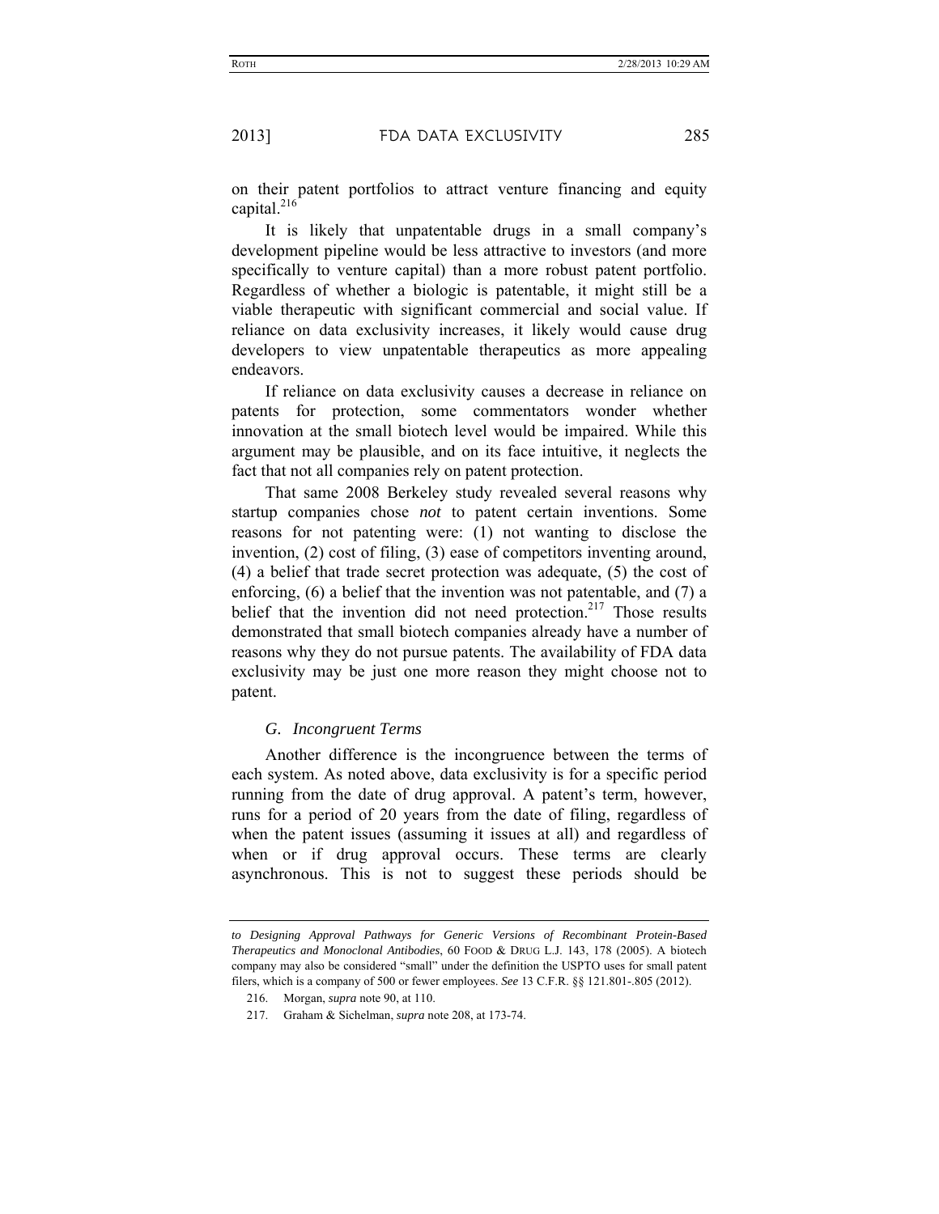on their patent portfolios to attract venture financing and equity capital.[216]

It is likely that unpatentable drugs in a small company's development pipeline would be less attractive to investors (and more specifically to venture capital) than a more robust patent portfolio. Regardless of whether a biologic is patentable, it might still be a viable therapeutic with significant commercial and social value. If reliance on data exclusivity increases, it likely would cause drug developers to view unpatentable therapeutics as more appealing endeavors.

If reliance on data exclusivity causes a decrease in reliance on patents for protection, some commentators wonder whether innovation at the small biotech level would be impaired. While this argument may be plausible, and on its face intuitive, it neglects the fact that not all companies rely on patent protection.

That same 2008 Berkeley study revealed several reasons why startup companies chose *not* to patent certain inventions. Some reasons for not patenting were: (1) not wanting to disclose the invention, (2) cost of filing, (3) ease of competitors inventing around, (4) a belief that trade secret protection was adequate, (5) the cost of enforcing, (6) a belief that the invention was not patentable, and (7) a belief that the invention did not need protection.[217] Those results demonstrated that small biotech companies already have a number of reasons why they do not pursue patents. The availability of FDA data exclusivity may be just one more reason they might choose not to patent.

### *G. Incongruent Terms*

Another difference is the incongruence between the terms of each system. As noted above, data exclusivity is for a specific period running from the date of drug approval. A patent's term, however, runs for a period of 20 years from the date of filing, regardless of when the patent issues (assuming it issues at all) and regardless of when or if drug approval occurs. These terms are clearly asynchronous. This is not to suggest these periods should be

---

*to Designing Approval Pathways for Generic Versions of Recombinant Protein-Based Therapeutics and Monoclonal Antibodies*, 60 FOOD & DRUG L.J. 143, 178 (2005). A biotech company may also be considered "small" under the definition the USPTO uses for small patent filers, which is a company of 500 or fewer employees. *See* 13 C.F.R. §§ 121.801-.805 (2012).

216. Morgan, *supra* note 90, at 110.

217. Graham & Sichelman, *supra* note 208, at 173-74.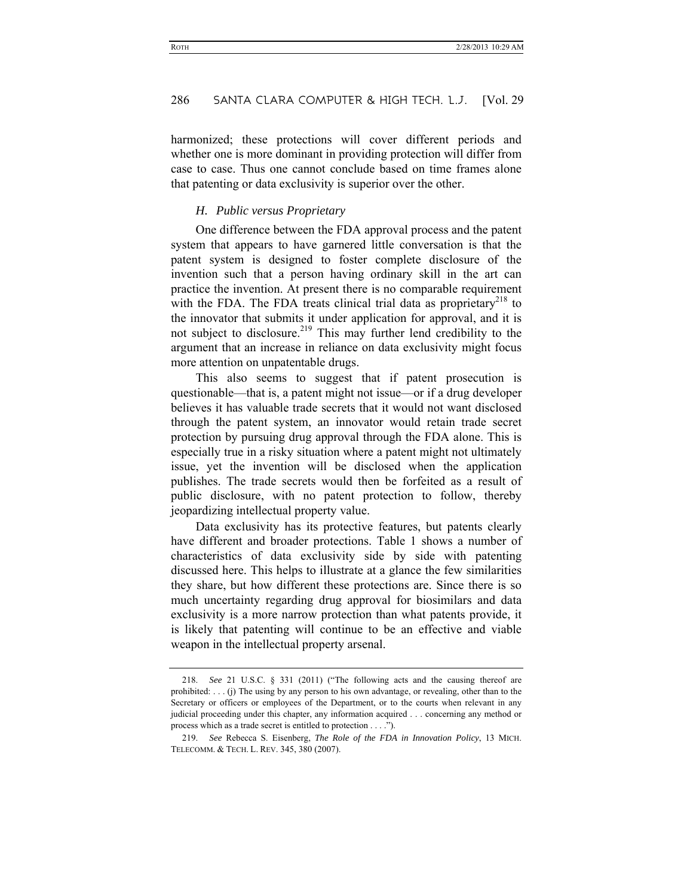harmonized; these protections will cover different periods and whether one is more dominant in providing protection will differ from case to case. Thus one cannot conclude based on time frames alone that patenting or data exclusivity is superior over the other.

### *H. Public versus Proprietary*

One difference between the FDA approval process and the patent system that appears to have garnered little conversation is that the patent system is designed to foster complete disclosure of the invention such that a person having ordinary skill in the art can practice the invention. At present there is no comparable requirement with the FDA. The FDA treats clinical trial data as proprietary[218] to the innovator that submits it under application for approval, and it is not subject to disclosure.[219] This may further lend credibility to the argument that an increase in reliance on data exclusivity might focus more attention on unpatentable drugs.

This also seems to suggest that if patent prosecution is questionable—that is, a patent might not issue—or if a drug developer believes it has valuable trade secrets that it would not want disclosed through the patent system, an innovator would retain trade secret protection by pursuing drug approval through the FDA alone. This is especially true in a risky situation where a patent might not ultimately issue, yet the invention will be disclosed when the application publishes. The trade secrets would then be forfeited as a result of public disclosure, with no patent protection to follow, thereby jeopardizing intellectual property value.

Data exclusivity has its protective features, but patents clearly have different and broader protections. Table 1 shows a number of characteristics of data exclusivity side by side with patenting discussed here. This helps to illustrate at a glance the few similarities they share, but how different these protections are. Since there is so much uncertainty regarding drug approval for biosimilars and data exclusivity is a more narrow protection than what patents provide, it is likely that patenting will continue to be an effective and viable weapon in the intellectual property arsenal.

---

218. *See* 21 U.S.C. § 331 (2011) ("The following acts and the causing thereof are prohibited: . . . (j) The using by any person to his own advantage, or revealing, other than to the Secretary or officers or employees of the Department, or to the courts when relevant in any judicial proceeding under this chapter, any information acquired . . . concerning any method or process which as a trade secret is entitled to protection . . . .").

219. *See* Rebecca S. Eisenberg, *The Role of the FDA in Innovation Policy*, 13 MICH. TELECOMM. & TECH. L. REV. 345, 380 (2007).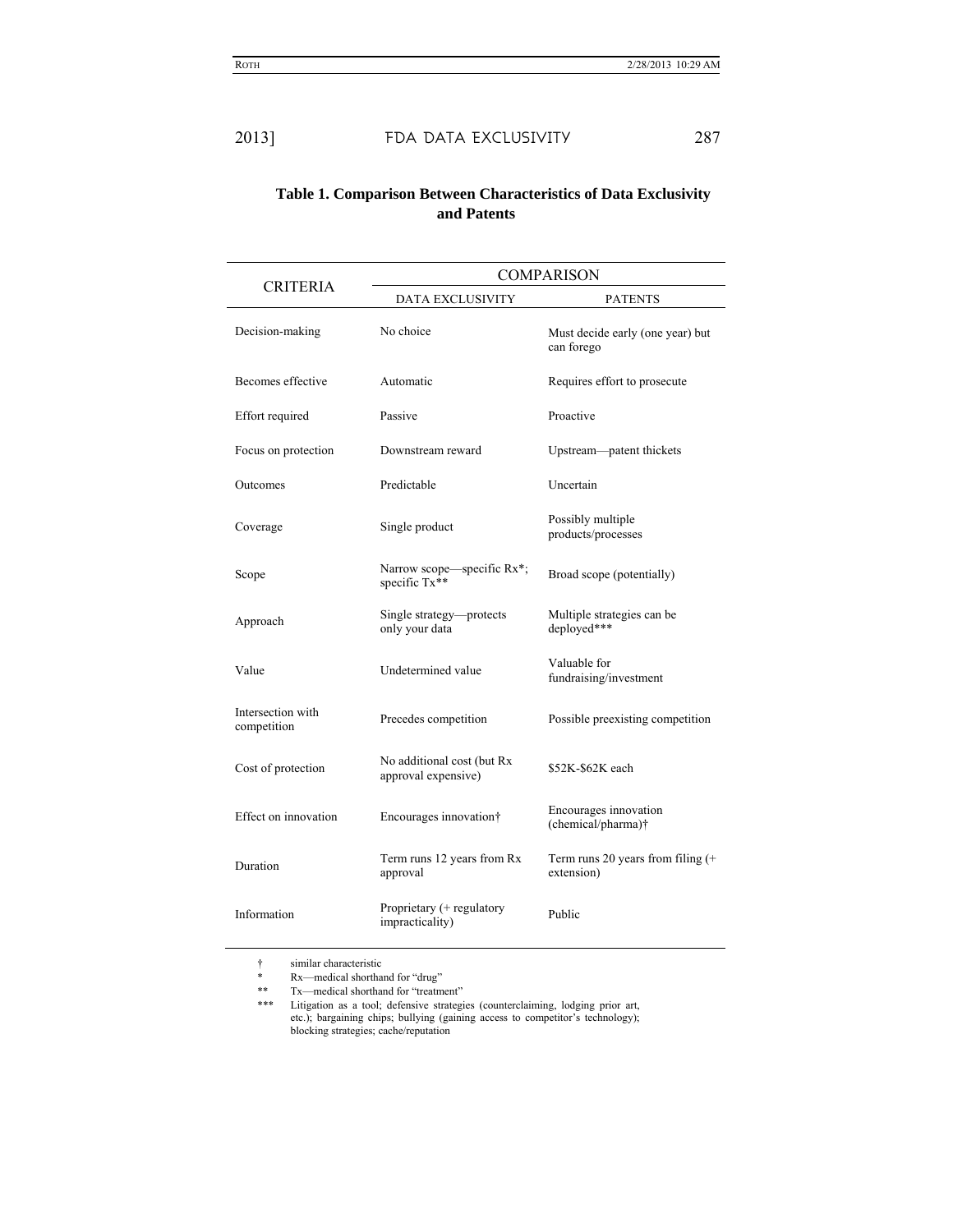**Table 1. Comparison Between Characteristics of Data Exclusivity and Patents**

| CRITERIA | COMPARISON | |
|---|---|---|
| | DATA EXCLUSIVITY | PATENTS |
| Decision-making | No choice | Must decide early (one year) but can forego |
| Becomes effective | Automatic | Requires effort to prosecute |
| Effort required | Passive | Proactive |
| Focus on protection | Downstream reward | Upstream—patent thickets |
| Outcomes | Predictable | Uncertain |
| Coverage | Single product | Possibly multiple products/processes |
| Scope | Narrow scope—specific Rx*; specific Tx** | Broad scope (potentially) |
| Approach | Single strategy—protects only your data | Multiple strategies can be deployed*** |
| Value | Undetermined value | Valuable for fundraising/investment |
| Intersection with competition | Precedes competition | Possible preexisting competition |
| Cost of protection | No additional cost (but Rx approval expensive) | \$52K-\$62K each |
| Effect on innovation | Encourages innovation† | Encourages innovation (chemical/pharma)† |
| Duration | Term runs 12 years from Rx approval | Term runs 20 years from filing (+ extension) |
| Information | Proprietary (+ regulatory impracticality) | Public |

† similar characteristic

* Rx—medical shorthand for "drug"

** Tx—medical shorthand for "treatment"

*** Litigation as a tool; defensive strategies (counterclaiming, lodging prior art, etc.); bargaining chips; bullying (gaining access to competitor's technology); blocking strategies; cache/reputation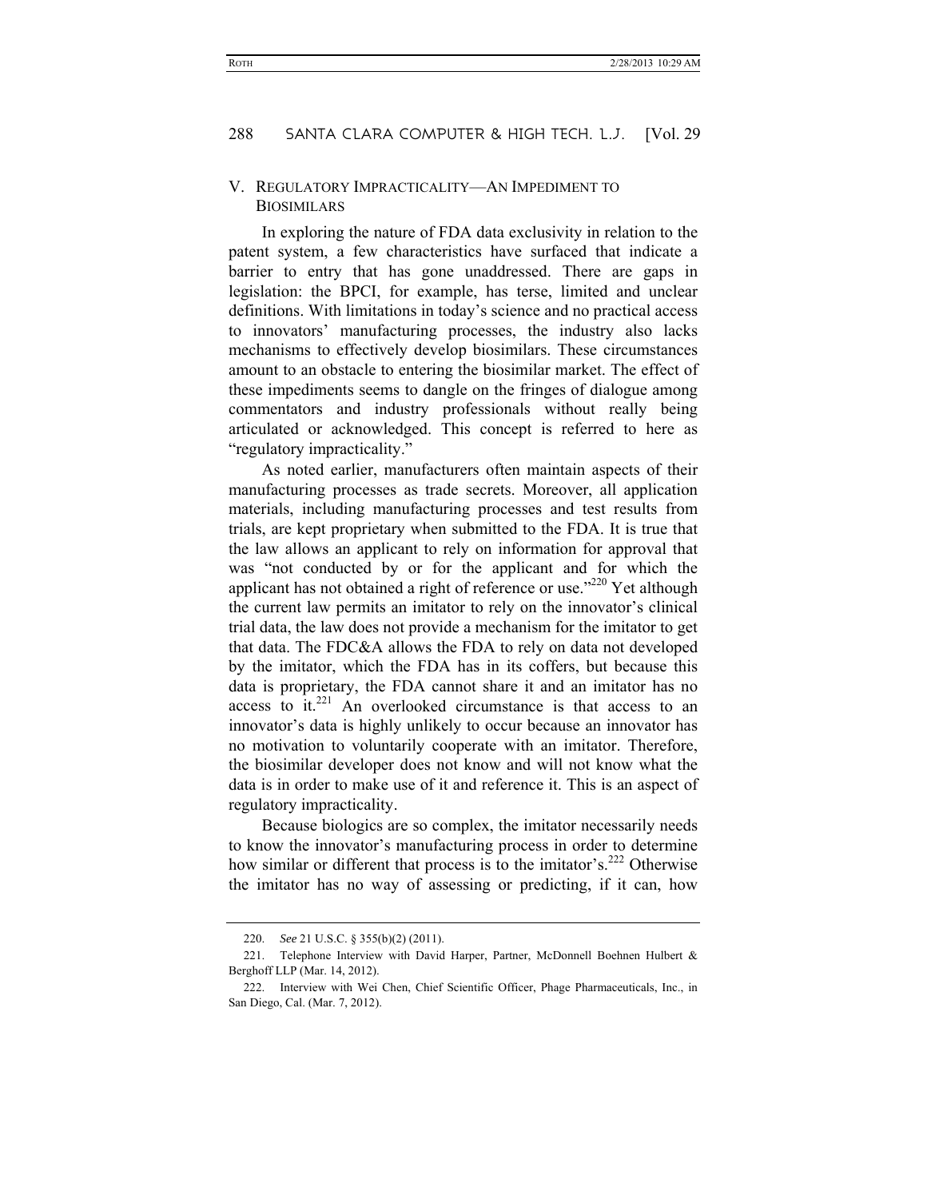## V. REGULATORY IMPRACTICALITY—AN IMPEDIMENT TO BIOSIMILARS

In exploring the nature of FDA data exclusivity in relation to the patent system, a few characteristics have surfaced that indicate a barrier to entry that has gone unaddressed. There are gaps in legislation: the BPCI, for example, has terse, limited and unclear definitions. With limitations in today's science and no practical access to innovators' manufacturing processes, the industry also lacks mechanisms to effectively develop biosimilars. These circumstances amount to an obstacle to entering the biosimilar market. The effect of these impediments seems to dangle on the fringes of dialogue among commentators and industry professionals without really being articulated or acknowledged. This concept is referred to here as "regulatory impracticality."

As noted earlier, manufacturers often maintain aspects of their manufacturing processes as trade secrets. Moreover, all application materials, including manufacturing processes and test results from trials, are kept proprietary when submitted to the FDA. It is true that the law allows an applicant to rely on information for approval that was "not conducted by or for the applicant and for which the applicant has not obtained a right of reference or use."[220] Yet although the current law permits an imitator to rely on the innovator's clinical trial data, the law does not provide a mechanism for the imitator to get that data. The FDC&A allows the FDA to rely on data not developed by the imitator, which the FDA has in its coffers, but because this data is proprietary, the FDA cannot share it and an imitator has no access to it.[221] An overlooked circumstance is that access to an innovator's data is highly unlikely to occur because an innovator has no motivation to voluntarily cooperate with an imitator. Therefore, the biosimilar developer does not know and will not know what the data is in order to make use of it and reference it. This is an aspect of regulatory impracticality.

Because biologics are so complex, the imitator necessarily needs to know the innovator's manufacturing process in order to determine how similar or different that process is to the imitator's.[222] Otherwise the imitator has no way of assessing or predicting, if it can, how

---

220. *See* 21 U.S.C. § 355(b)(2) (2011).

221. Telephone Interview with David Harper, Partner, McDonnell Boehnen Hulbert & Berghoff LLP (Mar. 14, 2012).

222. Interview with Wei Chen, Chief Scientific Officer, Phage Pharmaceuticals, Inc., in San Diego, Cal. (Mar. 7, 2012).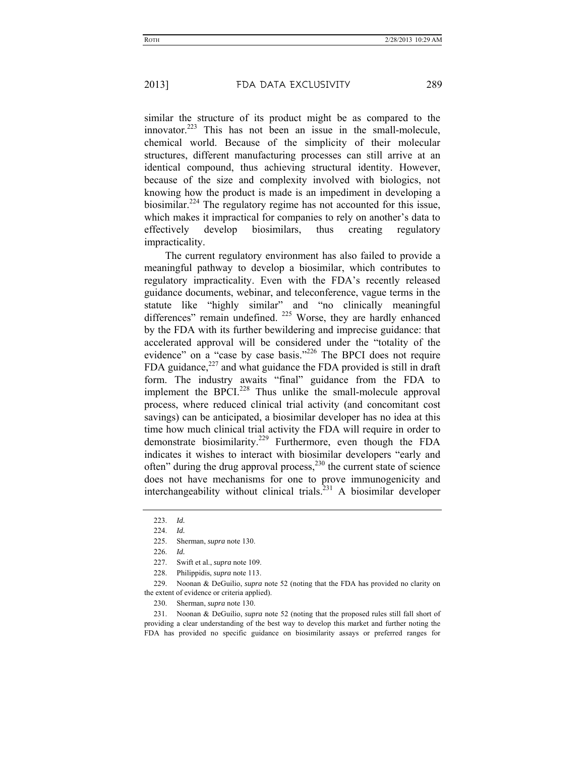similar the structure of its product might be as compared to the innovator.[223] This has not been an issue in the small-molecule, chemical world. Because of the simplicity of their molecular structures, different manufacturing processes can still arrive at an identical compound, thus achieving structural identity. However, because of the size and complexity involved with biologics, not knowing how the product is made is an impediment in developing a biosimilar.[224] The regulatory regime has not accounted for this issue, which makes it impractical for companies to rely on another's data to effectively develop biosimilars, thus creating regulatory impracticality.

The current regulatory environment has also failed to provide a meaningful pathway to develop a biosimilar, which contributes to regulatory impracticality. Even with the FDA's recently released guidance documents, webinar, and teleconference, vague terms in the statute like "highly similar" and "no clinically meaningful differences" remain undefined.[225] Worse, they are hardly enhanced by the FDA with its further bewildering and imprecise guidance: that accelerated approval will be considered under the "totality of the evidence" on a "case by case basis."[226] The BPCI does not require FDA guidance,[227] and what guidance the FDA provided is still in draft form. The industry awaits "final" guidance from the FDA to implement the BPCI.[228] Thus unlike the small-molecule approval process, where reduced clinical trial activity (and concomitant cost savings) can be anticipated, a biosimilar developer has no idea at this time how much clinical trial activity the FDA will require in order to demonstrate biosimilarity.[229] Furthermore, even though the FDA indicates it wishes to interact with biosimilar developers "early and often" during the drug approval process,[230] the current state of science does not have mechanisms for one to prove immunogenicity and interchangeability without clinical trials.[231] A biosimilar developer

---

223. *Id.*

224. *Id.*

225. Sherman, *supra* note 130.

226. *Id.*

227. Swift et al., *supra* note 109.

228. Philippidis, *supra* note 113.

229. Noonan & DeGuilio, *supra* note 52 (noting that the FDA has provided no clarity on the extent of evidence or criteria applied).

230. Sherman, *supra* note 130.

231. Noonan & DeGuilio, *supra* note 52 (noting that the proposed rules still fall short of providing a clear understanding of the best way to develop this market and further noting the FDA has provided no specific guidance on biosimilarity assays or preferred ranges for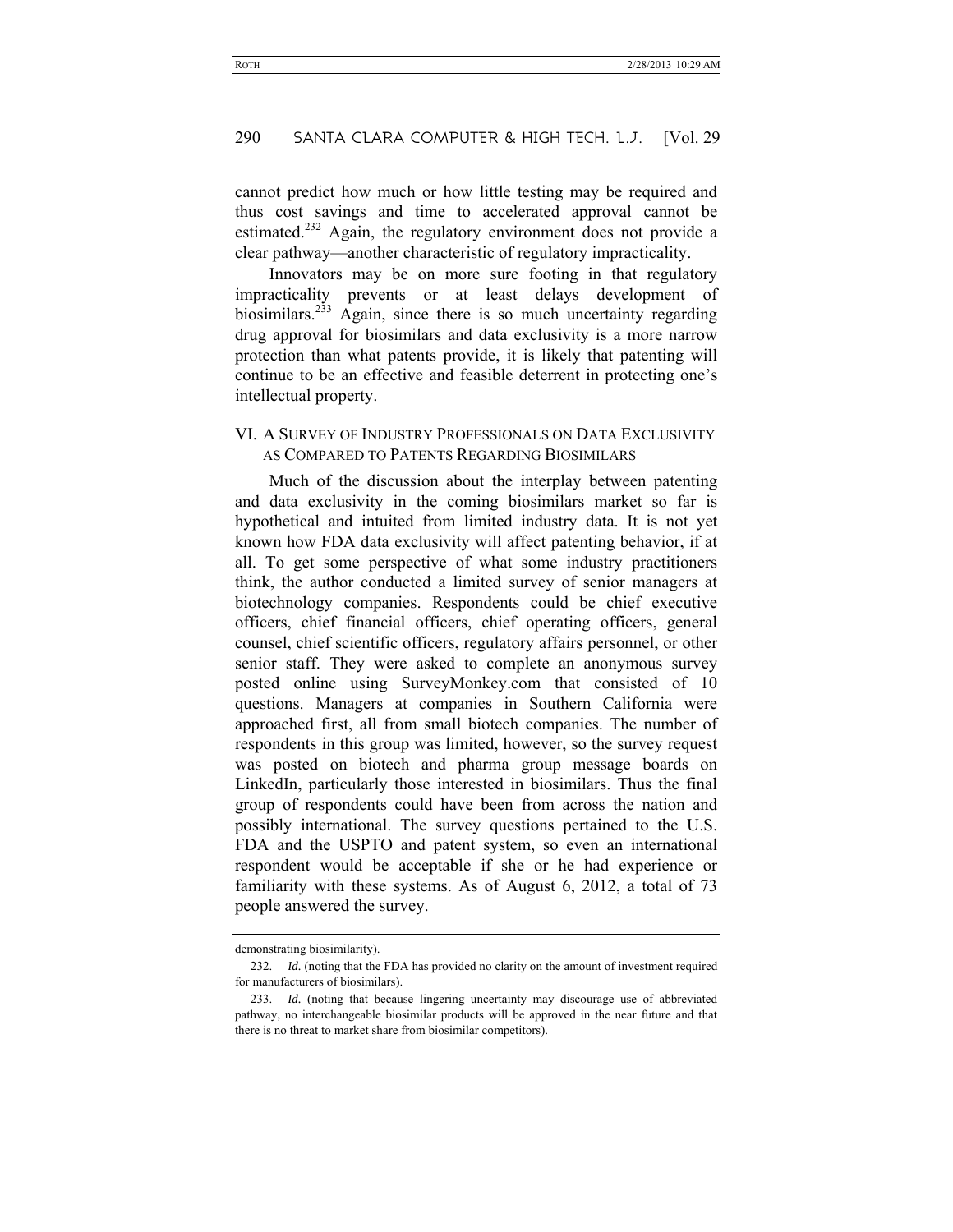cannot predict how much or how little testing may be required and thus cost savings and time to accelerated approval cannot be estimated.[232] Again, the regulatory environment does not provide a clear pathway—another characteristic of regulatory impracticality.

Innovators may be on more sure footing in that regulatory impracticality prevents or at least delays development of biosimilars.[233] Again, since there is so much uncertainty regarding drug approval for biosimilars and data exclusivity is a more narrow protection than what patents provide, it is likely that patenting will continue to be an effective and feasible deterrent in protecting one's intellectual property.

## VI. A Survey of Industry Professionals on Data Exclusivity as Compared to Patents Regarding Biosimilars

Much of the discussion about the interplay between patenting and data exclusivity in the coming biosimilars market so far is hypothetical and intuited from limited industry data. It is not yet known how FDA data exclusivity will affect patenting behavior, if at all. To get some perspective of what some industry practitioners think, the author conducted a limited survey of senior managers at biotechnology companies. Respondents could be chief executive officers, chief financial officers, chief operating officers, general counsel, chief scientific officers, regulatory affairs personnel, or other senior staff. They were asked to complete an anonymous survey posted online using SurveyMonkey.com that consisted of 10 questions. Managers at companies in Southern California were approached first, all from small biotech companies. The number of respondents in this group was limited, however, so the survey request was posted on biotech and pharma group message boards on LinkedIn, particularly those interested in biosimilars. Thus the final group of respondents could have been from across the nation and possibly international. The survey questions pertained to the U.S. FDA and the USPTO and patent system, so even an international respondent would be acceptable if she or he had experience or familiarity with these systems. As of August 6, 2012, a total of 73 people answered the survey.

---

demonstrating biosimilarity).

232. *Id.* (noting that the FDA has provided no clarity on the amount of investment required for manufacturers of biosimilars).

233. *Id.* (noting that because lingering uncertainty may discourage use of abbreviated pathway, no interchangeable biosimilar products will be approved in the near future and that there is no threat to market share from biosimilar competitors).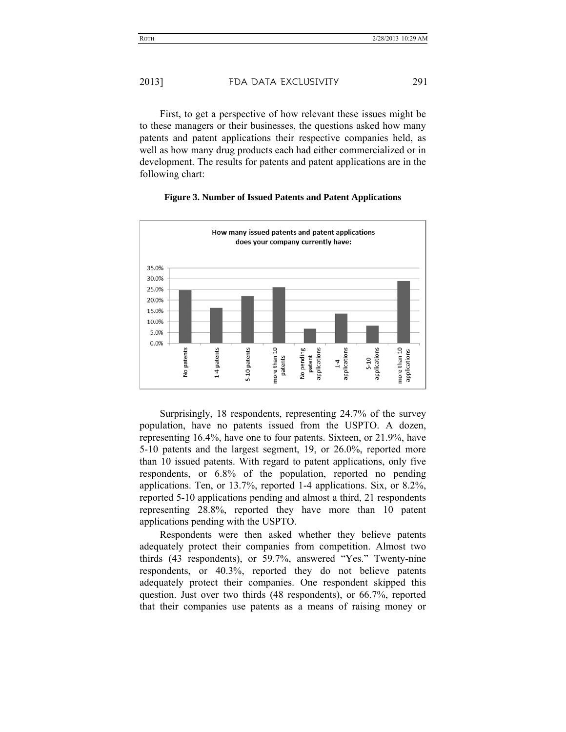First, to get a perspective of how relevant these issues might be to these managers or their businesses, the questions asked how many patents and patent applications their respective companies held, as well as how many drug products each had either commercialized or in development. The results for patents and patent applications are in the following chart:

**Figure 3. Number of Issued Patents and Patent Applications**

Surprisingly, 18 respondents, representing 24.7% of the survey population, have no patents issued from the USPTO. A dozen, representing 16.4%, have one to four patents. Sixteen, or 21.9%, have 5-10 patents and the largest segment, 19, or 26.0%, reported more than 10 issued patents. With regard to patent applications, only five respondents, or 6.8% of the population, reported no pending applications. Ten, or 13.7%, reported 1-4 applications. Six, or 8.2%, reported 5-10 applications pending and almost a third, 21 respondents representing 28.8%, reported they have more than 10 patent applications pending with the USPTO.

Respondents were then asked whether they believe patents adequately protect their companies from competition. Almost two thirds (43 respondents), or 59.7%, answered "Yes." Twenty-nine respondents, or 40.3%, reported they do not believe patents adequately protect their companies. One respondent skipped this question. Just over two thirds (48 respondents), or 66.7%, reported that their companies use patents as a means of raising money or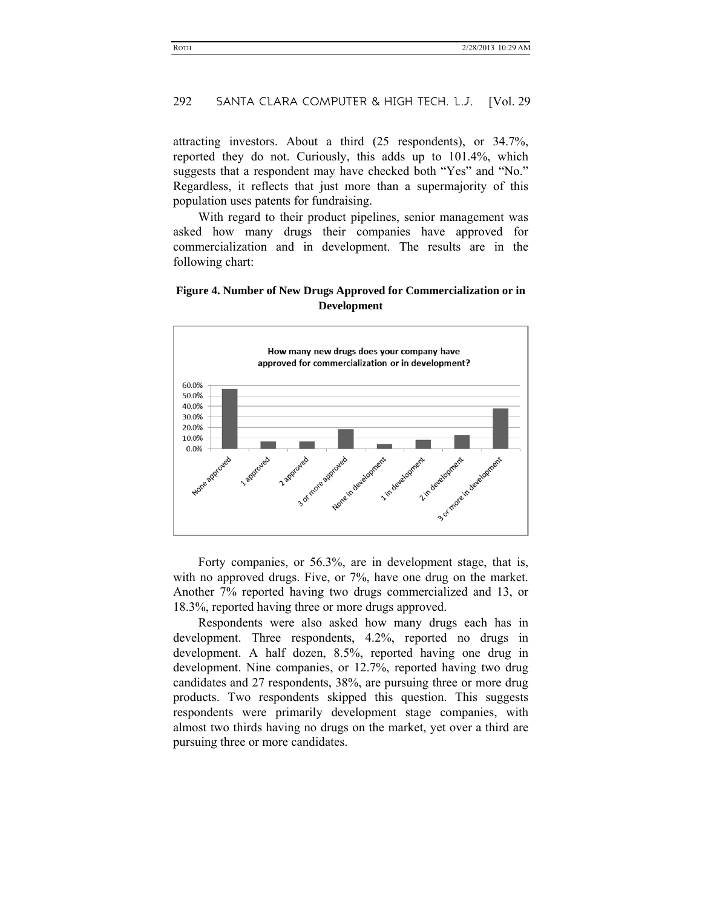attracting investors. About a third (25 respondents), or 34.7%, reported they do not. Curiously, this adds up to 101.4%, which suggests that a respondent may have checked both "Yes" and "No." Regardless, it reflects that just more than a supermajority of this population uses patents for fundraising.

With regard to their product pipelines, senior management was asked how many drugs their companies have approved for commercialization and in development. The results are in the following chart:

**Figure 4. Number of New Drugs Approved for Commercialization or in Development**

Forty companies, or 56.3%, are in development stage, that is, with no approved drugs. Five, or 7%, have one drug on the market. Another 7% reported having two drugs commercialized and 13, or 18.3%, reported having three or more drugs approved.

Respondents were also asked how many drugs each has in development. Three respondents, 4.2%, reported no drugs in development. A half dozen, 8.5%, reported having one drug in development. Nine companies, or 12.7%, reported having two drug candidates and 27 respondents, 38%, are pursuing three or more drug products. Two respondents skipped this question. This suggests respondents were primarily development stage companies, with almost two thirds having no drugs on the market, yet over a third are pursuing three or more candidates.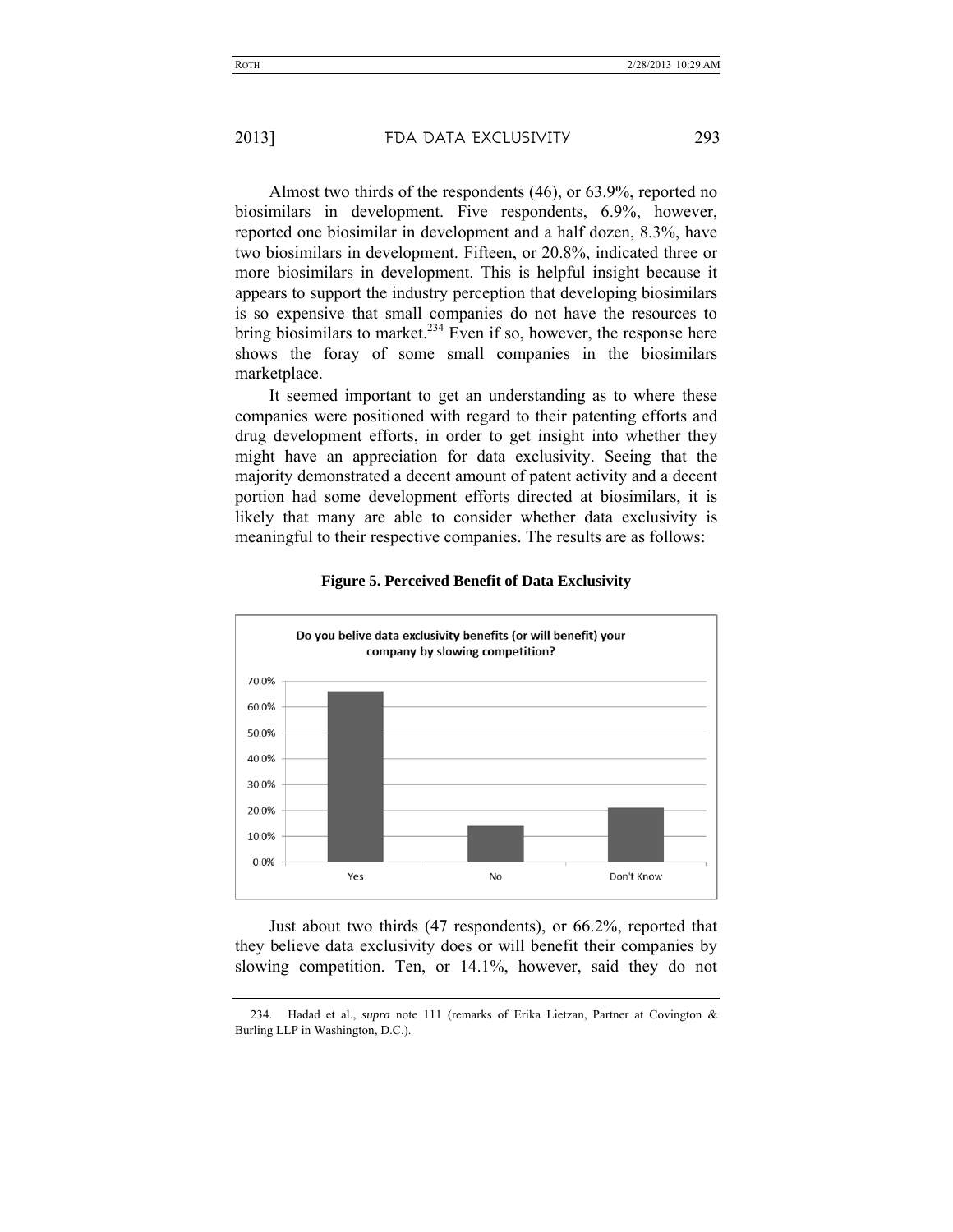Almost two thirds of the respondents (46), or 63.9%, reported no biosimilars in development. Five respondents, 6.9%, however, reported one biosimilar in development and a half dozen, 8.3%, have two biosimilars in development. Fifteen, or 20.8%, indicated three or more biosimilars in development. This is helpful insight because it appears to support the industry perception that developing biosimilars is so expensive that small companies do not have the resources to bring biosimilars to market.[234] Even if so, however, the response here shows the foray of some small companies in the biosimilars marketplace.

It seemed important to get an understanding as to where these companies were positioned with regard to their patenting efforts and drug development efforts, in order to get insight into whether they might have an appreciation for data exclusivity. Seeing that the majority demonstrated a decent amount of patent activity and a decent portion had some development efforts directed at biosimilars, it is likely that many are able to consider whether data exclusivity is meaningful to their respective companies. The results are as follows:

**Figure 5. Perceived Benefit of Data Exclusivity**

Just about two thirds (47 respondents), or 66.2%, reported that they believe data exclusivity does or will benefit their companies by slowing competition. Ten, or 14.1%, however, said they do not

234. Hadad et al., *supra* note 111 (remarks of Erika Lietzan, Partner at Covington & Burling LLP in Washington, D.C.).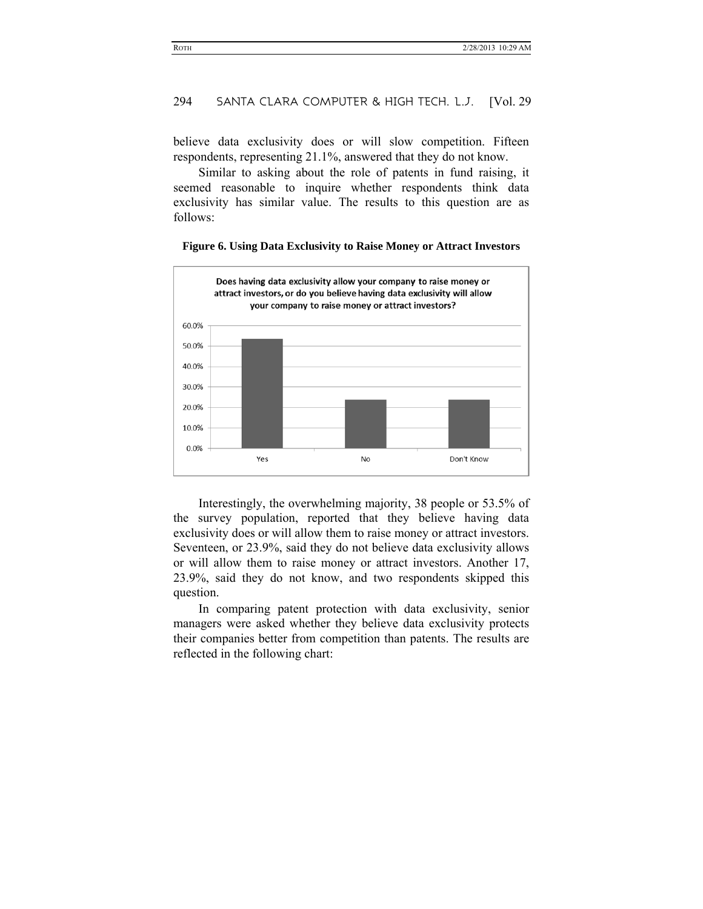believe data exclusivity does or will slow competition. Fifteen respondents, representing 21.1%, answered that they do not know.

Similar to asking about the role of patents in fund raising, it seemed reasonable to inquire whether respondents think data exclusivity has similar value. The results to this question are as follows:

**Figure 6. Using Data Exclusivity to Raise Money or Attract Investors**

**Does having data exclusivity allow your company to raise money or attract investors, or do you believe having data exclusivity will allow your company to raise money or attract investors?**

| Response | Percentage |
|---|---|
| Yes | 53.5% |
| No | 23.9% |
| Don't Know | 23.9% |

Interestingly, the overwhelming majority, 38 people or 53.5% of the survey population, reported that they believe having data exclusivity does or will allow them to raise money or attract investors. Seventeen, or 23.9%, said they do not believe data exclusivity allows or will allow them to raise money or attract investors. Another 17, 23.9%, said they do not know, and two respondents skipped this question.

In comparing patent protection with data exclusivity, senior managers were asked whether they believe data exclusivity protects their companies better from competition than patents. The results are reflected in the following chart: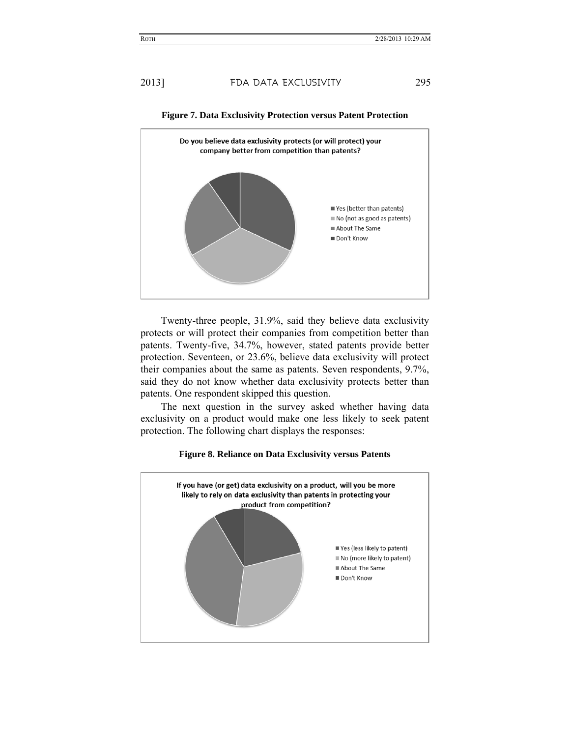**Figure 7. Data Exclusivity Protection versus Patent Protection**

Twenty-three people, 31.9%, said they believe data exclusivity protects or will protect their companies from competition better than patents. Twenty-five, 34.7%, however, stated patents provide better protection. Seventeen, or 23.6%, believe data exclusivity will protect their companies about the same as patents. Seven respondents, 9.7%, said they do not know whether data exclusivity protects better than patents. One respondent skipped this question.

The next question in the survey asked whether having data exclusivity on a product would make one less likely to seek patent protection. The following chart displays the responses:

**Figure 8. Reliance on Data Exclusivity versus Patents**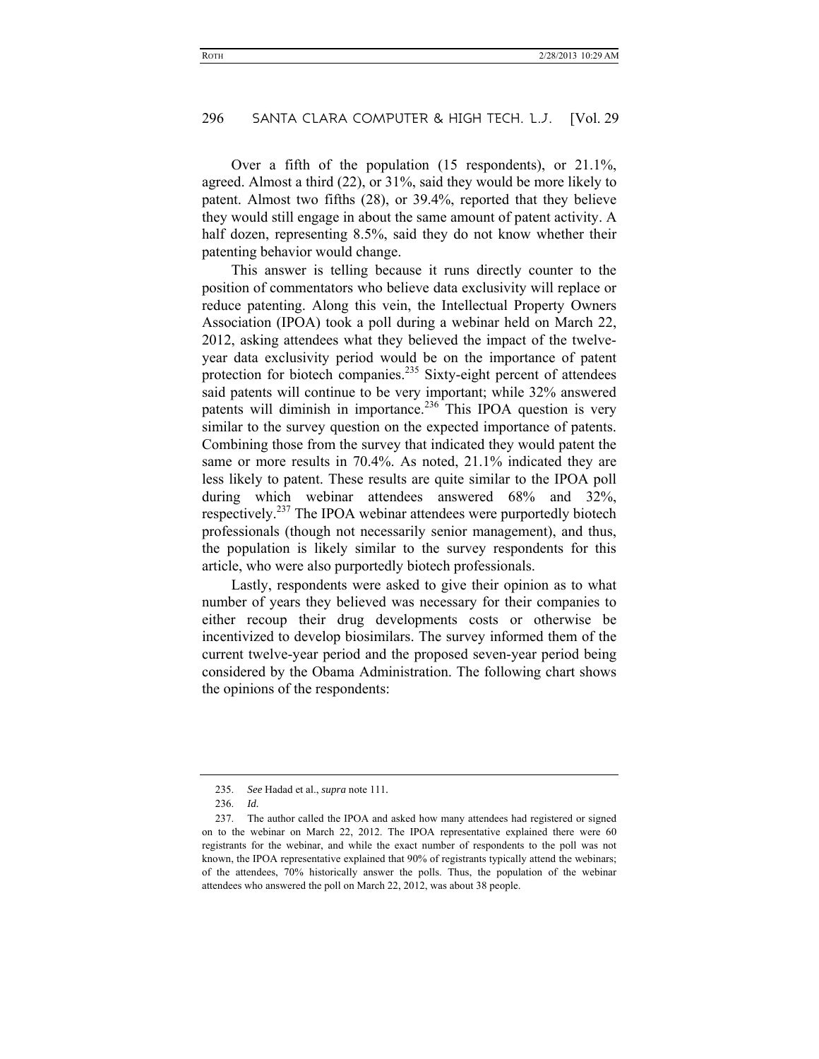Over a fifth of the population (15 respondents), or 21.1%, agreed. Almost a third (22), or 31%, said they would be more likely to patent. Almost two fifths (28), or 39.4%, reported that they believe they would still engage in about the same amount of patent activity. A half dozen, representing 8.5%, said they do not know whether their patenting behavior would change.

This answer is telling because it runs directly counter to the position of commentators who believe data exclusivity will replace or reduce patenting. Along this vein, the Intellectual Property Owners Association (IPOA) took a poll during a webinar held on March 22, 2012, asking attendees what they believed the impact of the twelve-year data exclusivity period would be on the importance of patent protection for biotech companies.[235] Sixty-eight percent of attendees said patents will continue to be very important; while 32% answered patents will diminish in importance.[236] This IPOA question is very similar to the survey question on the expected importance of patents. Combining those from the survey that indicated they would patent the same or more results in 70.4%. As noted, 21.1% indicated they are less likely to patent. These results are quite similar to the IPOA poll during which webinar attendees answered 68% and 32%, respectively.[237] The IPOA webinar attendees were purportedly biotech professionals (though not necessarily senior management), and thus, the population is likely similar to the survey respondents for this article, who were also purportedly biotech professionals.

Lastly, respondents were asked to give their opinion as to what number of years they believed was necessary for their companies to either recoup their drug developments costs or otherwise be incentivized to develop biosimilars. The survey informed them of the current twelve-year period and the proposed seven-year period being considered by the Obama Administration. The following chart shows the opinions of the respondents:

---

235. *See* Hadad et al., *supra* note 111.

236. *Id.*

237. The author called the IPOA and asked how many attendees had registered or signed on to the webinar on March 22, 2012. The IPOA representative explained there were 60 registrants for the webinar, and while the exact number of respondents to the poll was not known, the IPOA representative explained that 90% of registrants typically attend the webinars; of the attendees, 70% historically answer the polls. Thus, the population of the webinar attendees who answered the poll on March 22, 2012, was about 38 people.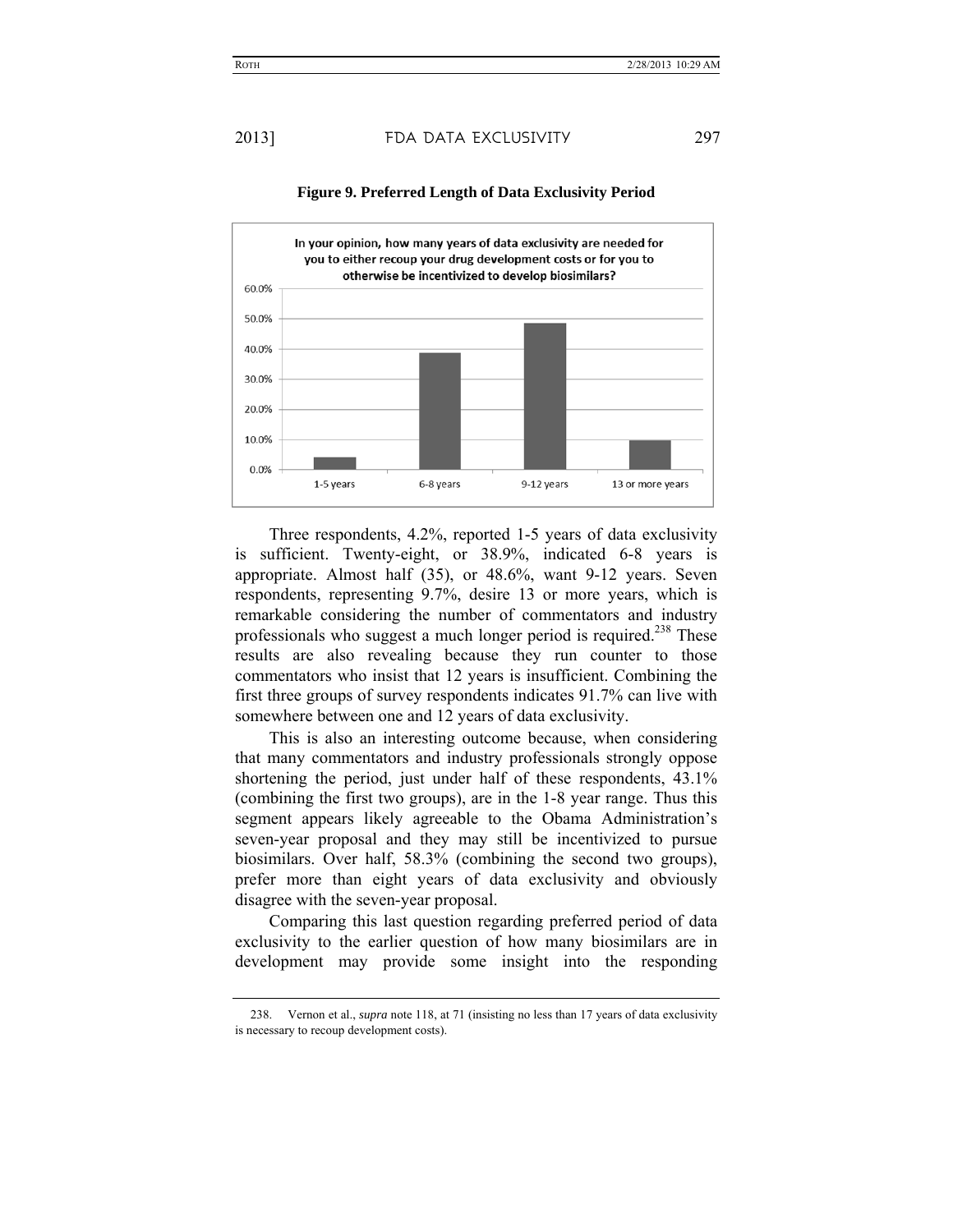**Figure 9. Preferred Length of Data Exclusivity Period**

Three respondents, 4.2%, reported 1-5 years of data exclusivity is sufficient. Twenty-eight, or 38.9%, indicated 6-8 years is appropriate. Almost half (35), or 48.6%, want 9-12 years. Seven respondents, representing 9.7%, desire 13 or more years, which is remarkable considering the number of commentators and industry professionals who suggest a much longer period is required.[238] These results are also revealing because they run counter to those commentators who insist that 12 years is insufficient. Combining the first three groups of survey respondents indicates 91.7% can live with somewhere between one and 12 years of data exclusivity.

This is also an interesting outcome because, when considering that many commentators and industry professionals strongly oppose shortening the period, just under half of these respondents, 43.1% (combining the first two groups), are in the 1-8 year range. Thus this segment appears likely agreeable to the Obama Administration's seven-year proposal and they may still be incentivized to pursue biosimilars. Over half, 58.3% (combining the second two groups), prefer more than eight years of data exclusivity and obviously disagree with the seven-year proposal.

Comparing this last question regarding preferred period of data exclusivity to the earlier question of how many biosimilars are in development may provide some insight into the responding

238. Vernon et al., *supra* note 118, at 71 (insisting no less than 17 years of data exclusivity is necessary to recoup development costs).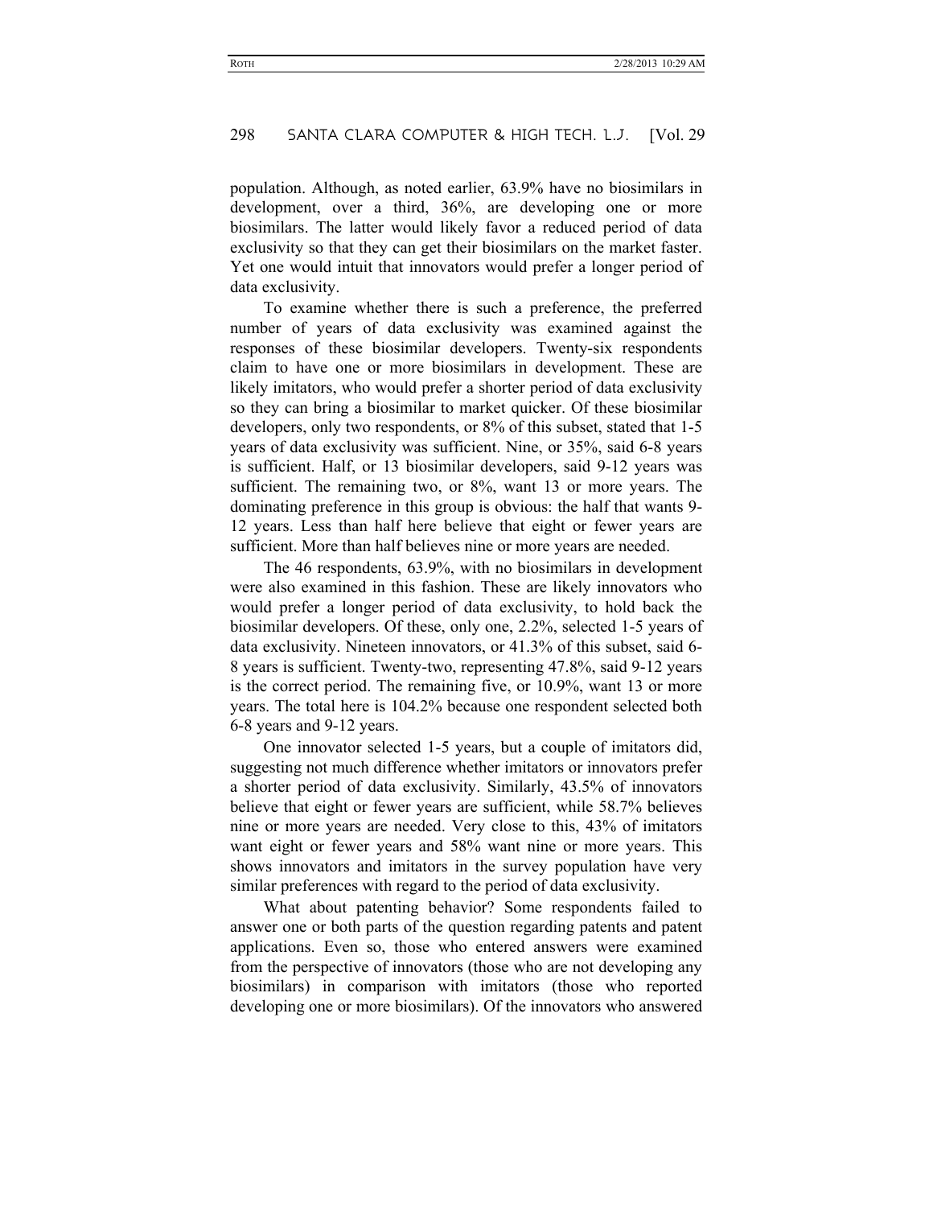population. Although, as noted earlier, 63.9% have no biosimilars in development, over a third, 36%, are developing one or more biosimilars. The latter would likely favor a reduced period of data exclusivity so that they can get their biosimilars on the market faster. Yet one would intuit that innovators would prefer a longer period of data exclusivity.

To examine whether there is such a preference, the preferred number of years of data exclusivity was examined against the responses of these biosimilar developers. Twenty-six respondents claim to have one or more biosimilars in development. These are likely imitators, who would prefer a shorter period of data exclusivity so they can bring a biosimilar to market quicker. Of these biosimilar developers, only two respondents, or 8% of this subset, stated that 1-5 years of data exclusivity was sufficient. Nine, or 35%, said 6-8 years is sufficient. Half, or 13 biosimilar developers, said 9-12 years was sufficient. The remaining two, or 8%, want 13 or more years. The dominating preference in this group is obvious: the half that wants 9-12 years. Less than half here believe that eight or fewer years are sufficient. More than half believes nine or more years are needed.

The 46 respondents, 63.9%, with no biosimilars in development were also examined in this fashion. These are likely innovators who would prefer a longer period of data exclusivity, to hold back the biosimilar developers. Of these, only one, 2.2%, selected 1-5 years of data exclusivity. Nineteen innovators, or 41.3% of this subset, said 6-8 years is sufficient. Twenty-two, representing 47.8%, said 9-12 years is the correct period. The remaining five, or 10.9%, want 13 or more years. The total here is 104.2% because one respondent selected both 6-8 years and 9-12 years.

One innovator selected 1-5 years, but a couple of imitators did, suggesting not much difference whether imitators or innovators prefer a shorter period of data exclusivity. Similarly, 43.5% of innovators believe that eight or fewer years are sufficient, while 58.7% believes nine or more years are needed. Very close to this, 43% of imitators want eight or fewer years and 58% want nine or more years. This shows innovators and imitators in the survey population have very similar preferences with regard to the period of data exclusivity.

What about patenting behavior? Some respondents failed to answer one or both parts of the question regarding patents and patent applications. Even so, those who entered answers were examined from the perspective of innovators (those who are not developing any biosimilars) in comparison with imitators (those who reported developing one or more biosimilars). Of the innovators who answered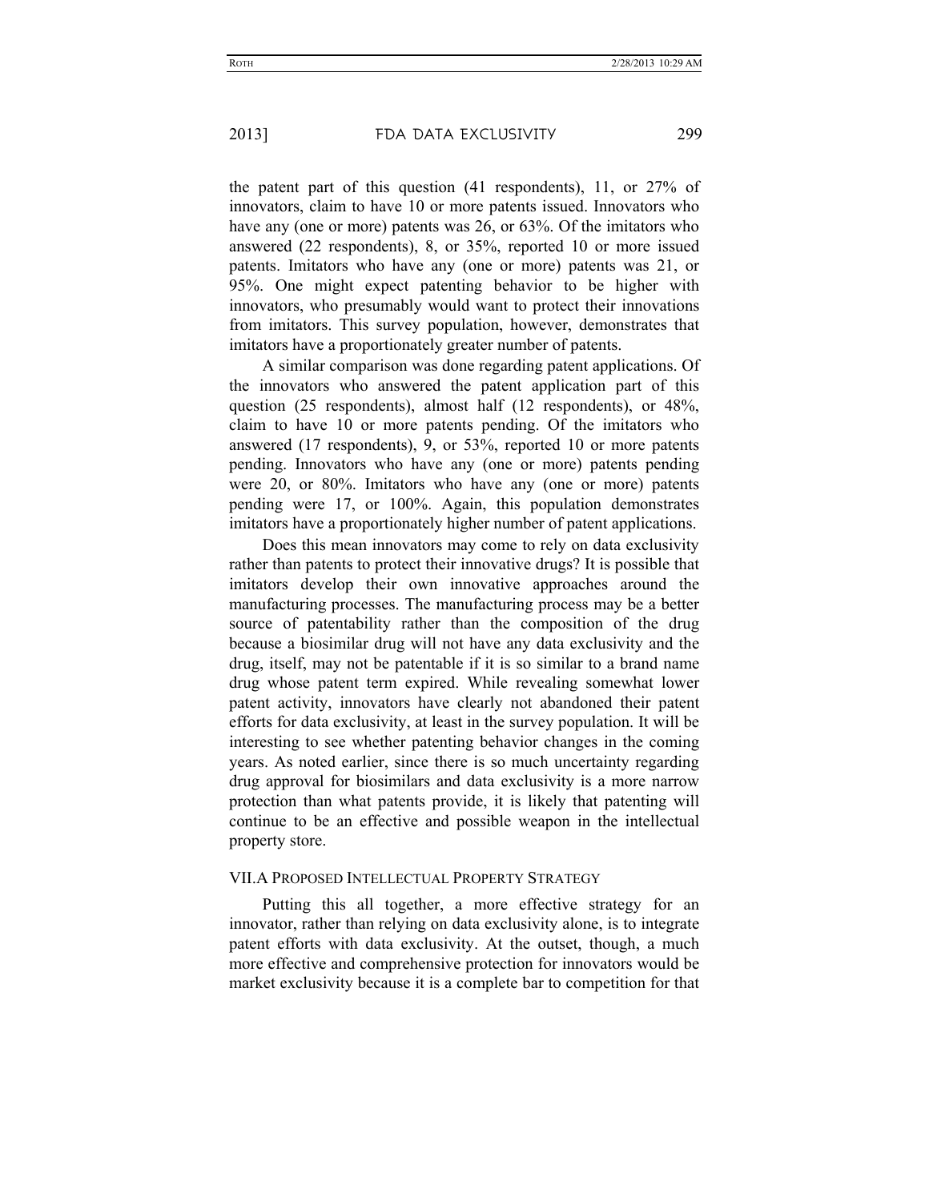the patent part of this question (41 respondents), 11, or 27% of innovators, claim to have 10 or more patents issued. Innovators who have any (one or more) patents was 26, or 63%. Of the imitators who answered (22 respondents), 8, or 35%, reported 10 or more issued patents. Imitators who have any (one or more) patents was 21, or 95%. One might expect patenting behavior to be higher with innovators, who presumably would want to protect their innovations from imitators. This survey population, however, demonstrates that imitators have a proportionately greater number of patents.

A similar comparison was done regarding patent applications. Of the innovators who answered the patent application part of this question (25 respondents), almost half (12 respondents), or 48%, claim to have 10 or more patents pending. Of the imitators who answered (17 respondents), 9, or 53%, reported 10 or more patents pending. Innovators who have any (one or more) patents pending were 20, or 80%. Imitators who have any (one or more) patents pending were 17, or 100%. Again, this population demonstrates imitators have a proportionately higher number of patent applications.

Does this mean innovators may come to rely on data exclusivity rather than patents to protect their innovative drugs? It is possible that imitators develop their own innovative approaches around the manufacturing processes. The manufacturing process may be a better source of patentability rather than the composition of the drug because a biosimilar drug will not have any data exclusivity and the drug, itself, may not be patentable if it is so similar to a brand name drug whose patent term expired. While revealing somewhat lower patent activity, innovators have clearly not abandoned their patent efforts for data exclusivity, at least in the survey population. It will be interesting to see whether patenting behavior changes in the coming years. As noted earlier, since there is so much uncertainty regarding drug approval for biosimilars and data exclusivity is a more narrow protection than what patents provide, it is likely that patenting will continue to be an effective and possible weapon in the intellectual property store.

## VII. A Proposed Intellectual Property Strategy

Putting this all together, a more effective strategy for an innovator, rather than relying on data exclusivity alone, is to integrate patent efforts with data exclusivity. At the outset, though, a much more effective and comprehensive protection for innovators would be market exclusivity because it is a complete bar to competition for that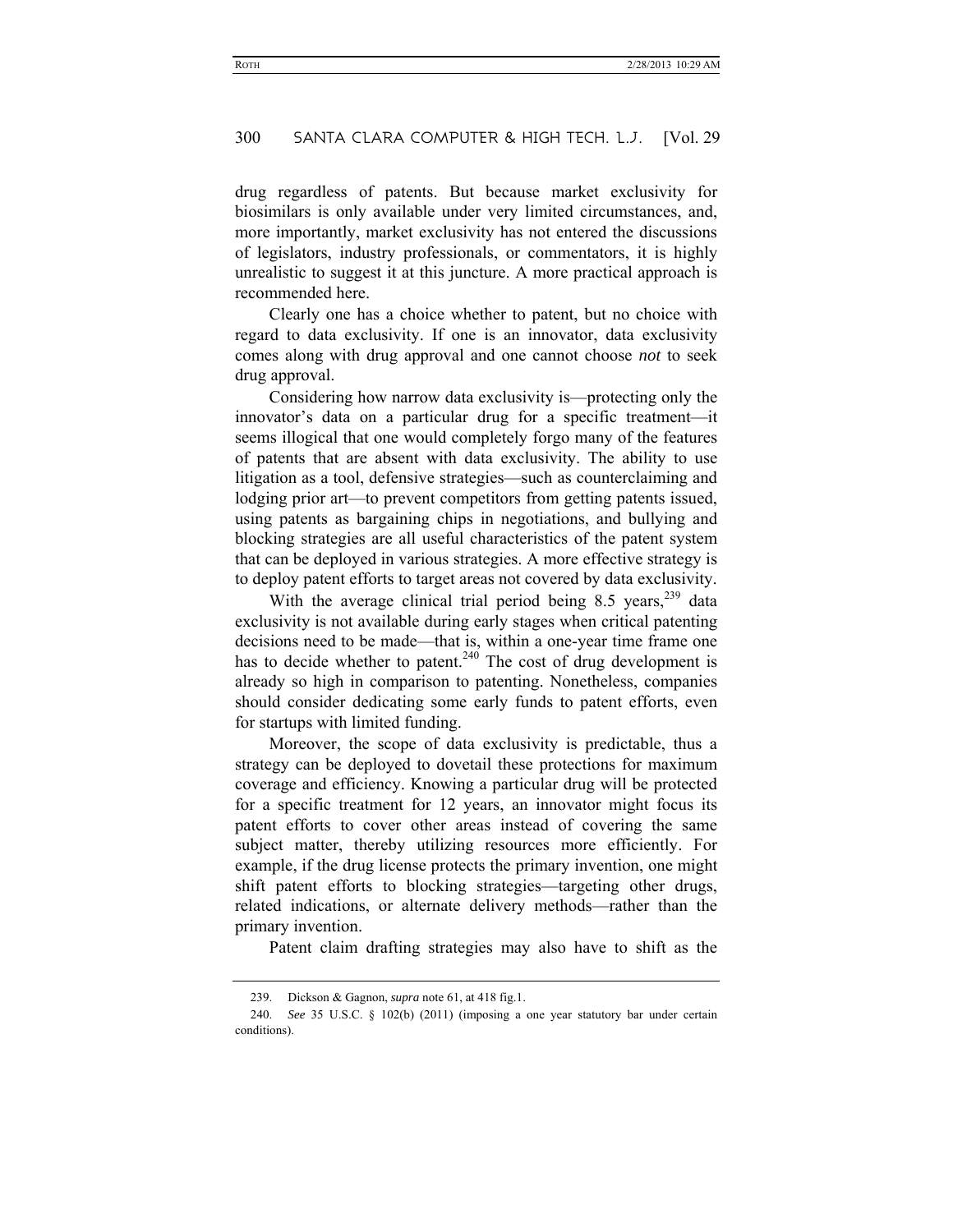drug regardless of patents. But because market exclusivity for biosimilars is only available under very limited circumstances, and, more importantly, market exclusivity has not entered the discussions of legislators, industry professionals, or commentators, it is highly unrealistic to suggest it at this juncture. A more practical approach is recommended here.

Clearly one has a choice whether to patent, but no choice with regard to data exclusivity. If one is an innovator, data exclusivity comes along with drug approval and one cannot choose *not* to seek drug approval.

Considering how narrow data exclusivity is—protecting only the innovator's data on a particular drug for a specific treatment—it seems illogical that one would completely forgo many of the features of patents that are absent with data exclusivity. The ability to use litigation as a tool, defensive strategies—such as counterclaiming and lodging prior art—to prevent competitors from getting patents issued, using patents as bargaining chips in negotiations, and bullying and blocking strategies are all useful characteristics of the patent system that can be deployed in various strategies. A more effective strategy is to deploy patent efforts to target areas not covered by data exclusivity.

With the average clinical trial period being 8.5 years,[239] data exclusivity is not available during early stages when critical patenting decisions need to be made—that is, within a one-year time frame one has to decide whether to patent.[240] The cost of drug development is already so high in comparison to patenting. Nonetheless, companies should consider dedicating some early funds to patent efforts, even for startups with limited funding.

Moreover, the scope of data exclusivity is predictable, thus a strategy can be deployed to dovetail these protections for maximum coverage and efficiency. Knowing a particular drug will be protected for a specific treatment for 12 years, an innovator might focus its patent efforts to cover other areas instead of covering the same subject matter, thereby utilizing resources more efficiently. For example, if the drug license protects the primary invention, one might shift patent efforts to blocking strategies—targeting other drugs, related indications, or alternate delivery methods—rather than the primary invention.

Patent claim drafting strategies may also have to shift as the

---

239. Dickson & Gagnon, *supra* note 61, at 418 fig.1.

240. *See* 35 U.S.C. § 102(b) (2011) (imposing a one year statutory bar under certain conditions).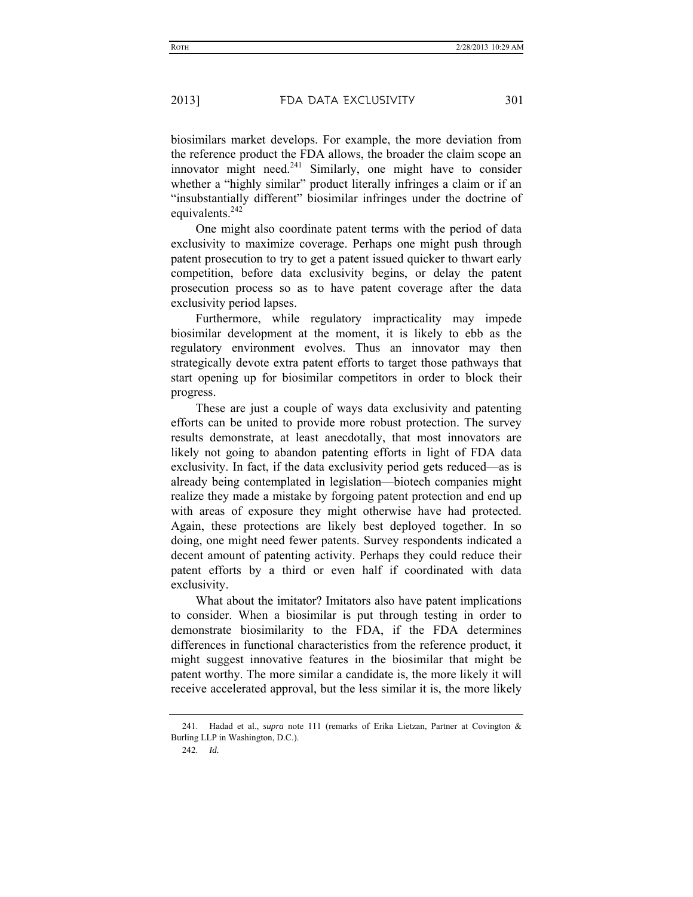biosimilars market develops. For example, the more deviation from the reference product the FDA allows, the broader the claim scope an innovator might need.[241] Similarly, one might have to consider whether a "highly similar" product literally infringes a claim or if an "insubstantially different" biosimilar infringes under the doctrine of equivalents.[242]

One might also coordinate patent terms with the period of data exclusivity to maximize coverage. Perhaps one might push through patent prosecution to try to get a patent issued quicker to thwart early competition, before data exclusivity begins, or delay the patent prosecution process so as to have patent coverage after the data exclusivity period lapses.

Furthermore, while regulatory impracticality may impede biosimilar development at the moment, it is likely to ebb as the regulatory environment evolves. Thus an innovator may then strategically devote extra patent efforts to target those pathways that start opening up for biosimilar competitors in order to block their progress.

These are just a couple of ways data exclusivity and patenting efforts can be united to provide more robust protection. The survey results demonstrate, at least anecdotally, that most innovators are likely not going to abandon patenting efforts in light of FDA data exclusivity. In fact, if the data exclusivity period gets reduced—as is already being contemplated in legislation—biotech companies might realize they made a mistake by forgoing patent protection and end up with areas of exposure they might otherwise have had protected. Again, these protections are likely best deployed together. In so doing, one might need fewer patents. Survey respondents indicated a decent amount of patenting activity. Perhaps they could reduce their patent efforts by a third or even half if coordinated with data exclusivity.

What about the imitator? Imitators also have patent implications to consider. When a biosimilar is put through testing in order to demonstrate biosimilarity to the FDA, if the FDA determines differences in functional characteristics from the reference product, it might suggest innovative features in the biosimilar that might be patent worthy. The more similar a candidate is, the more likely it will receive accelerated approval, but the less similar it is, the more likely

241. Hadad et al., *supra* note 111 (remarks of Erika Lietzan, Partner at Covington & Burling LLP in Washington, D.C.).

242. *Id.*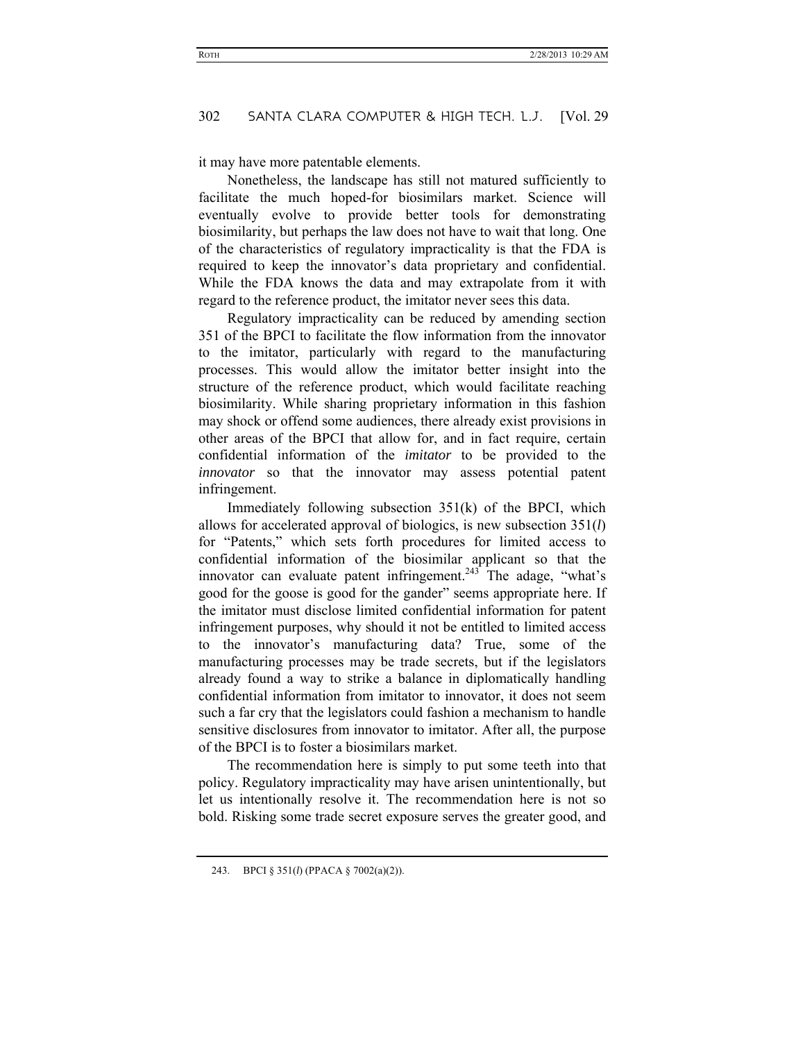it may have more patentable elements.

Nonetheless, the landscape has still not matured sufficiently to facilitate the much hoped-for biosimilars market. Science will eventually evolve to provide better tools for demonstrating biosimilarity, but perhaps the law does not have to wait that long. One of the characteristics of regulatory impracticality is that the FDA is required to keep the innovator's data proprietary and confidential. While the FDA knows the data and may extrapolate from it with regard to the reference product, the imitator never sees this data.

Regulatory impracticality can be reduced by amending section 351 of the BPCI to facilitate the flow information from the innovator to the imitator, particularly with regard to the manufacturing processes. This would allow the imitator better insight into the structure of the reference product, which would facilitate reaching biosimilarity. While sharing proprietary information in this fashion may shock or offend some audiences, there already exist provisions in other areas of the BPCI that allow for, and in fact require, certain confidential information of the *imitator* to be provided to the *innovator* so that the innovator may assess potential patent infringement.

Immediately following subsection 351(k) of the BPCI, which allows for accelerated approval of biologics, is new subsection 351(*l*) for "Patents," which sets forth procedures for limited access to confidential information of the biosimilar applicant so that the innovator can evaluate patent infringement.[243] The adage, "what's good for the goose is good for the gander" seems appropriate here. If the imitator must disclose limited confidential information for patent infringement purposes, why should it not be entitled to limited access to the innovator's manufacturing data? True, some of the manufacturing processes may be trade secrets, but if the legislators already found a way to strike a balance in diplomatically handling confidential information from imitator to innovator, it does not seem such a far cry that the legislators could fashion a mechanism to handle sensitive disclosures from innovator to imitator. After all, the purpose of the BPCI is to foster a biosimilars market.

The recommendation here is simply to put some teeth into that policy. Regulatory impracticality may have arisen unintentionally, but let us intentionally resolve it. The recommendation here is not so bold. Risking some trade secret exposure serves the greater good, and

---

243. BPCI § 351(*l*) (PPACA § 7002(a)(2)).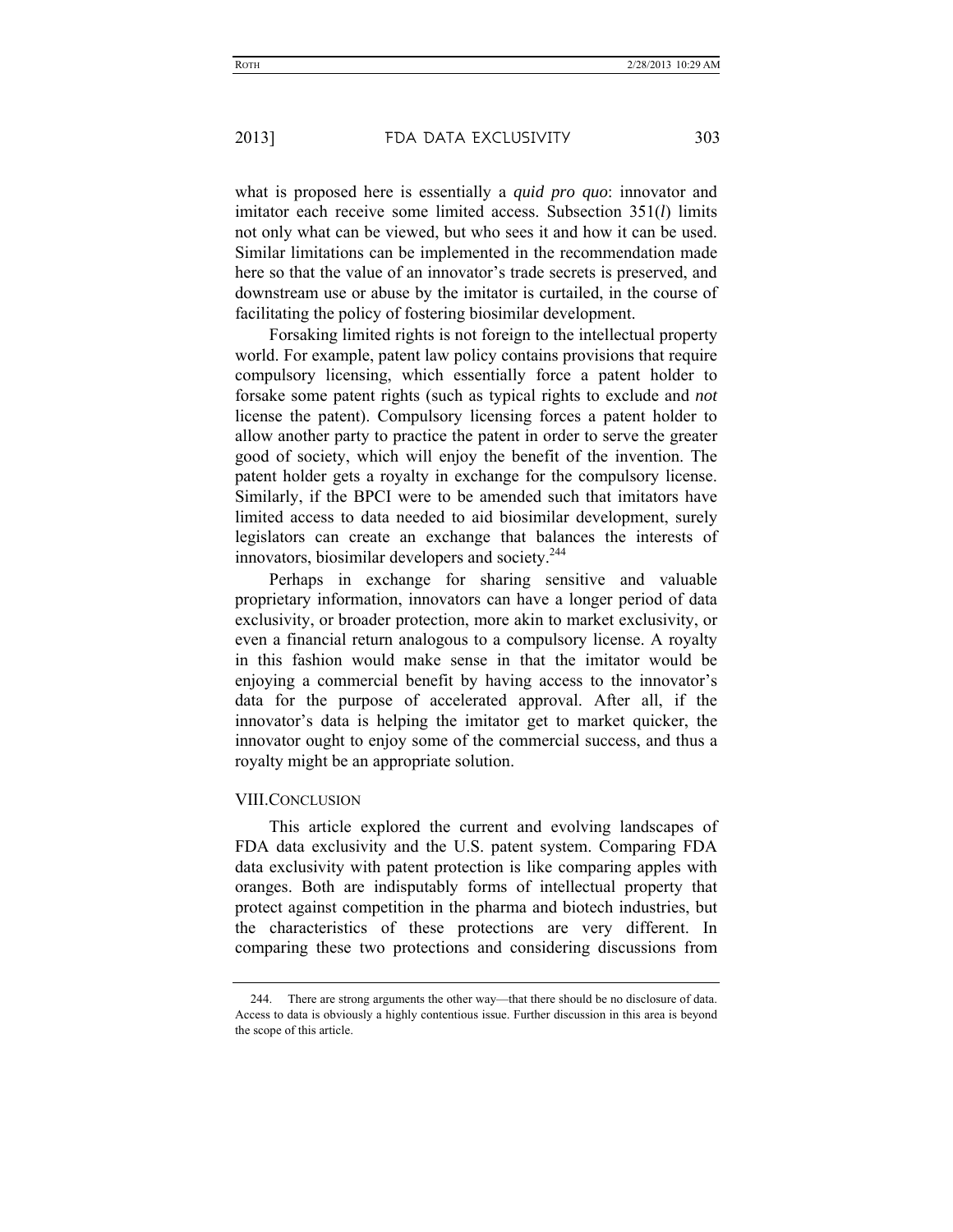what is proposed here is essentially a *quid pro quo*: innovator and imitator each receive some limited access. Subsection 351(*l*) limits not only what can be viewed, but who sees it and how it can be used. Similar limitations can be implemented in the recommendation made here so that the value of an innovator's trade secrets is preserved, and downstream use or abuse by the imitator is curtailed, in the course of facilitating the policy of fostering biosimilar development.

Forsaking limited rights is not foreign to the intellectual property world. For example, patent law policy contains provisions that require compulsory licensing, which essentially force a patent holder to forsake some patent rights (such as typical rights to exclude and *not* license the patent). Compulsory licensing forces a patent holder to allow another party to practice the patent in order to serve the greater good of society, which will enjoy the benefit of the invention. The patent holder gets a royalty in exchange for the compulsory license. Similarly, if the BPCI were to be amended such that imitators have limited access to data needed to aid biosimilar development, surely legislators can create an exchange that balances the interests of innovators, biosimilar developers and society.[244]

Perhaps in exchange for sharing sensitive and valuable proprietary information, innovators can have a longer period of data exclusivity, or broader protection, more akin to market exclusivity, or even a financial return analogous to a compulsory license. A royalty in this fashion would make sense in that the imitator would be enjoying a commercial benefit by having access to the innovator's data for the purpose of accelerated approval. After all, if the innovator's data is helping the imitator get to market quicker, the innovator ought to enjoy some of the commercial success, and thus a royalty might be an appropriate solution.

## VIII. CONCLUSION

This article explored the current and evolving landscapes of FDA data exclusivity and the U.S. patent system. Comparing FDA data exclusivity with patent protection is like comparing apples with oranges. Both are indisputably forms of intellectual property that protect against competition in the pharma and biotech industries, but the characteristics of these protections are very different. In comparing these two protections and considering discussions from

---

244. There are strong arguments the other way—that there should be no disclosure of data. Access to data is obviously a highly contentious issue. Further discussion in this area is beyond the scope of this article.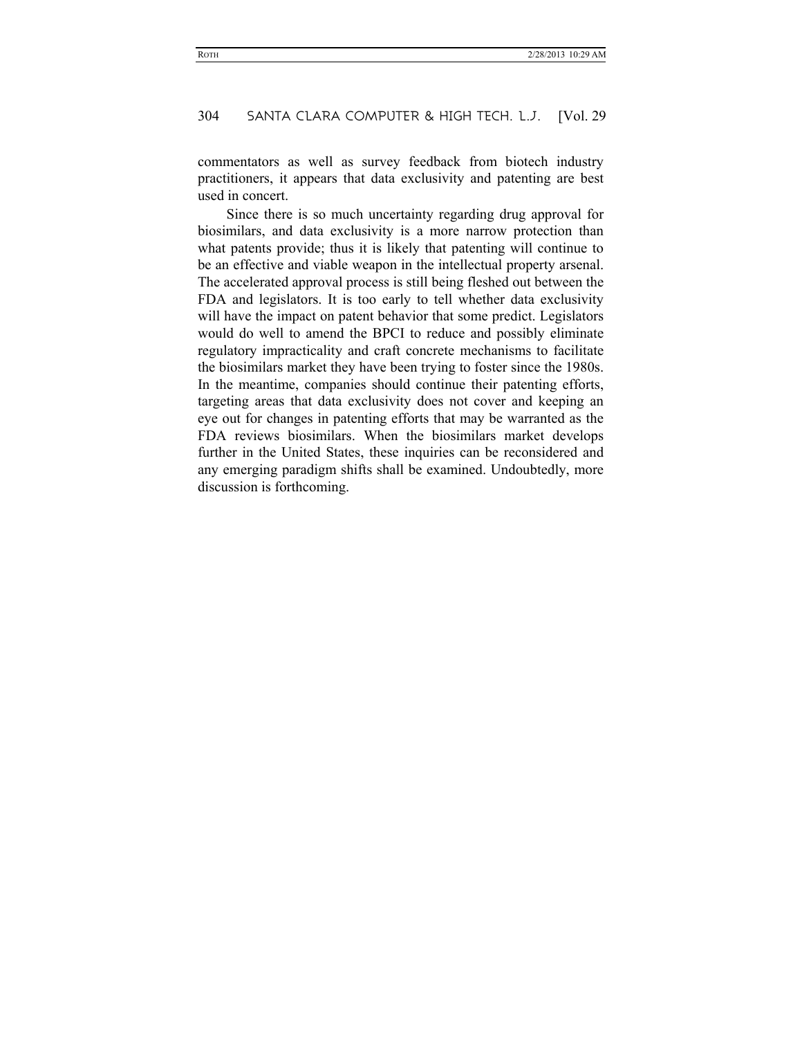commentators as well as survey feedback from biotech industry practitioners, it appears that data exclusivity and patenting are best used in concert.

Since there is so much uncertainty regarding drug approval for biosimilars, and data exclusivity is a more narrow protection than what patents provide; thus it is likely that patenting will continue to be an effective and viable weapon in the intellectual property arsenal. The accelerated approval process is still being fleshed out between the FDA and legislators. It is too early to tell whether data exclusivity will have the impact on patent behavior that some predict. Legislators would do well to amend the BPCI to reduce and possibly eliminate regulatory impracticality and craft concrete mechanisms to facilitate the biosimilars market they have been trying to foster since the 1980s. In the meantime, companies should continue their patenting efforts, targeting areas that data exclusivity does not cover and keeping an eye out for changes in patenting efforts that may be warranted as the FDA reviews biosimilars. When the biosimilars market develops further in the United States, these inquiries can be reconsidered and any emerging paradigm shifts shall be examined. Undoubtedly, more discussion is forthcoming.